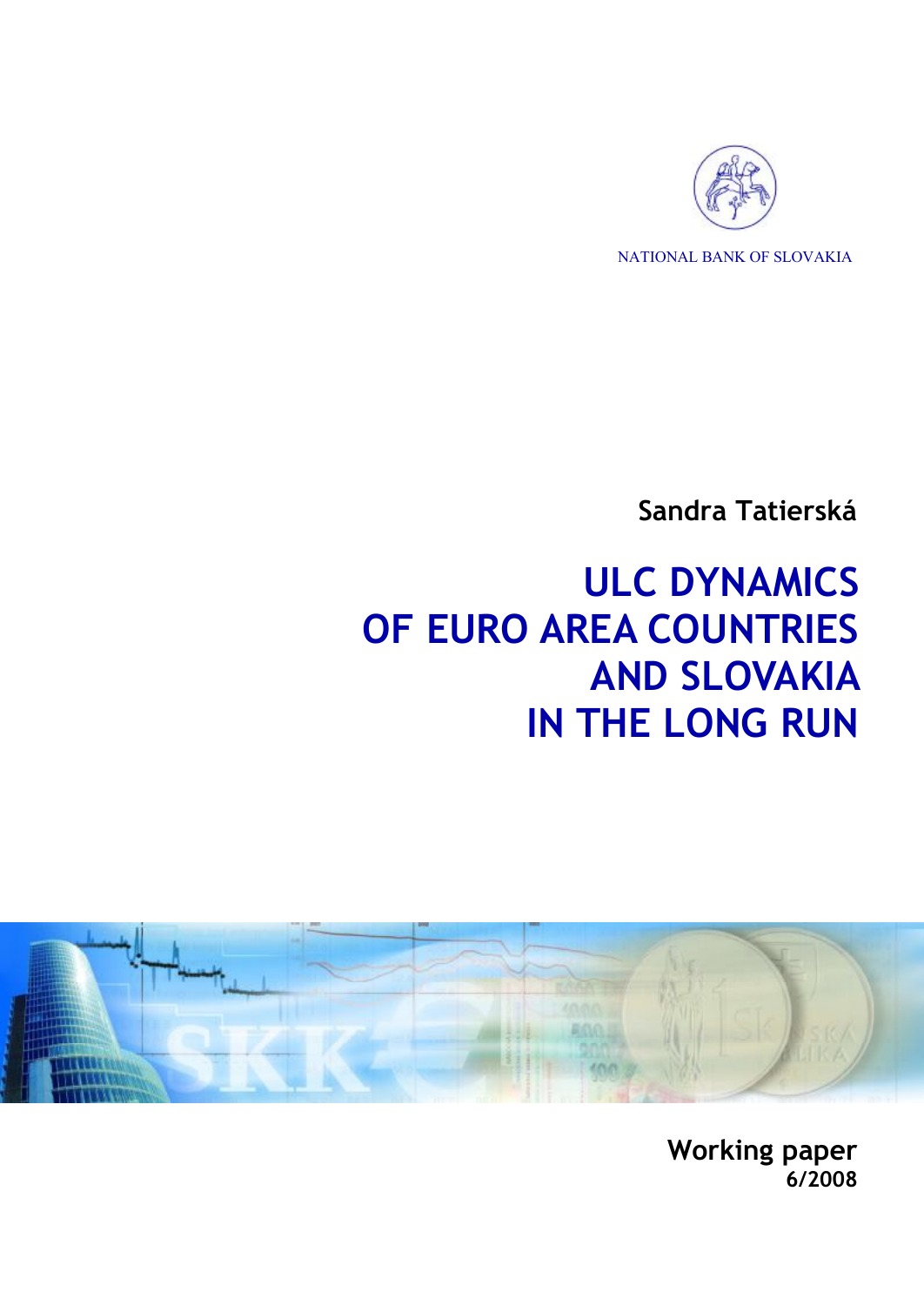NATIONAL BANK OF SLOVAKIA

**Sandra Tatierská**

# ULC DYNAMICS OF EURO AREA COUNTRIES AND SLOVAKIA IN THE LONG RUN

**Working paper**
**6/2008**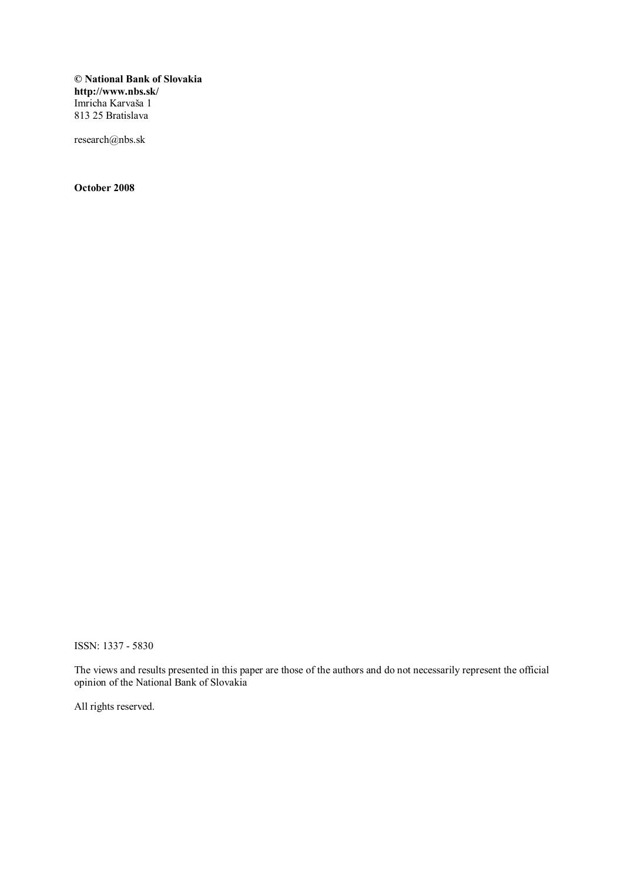**© National Bank of Slovakia**
**http://www.nbs.sk/**
Imricha Karvaša 1
813 25 Bratislava

research@nbs.sk

**October 2008**

ISSN: 1337 - 5830

The views and results presented in this paper are those of the authors and do not necessarily represent the official opinion of the National Bank of Slovakia

All rights reserved.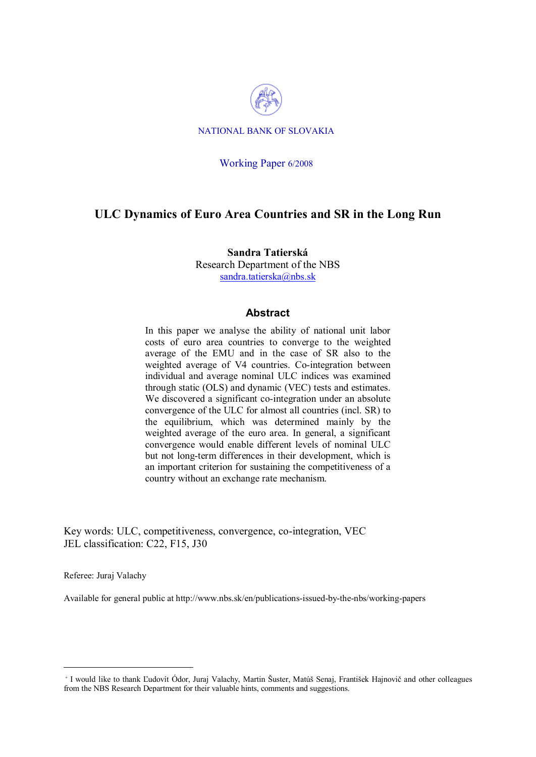NATIONAL BANK OF SLOVAKIA

Working Paper 6/2008

# ULC Dynamics of Euro Area Countries and SR in the Long Run

**Sandra Tatierská**
Research Department of the NBS
sandra.tatierska@nbs.sk

## Abstract

In this paper we analyse the ability of national unit labor costs of euro area countries to converge to the weighted average of the EMU and in the case of SR also to the weighted average of V4 countries. Co-integration between individual and average nominal ULC indices was examined through static (OLS) and dynamic (VEC) tests and estimates. We discovered a significant co-integration under an absolute convergence of the ULC for almost all countries (incl. SR) to the equilibrium, which was determined mainly by the weighted average of the euro area. In general, a significant convergence would enable different levels of nominal ULC but not long-term differences in their development, which is an important criterion for sustaining the competitiveness of a country without an exchange rate mechanism.

Key words: ULC, competitiveness, convergence, co-integration, VEC
JEL classification: C22, F15, J30

Referee: Juraj Valachy

Available for general public at http://www.nbs.sk/en/publications-issued-by-the-nbs/working-papers

° I would like to thank Ľudovít Ódor, Juraj Valachy, Martin Šuster, Matúš Senaj, František Hajnovič and other colleagues from the NBS Research Department for their valuable hints, comments and suggestions.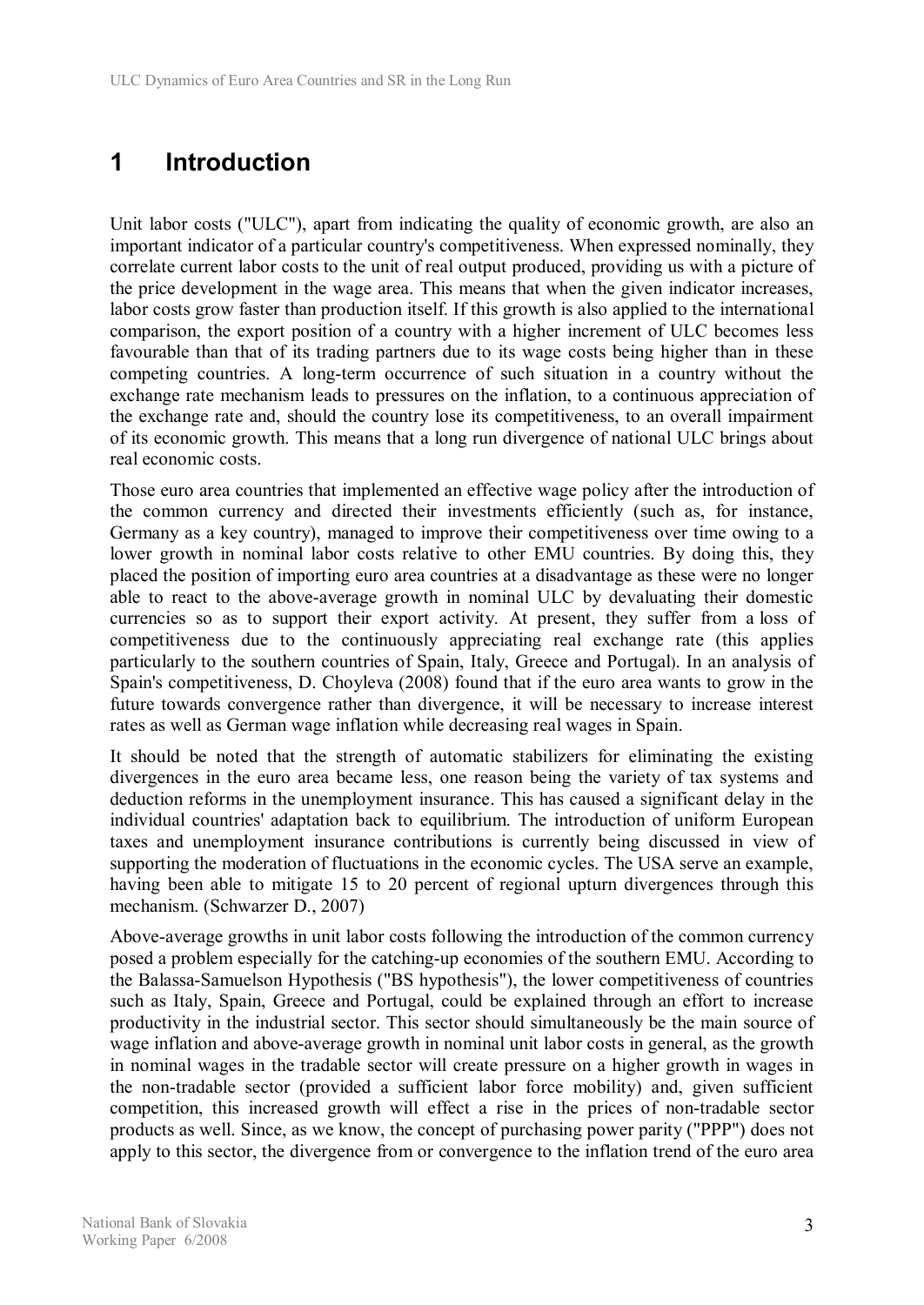# 1 Introduction

Unit labor costs ("ULC"), apart from indicating the quality of economic growth, are also an important indicator of a particular country's competitiveness. When expressed nominally, they correlate current labor costs to the unit of real output produced, providing us with a picture of the price development in the wage area. This means that when the given indicator increases, labor costs grow faster than production itself. If this growth is also applied to the international comparison, the export position of a country with a higher increment of ULC becomes less favourable than that of its trading partners due to its wage costs being higher than in these competing countries. A long-term occurrence of such situation in a country without the exchange rate mechanism leads to pressures on the inflation, to a continuous appreciation of the exchange rate and, should the country lose its competitiveness, to an overall impairment of its economic growth. This means that a long run divergence of national ULC brings about real economic costs.

Those euro area countries that implemented an effective wage policy after the introduction of the common currency and directed their investments efficiently (such as, for instance, Germany as a key country), managed to improve their competitiveness over time owing to a lower growth in nominal labor costs relative to other EMU countries. By doing this, they placed the position of importing euro area countries at a disadvantage as these were no longer able to react to the above-average growth in nominal ULC by devaluating their domestic currencies so as to support their export activity. At present, they suffer from a loss of competitiveness due to the continuously appreciating real exchange rate (this applies particularly to the southern countries of Spain, Italy, Greece and Portugal). In an analysis of Spain's competitiveness, D. Choyleva (2008) found that if the euro area wants to grow in the future towards convergence rather than divergence, it will be necessary to increase interest rates as well as German wage inflation while decreasing real wages in Spain.

It should be noted that the strength of automatic stabilizers for eliminating the existing divergences in the euro area became less, one reason being the variety of tax systems and deduction reforms in the unemployment insurance. This has caused a significant delay in the individual countries' adaptation back to equilibrium. The introduction of uniform European taxes and unemployment insurance contributions is currently being discussed in view of supporting the moderation of fluctuations in the economic cycles. The USA serve an example, having been able to mitigate 15 to 20 percent of regional upturn divergences through this mechanism. (Schwarzer D., 2007)

Above-average growths in unit labor costs following the introduction of the common currency posed a problem especially for the catching-up economies of the southern EMU. According to the Balassa-Samuelson Hypothesis ("BS hypothesis"), the lower competitiveness of countries such as Italy, Spain, Greece and Portugal, could be explained through an effort to increase productivity in the industrial sector. This sector should simultaneously be the main source of wage inflation and above-average growth in nominal unit labor costs in general, as the growth in nominal wages in the tradable sector will create pressure on a higher growth in wages in the non-tradable sector (provided a sufficient labor force mobility) and, given sufficient competition, this increased growth will effect a rise in the prices of non-tradable sector products as well. Since, as we know, the concept of purchasing power parity ("PPP") does not apply to this sector, the divergence from or convergence to the inflation trend of the euro area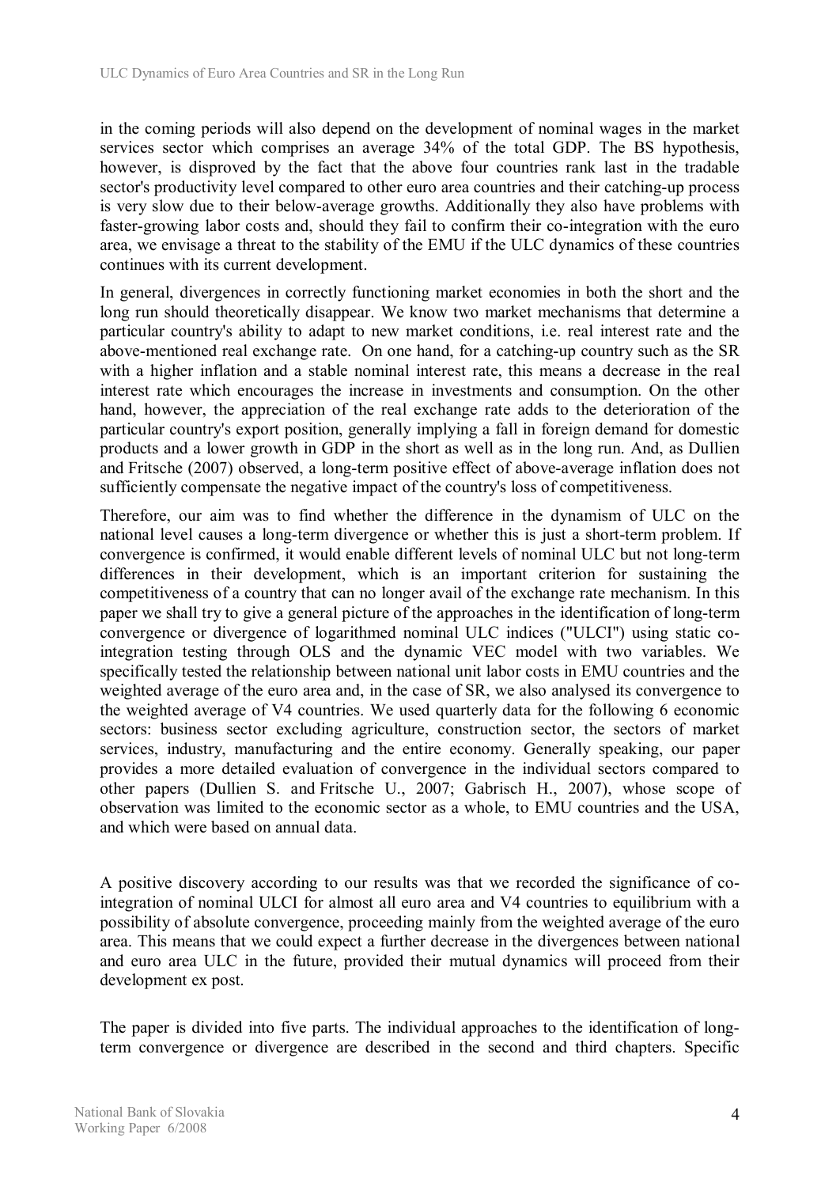in the coming periods will also depend on the development of nominal wages in the market services sector which comprises an average 34% of the total GDP. The BS hypothesis, however, is disproved by the fact that the above four countries rank last in the tradable sector's productivity level compared to other euro area countries and their catching-up process is very slow due to their below-average growths. Additionally they also have problems with faster-growing labor costs and, should they fail to confirm their co-integration with the euro area, we envisage a threat to the stability of the EMU if the ULC dynamics of these countries continues with its current development.

In general, divergences in correctly functioning market economies in both the short and the long run should theoretically disappear. We know two market mechanisms that determine a particular country's ability to adapt to new market conditions, i.e. real interest rate and the above-mentioned real exchange rate. On one hand, for a catching-up country such as the SR with a higher inflation and a stable nominal interest rate, this means a decrease in the real interest rate which encourages the increase in investments and consumption. On the other hand, however, the appreciation of the real exchange rate adds to the deterioration of the particular country's export position, generally implying a fall in foreign demand for domestic products and a lower growth in GDP in the short as well as in the long run. And, as Dullien and Fritsche (2007) observed, a long-term positive effect of above-average inflation does not sufficiently compensate the negative impact of the country's loss of competitiveness.

Therefore, our aim was to find whether the difference in the dynamism of ULC on the national level causes a long-term divergence or whether this is just a short-term problem. If convergence is confirmed, it would enable different levels of nominal ULC but not long-term differences in their development, which is an important criterion for sustaining the competitiveness of a country that can no longer avail of the exchange rate mechanism. In this paper we shall try to give a general picture of the approaches in the identification of long-term convergence or divergence of logarithmed nominal ULC indices ("ULCI") using static co-integration testing through OLS and the dynamic VEC model with two variables. We specifically tested the relationship between national unit labor costs in EMU countries and the weighted average of the euro area and, in the case of SR, we also analysed its convergence to the weighted average of V4 countries. We used quarterly data for the following 6 economic sectors: business sector excluding agriculture, construction sector, the sectors of market services, industry, manufacturing and the entire economy. Generally speaking, our paper provides a more detailed evaluation of convergence in the individual sectors compared to other papers (Dullien S. and Fritsche U., 2007; Gabrisch H., 2007), whose scope of observation was limited to the economic sector as a whole, to EMU countries and the USA, and which were based on annual data.

A positive discovery according to our results was that we recorded the significance of co-integration of nominal ULCI for almost all euro area and V4 countries to equilibrium with a possibility of absolute convergence, proceeding mainly from the weighted average of the euro area. This means that we could expect a further decrease in the divergences between national and euro area ULC in the future, provided their mutual dynamics will proceed from their development ex post.

The paper is divided into five parts. The individual approaches to the identification of long-term convergence or divergence are described in the second and third chapters. Specific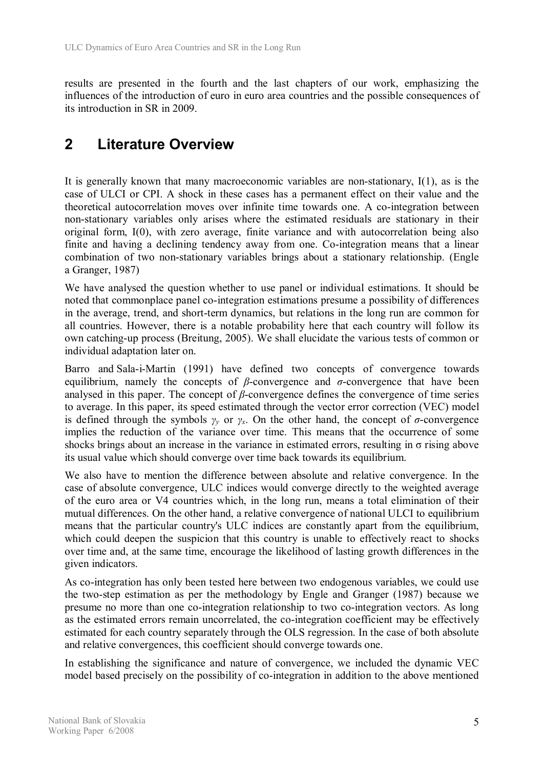results are presented in the fourth and the last chapters of our work, emphasizing the influences of the introduction of euro in euro area countries and the possible consequences of its introduction in SR in 2009.

## 2 Literature Overview

It is generally known that many macroeconomic variables are non-stationary, I(1), as is the case of ULCI or CPI. A shock in these cases has a permanent effect on their value and the theoretical autocorrelation moves over infinite time towards one. A co-integration between non-stationary variables only arises where the estimated residuals are stationary in their original form, I(0), with zero average, finite variance and with autocorrelation being also finite and having a declining tendency away from one. Co-integration means that a linear combination of two non-stationary variables brings about a stationary relationship. (Engle a Granger, 1987)

We have analysed the question whether to use panel or individual estimations. It should be noted that commonplace panel co-integration estimations presume a possibility of differences in the average, trend, and short-term dynamics, but relations in the long run are common for all countries. However, there is a notable probability here that each country will follow its own catching-up process (Breitung, 2005). We shall elucidate the various tests of common or individual adaptation later on.

Barro and Sala-i-Martin (1991) have defined two concepts of convergence towards equilibrium, namely the concepts of *β*-convergence and *σ*-convergence that have been analysed in this paper. The concept of *β*-convergence defines the convergence of time series to average. In this paper, its speed estimated through the vector error correction (VEC) model is defined through the symbols $\gamma_y$ or $\gamma_x$. On the other hand, the concept of *σ*-convergence implies the reduction of the variance over time. This means that the occurrence of some shocks brings about an increase in the variance in estimated errors, resulting in σ rising above its usual value which should converge over time back towards its equilibrium.

We also have to mention the difference between absolute and relative convergence. In the case of absolute convergence, ULC indices would converge directly to the weighted average of the euro area or V4 countries which, in the long run, means a total elimination of their mutual differences. On the other hand, a relative convergence of national ULCI to equilibrium means that the particular country's ULC indices are constantly apart from the equilibrium, which could deepen the suspicion that this country is unable to effectively react to shocks over time and, at the same time, encourage the likelihood of lasting growth differences in the given indicators.

As co-integration has only been tested here between two endogenous variables, we could use the two-step estimation as per the methodology by Engle and Granger (1987) because we presume no more than one co-integration relationship to two co-integration vectors. As long as the estimated errors remain uncorrelated, the co-integration coefficient may be effectively estimated for each country separately through the OLS regression. In the case of both absolute and relative convergences, this coefficient should converge towards one.

In establishing the significance and nature of convergence, we included the dynamic VEC model based precisely on the possibility of co-integration in addition to the above mentioned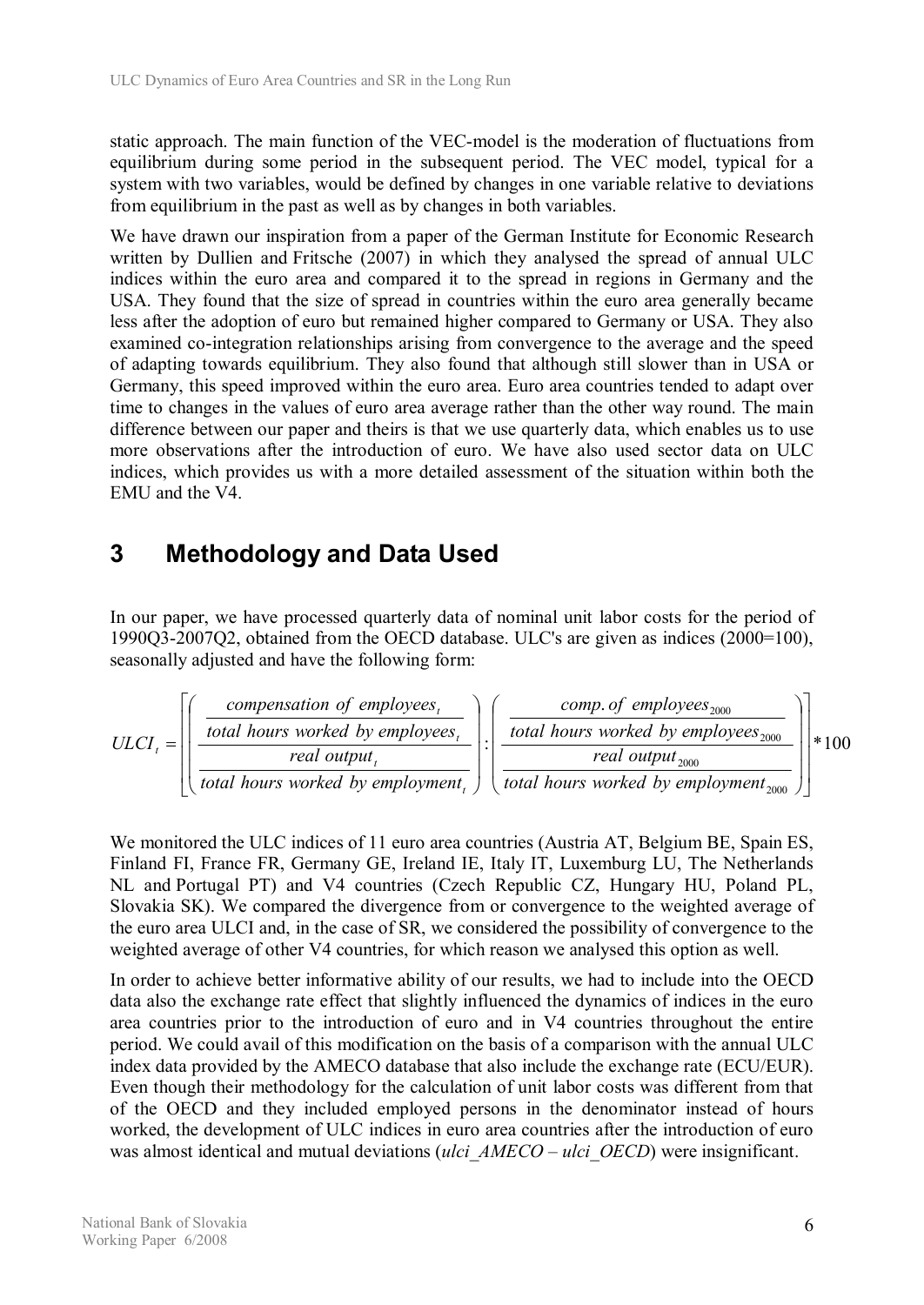static approach. The main function of the VEC-model is the moderation of fluctuations from equilibrium during some period in the subsequent period. The VEC model, typical for a system with two variables, would be defined by changes in one variable relative to deviations from equilibrium in the past as well as by changes in both variables.

We have drawn our inspiration from a paper of the German Institute for Economic Research written by Dullien and Fritsche (2007) in which they analysed the spread of annual ULC indices within the euro area and compared it to the spread in regions in Germany and the USA. They found that the size of spread in countries within the euro area generally became less after the adoption of euro but remained higher compared to Germany or USA. They also examined co-integration relationships arising from convergence to the average and the speed of adapting towards equilibrium. They also found that although still slower than in USA or Germany, this speed improved within the euro area. Euro area countries tended to adapt over time to changes in the values of euro area average rather than the other way round. The main difference between our paper and theirs is that we use quarterly data, which enables us to use more observations after the introduction of euro. We have also used sector data on ULC indices, which provides us with a more detailed assessment of the situation within both the EMU and the V4.

# 3 Methodology and Data Used

In our paper, we have processed quarterly data of nominal unit labor costs for the period of 1990Q3-2007Q2, obtained from the OECD database. ULC's are given as indices (2000=100), seasonally adjusted and have the following form:

$$ULCI_t = \left[ \left( \frac{\dfrac{compensation\ of\ employees_t}{total\ hours\ worked\ by\ employees_t}}{\dfrac{real\ output_t}{total\ hours\ worked\ by\ employment_t}} \right) : \left( \frac{\dfrac{comp.\ of\ employees_{2000}}{total\ hours\ worked\ by\ employees_{2000}}}{\dfrac{real\ output_{2000}}{total\ hours\ worked\ by\ employment_{2000}}} \right) \right] * 100$$

We monitored the ULC indices of 11 euro area countries (Austria AT, Belgium BE, Spain ES, Finland FI, France FR, Germany GE, Ireland IE, Italy IT, Luxemburg LU, The Netherlands NL and Portugal PT) and V4 countries (Czech Republic CZ, Hungary HU, Poland PL, Slovakia SK). We compared the divergence from or convergence to the weighted average of the euro area ULCI and, in the case of SR, we considered the possibility of convergence to the weighted average of other V4 countries, for which reason we analysed this option as well.

In order to achieve better informative ability of our results, we had to include into the OECD data also the exchange rate effect that slightly influenced the dynamics of indices in the euro area countries prior to the introduction of euro and in V4 countries throughout the entire period. We could avail of this modification on the basis of a comparison with the annual ULC index data provided by the AMECO database that also include the exchange rate (ECU/EUR). Even though their methodology for the calculation of unit labor costs was different from that of the OECD and they included employed persons in the denominator instead of hours worked, the development of ULC indices in euro area countries after the introduction of euro was almost identical and mutual deviations (*ulci_AMECO – ulci_OECD*) were insignificant.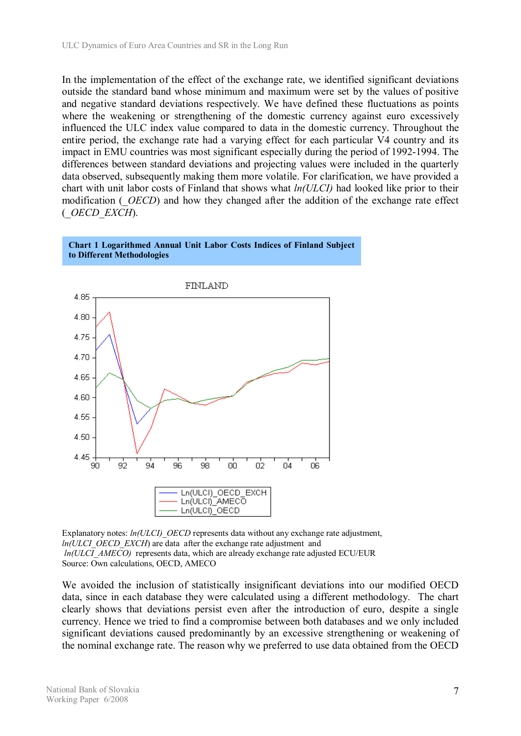In the implementation of the effect of the exchange rate, we identified significant deviations outside the standard band whose minimum and maximum were set by the values of positive and negative standard deviations respectively. We have defined these fluctuations as points where the weakening or strengthening of the domestic currency against euro excessively influenced the ULC index value compared to data in the domestic currency. Throughout the entire period, the exchange rate had a varying effect for each particular V4 country and its impact in EMU countries was most significant especially during the period of 1992-1994. The differences between standard deviations and projecting values were included in the quarterly data observed, subsequently making them more volatile. For clarification, we have provided a chart with unit labor costs of Finland that shows what *ln(ULCI)* had looked like prior to their modification (*_OECD*) and how they changed after the addition of the exchange rate effect (*_OECD_EXCH*).

**Chart 1 Logarithmed Annual Unit Labor Costs Indices of Finland Subject to Different Methodologies**

Explanatory notes: *ln(ULCI)_OECD* represents data without any exchange rate adjustment, *ln(ULCI_OECD_EXCH)* are data after the exchange rate adjustment and *ln(ULCI_AMECO)* represents data, which are already exchange rate adjusted ECU/EUR
Source: Own calculations, OECD, AMECO

We avoided the inclusion of statistically insignificant deviations into our modified OECD data, since in each database they were calculated using a different methodology. The chart clearly shows that deviations persist even after the introduction of euro, despite a single currency. Hence we tried to find a compromise between both databases and we only included significant deviations caused predominantly by an excessive strengthening or weakening of the nominal exchange rate. The reason why we preferred to use data obtained from the OECD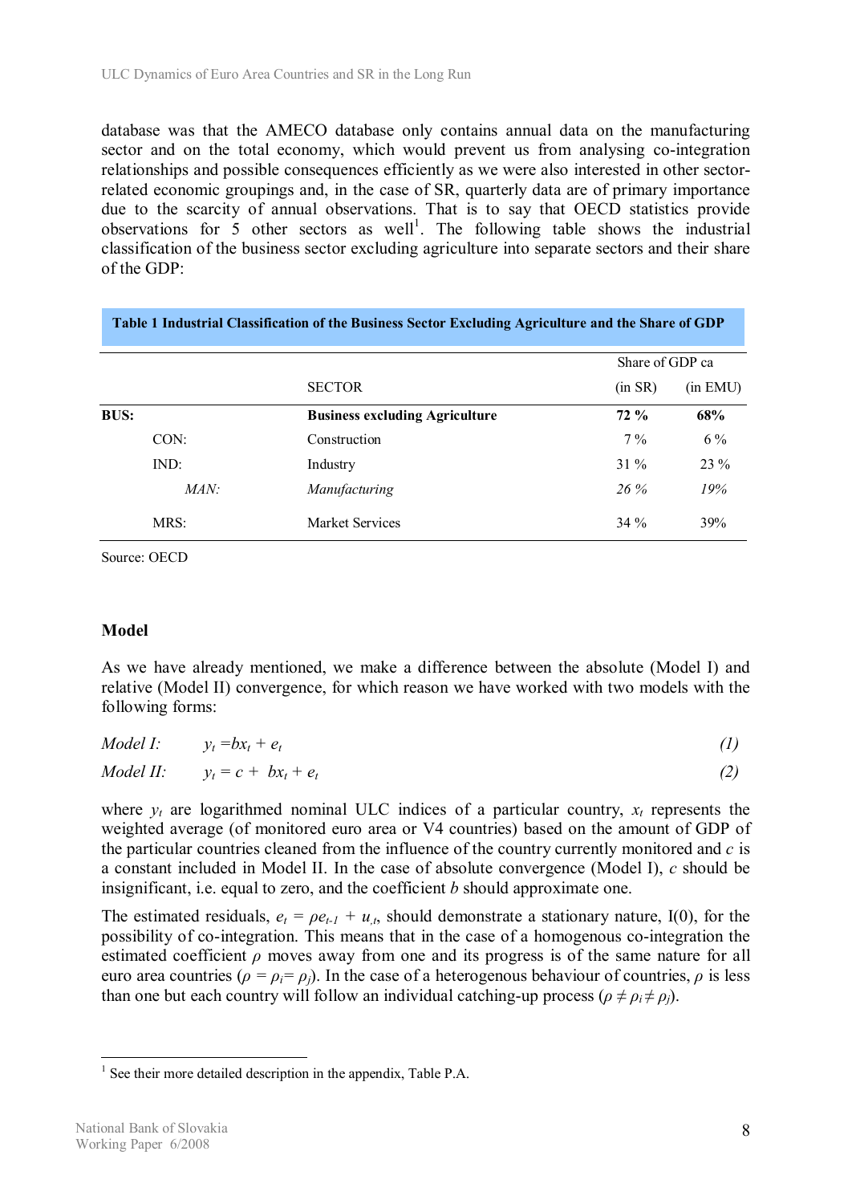database was that the AMECO database only contains annual data on the manufacturing sector and on the total economy, which would prevent us from analysing co-integration relationships and possible consequences efficiently as we were also interested in other sector-related economic groupings and, in the case of SR, quarterly data are of primary importance due to the scarcity of annual observations. That is to say that OECD statistics provide observations for 5 other sectors as well[1]. The following table shows the industrial classification of the business sector excluding agriculture into separate sectors and their share of the GDP:

**Table 1 Industrial Classification of the Business Sector Excluding Agriculture and the Share of GDP**

| | SECTOR | Share of GDP ca (in SR) | (in EMU) |
|---|---|---|---|
| **BUS:** | **Business excluding Agriculture** | **72 %** | **68%** |
| CON: | Construction | 7 % | 6 % |
| IND: | Industry | 31 % | 23 % |
| *MAN:* | *Manufacturing* | *26 %* | *19%* |
| MRS: | Market Services | 34 % | 39% |

Source: OECD

## Model

As we have already mentioned, we make a difference between the absolute (Model I) and relative (Model II) convergence, for which reason we have worked with two models with the following forms:

$$\text{Model I:} \quad y_t = bx_t + e_t \tag{1}$$

$$\text{Model II:} \quad y_t = c + bx_t + e_t \tag{2}$$

where $y_t$ are logarithmed nominal ULC indices of a particular country, $x_t$ represents the weighted average (of monitored euro area or V4 countries) based on the amount of GDP of the particular countries cleaned from the influence of the country currently monitored and $c$ is a constant included in Model II. In the case of absolute convergence (Model I), $c$ should be insignificant, i.e. equal to zero, and the coefficient $b$ should approximate one.

The estimated residuals, $e_t = \rho e_{t-1} + u_{,t}$, should demonstrate a stationary nature, I(0), for the possibility of co-integration. This means that in the case of a homogenous co-integration the estimated coefficient $\rho$ moves away from one and its progress is of the same nature for all euro area countries ($\rho = \rho_i = \rho_j$). In the case of a heterogenous behaviour of countries, $\rho$ is less than one but each country will follow an individual catching-up process ($\rho \neq \rho_i \neq \rho_j$).

[1] See their more detailed description in the appendix, Table P.A.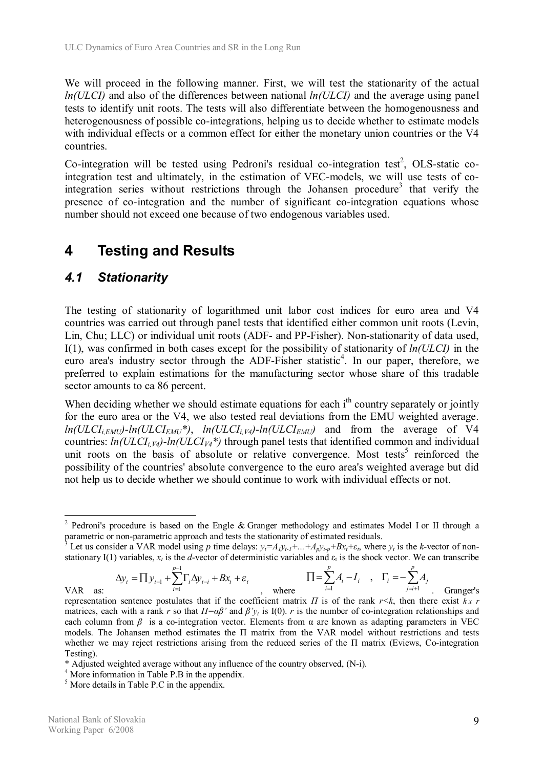We will proceed in the following manner. First, we will test the stationarity of the actual *ln(ULCI)* and also of the differences between national *ln(ULCI)* and the average using panel tests to identify unit roots. The tests will also differentiate between the homogenousness and heterogenousness of possible co-integrations, helping us to decide whether to estimate models with individual effects or a common effect for either the monetary union countries or the V4 countries.

Co-integration will be tested using Pedroni's residual co-integration test[2], OLS-static co-integration test and ultimately, in the estimation of VEC-models, we will use tests of co-integration series without restrictions through the Johansen procedure[3] that verify the presence of co-integration and the number of significant co-integration equations whose number should not exceed one because of two endogenous variables used.

# 4 Testing and Results

## 4.1 Stationarity

The testing of stationarity of logarithmed unit labor cost indices for euro area and V4 countries was carried out through panel tests that identified either common unit roots (Levin, Lin, Chu; LLC) or individual unit roots (ADF- and PP-Fisher). Non-stationarity of data used, I(1), was confirmed in both cases except for the possibility of stationarity of *ln(ULCI)* in the euro area's industry sector through the ADF-Fisher statistic[4]. In our paper, therefore, we preferred to explain estimations for the manufacturing sector whose share of this tradable sector amounts to ca 86 percent.

When deciding whether we should estimate equations for each i[th] country separately or jointly for the euro area or the V4, we also tested real deviations from the EMU weighted average. $ln(ULCI_{i,EMU})-ln(ULCI_{EMU}*)$, $ln(ULCI_{i,V4})-ln(ULCI_{EMU})$ and from the average of V4 countries: $ln(ULCI_{i,V4})-ln(ULCI_{V4}*)$ through panel tests that identified common and individual unit roots on the basis of absolute or relative convergence. Most tests[5] reinforced the possibility of the countries' absolute convergence to the euro area's weighted average but did not help us to decide whether we should continue to work with individual effects or not.

---

[2] Pedroni's procedure is based on the Engle & Granger methodology and estimates Model I or II through a parametric or non-parametric approach and tests the stationarity of estimated residuals.

[3] Let us consider a VAR model using *p* time delays: $y_t=A_1y_{t-1}+...+A_py_{t-p}+Bx_t+\varepsilon_t$, where $y_t$ is the *k*-vector of non-stationary I(1) variables, $x_t$ is the *d*-vector of deterministic variables and $\varepsilon_t$ is the shock vector. We can transcribe VAR as:

$$\Delta y_t = \Pi y_{t-1} + \sum_{i=1}^{p-1}\Gamma_i \Delta y_{t-i} + Bx_t + \varepsilon_t$$

, where

$$\Pi = \sum_{i=1}^{p} A_i - I_i \quad , \quad \Gamma_i = -\sum_{j=i+1}^{p} A_j$$

. Granger's representation sentence postulates that if the coefficient matrix $\Pi$ is of the rank $r<k$, then there exist $k\,x\,r$ matrices, each with a rank $r$ so that $\Pi=\alpha\beta'$ and $\beta' y_t$ is I(0). $r$ is the number of co-integration relationships and each column from $\beta$ is a co-integration vector. Elements from $\alpha$ are known as adapting parameters in VEC models. The Johansen method estimates the $\Pi$ matrix from the VAR model without restrictions and tests whether we may reject restrictions arising from the reduced series of the $\Pi$ matrix (Eviews, Co-integration Testing).

\* Adjusted weighted average without any influence of the country observed, (N-i).

[4] More information in Table P.B in the appendix.

[5] More details in Table P.C in the appendix.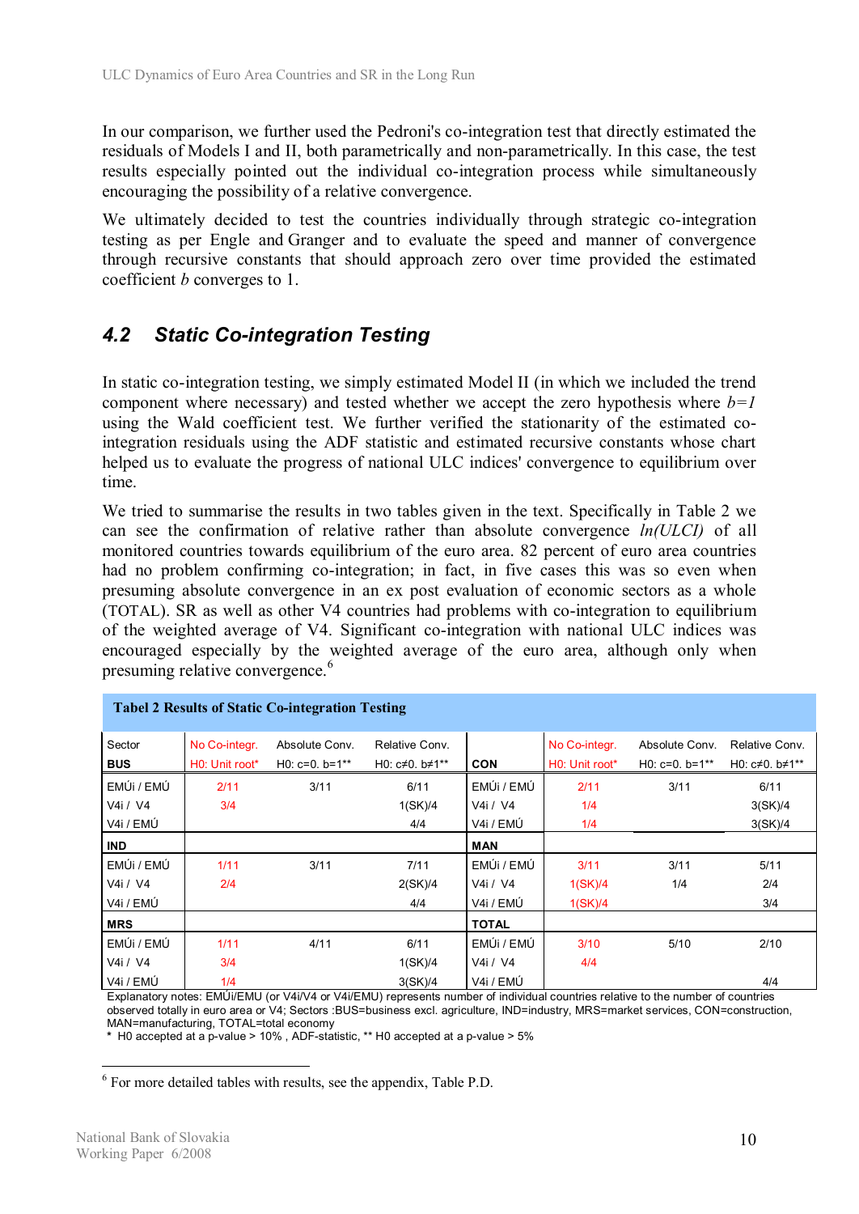In our comparison, we further used the Pedroni's co-integration test that directly estimated the residuals of Models I and II, both parametrically and non-parametrically. In this case, the test results especially pointed out the individual co-integration process while simultaneously encouraging the possibility of a relative convergence.

We ultimately decided to test the countries individually through strategic co-integration testing as per Engle and Granger and to evaluate the speed and manner of convergence through recursive constants that should approach zero over time provided the estimated coefficient *b* converges to 1.

## 4.2 Static Co-integration Testing

In static co-integration testing, we simply estimated Model II (in which we included the trend component where necessary) and tested whether we accept the zero hypothesis where $b=1$ using the Wald coefficient test. We further verified the stationarity of the estimated co-integration residuals using the ADF statistic and estimated recursive constants whose chart helped us to evaluate the progress of national ULC indices' convergence to equilibrium over time.

We tried to summarise the results in two tables given in the text. Specifically in Table 2 we can see the confirmation of relative rather than absolute convergence *ln(ULCI)* of all monitored countries towards equilibrium of the euro area. 82 percent of euro area countries had no problem confirming co-integration; in fact, in five cases this was so even when presuming absolute convergence in an ex post evaluation of economic sectors as a whole (TOTAL). SR as well as other V4 countries had problems with co-integration to equilibrium of the weighted average of V4. Significant co-integration with national ULC indices was encouraged especially by the weighted average of the euro area, although only when presuming relative convergence.[6]

**Tabel 2 Results of Static Co-integration Testing**

| Sector | No Co-integr. | Absolute Conv. | Relative Conv. | | No Co-integr. | Absolute Conv. | Relative Conv. |
|---|---|---|---|---|---|---|---|
| **BUS** | H0: Unit root* | H0: c=0. b=1** | H0: c≠0. b≠1** | **CON** | H0: Unit root* | H0: c=0. b=1** | H0: c≠0. b≠1** |
| EMÚi / EMÚ | 2/11 | 3/11 | 6/11 | EMÚi / EMÚ | 2/11 | 3/11 | 6/11 |
| V4i / V4 | 3/4 | | 1(SK)/4 | V4i / V4 | 1/4 | | 3(SK)/4 |
| V4i / EMÚ | | | 4/4 | V4i / EMÚ | 1/4 | | 3(SK)/4 |
| **IND** | | | | **MAN** | | | |
| EMÚi / EMÚ | 1/11 | 3/11 | 7/11 | EMÚi / EMÚ | 3/11 | 3/11 | 5/11 |
| V4i / V4 | 2/4 | | 2(SK)/4 | V4i / V4 | 1(SK)/4 | 1/4 | 2/4 |
| V4i / EMÚ | | | 4/4 | V4i / EMÚ | 1(SK)/4 | | 3/4 |
| **MRS** | | | | **TOTAL** | | | |
| EMÚi / EMÚ | 1/11 | 4/11 | 6/11 | EMÚi / EMÚ | 3/10 | 5/10 | 2/10 |
| V4i / V4 | 3/4 | | 1(SK)/4 | V4i / V4 | 4/4 | | |
| V4i / EMÚ | 1/4 | | 3(SK)/4 | V4i / EMÚ | | | 4/4 |

Explanatory notes: EMÚi/EMU (or V4i/V4 or V4i/EMU) represents number of individual countries relative to the number of countries observed totally in euro area or V4; Sectors :BUS=business excl. agriculture, IND=industry, MRS=market services, CON=construction, MAN=manufacturing, TOTAL=total economy
\* H0 accepted at a p-value > 10% , ADF-statistic, ** H0 accepted at a p-value > 5%

[6] For more detailed tables with results, see the appendix, Table P.D.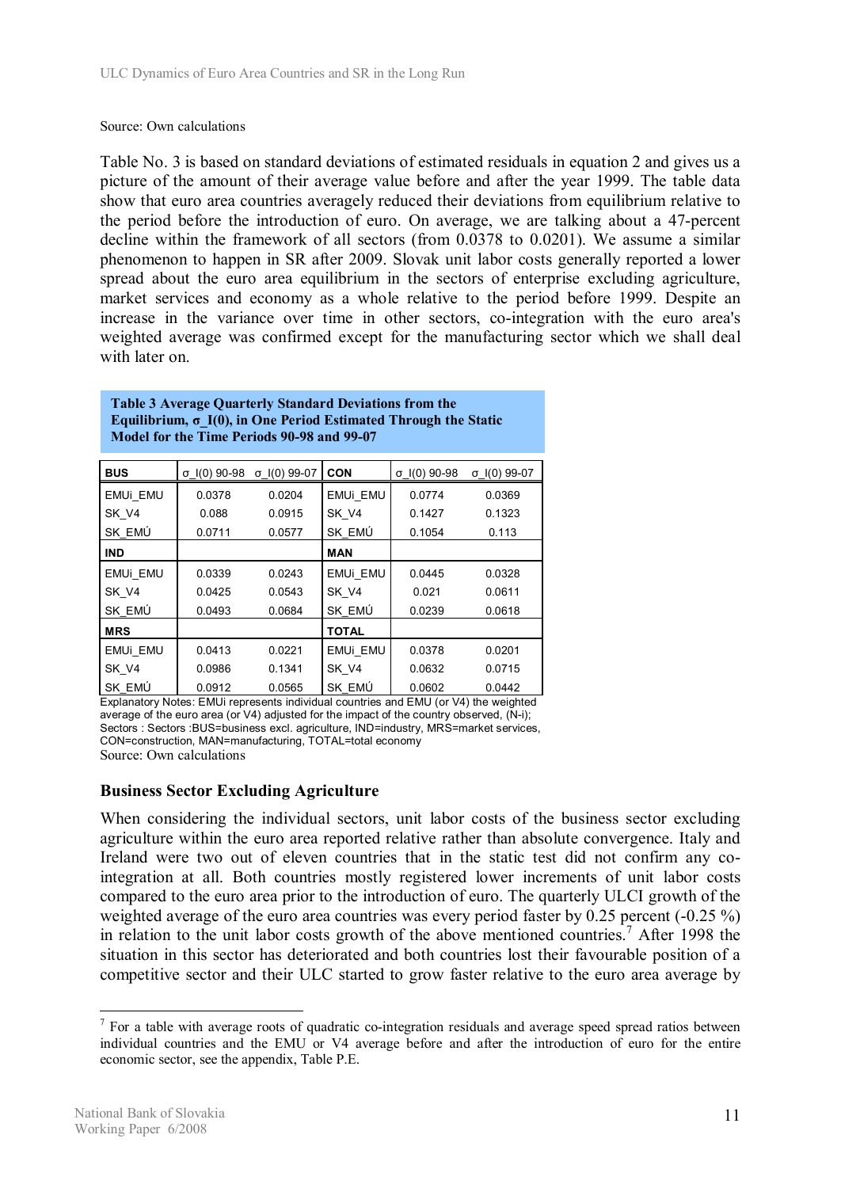Source: Own calculations

Table No. 3 is based on standard deviations of estimated residuals in equation 2 and gives us a picture of the amount of their average value before and after the year 1999. The table data show that euro area countries averagely reduced their deviations from equilibrium relative to the period before the introduction of euro. On average, we are talking about a 47-percent decline within the framework of all sectors (from 0.0378 to 0.0201). We assume a similar phenomenon to happen in SR after 2009. Slovak unit labor costs generally reported a lower spread about the euro area equilibrium in the sectors of enterprise excluding agriculture, market services and economy as a whole relative to the period before 1999. Despite an increase in the variance over time in other sectors, co-integration with the euro area's weighted average was confirmed except for the manufacturing sector which we shall deal with later on.

**Table 3 Average Quarterly Standard Deviations from the Equilibrium, σ_I(0), in One Period Estimated Through the Static Model for the Time Periods 90-98 and 99-07**

| **BUS** | σ_I(0) 90-98 | σ_I(0) 99-07 | **CON** | σ_I(0) 90-98 | σ_I(0) 99-07 |
|---|---|---|---|---|---|
| EMUi_EMU | 0.0378 | 0.0204 | EMUi_EMU | 0.0774 | 0.0369 |
| SK_V4 | 0.088 | 0.0915 | SK_V4 | 0.1427 | 0.1323 |
| SK_EMÚ | 0.0711 | 0.0577 | SK_EMÚ | 0.1054 | 0.113 |
| **IND** | | | **MAN** | | |
| EMUi_EMU | 0.0339 | 0.0243 | EMUi_EMU | 0.0445 | 0.0328 |
| SK_V4 | 0.0425 | 0.0543 | SK_V4 | 0.021 | 0.0611 |
| SK_EMÚ | 0.0493 | 0.0684 | SK_EMÚ | 0.0239 | 0.0618 |
| **MRS** | | | **TOTAL** | | |
| EMUi_EMU | 0.0413 | 0.0221 | EMUi_EMU | 0.0378 | 0.0201 |
| SK_V4 | 0.0986 | 0.1341 | SK_V4 | 0.0632 | 0.0715 |
| SK_EMÚ | 0.0912 | 0.0565 | SK_EMÚ | 0.0602 | 0.0442 |

Explanatory Notes: EMUi represents individual countries and EMU (or V4) the weighted average of the euro area (or V4) adjusted for the impact of the country observed, (N-i); Sectors : Sectors :BUS=business excl. agriculture, IND=industry, MRS=market services, CON=construction, MAN=manufacturing, TOTAL=total economy

Source: Own calculations

### Business Sector Excluding Agriculture

When considering the individual sectors, unit labor costs of the business sector excluding agriculture within the euro area reported relative rather than absolute convergence. Italy and Ireland were two out of eleven countries that in the static test did not confirm any co-integration at all. Both countries mostly registered lower increments of unit labor costs compared to the euro area prior to the introduction of euro. The quarterly ULCI growth of the weighted average of the euro area countries was every period faster by 0.25 percent (-0.25 %) in relation to the unit labor costs growth of the above mentioned countries.[7] After 1998 the situation in this sector has deteriorated and both countries lost their favourable position of a competitive sector and their ULC started to grow faster relative to the euro area average by

[7] For a table with average roots of quadratic co-integration residuals and average speed spread ratios between individual countries and the EMU or V4 average before and after the introduction of euro for the entire economic sector, see the appendix, Table P.E.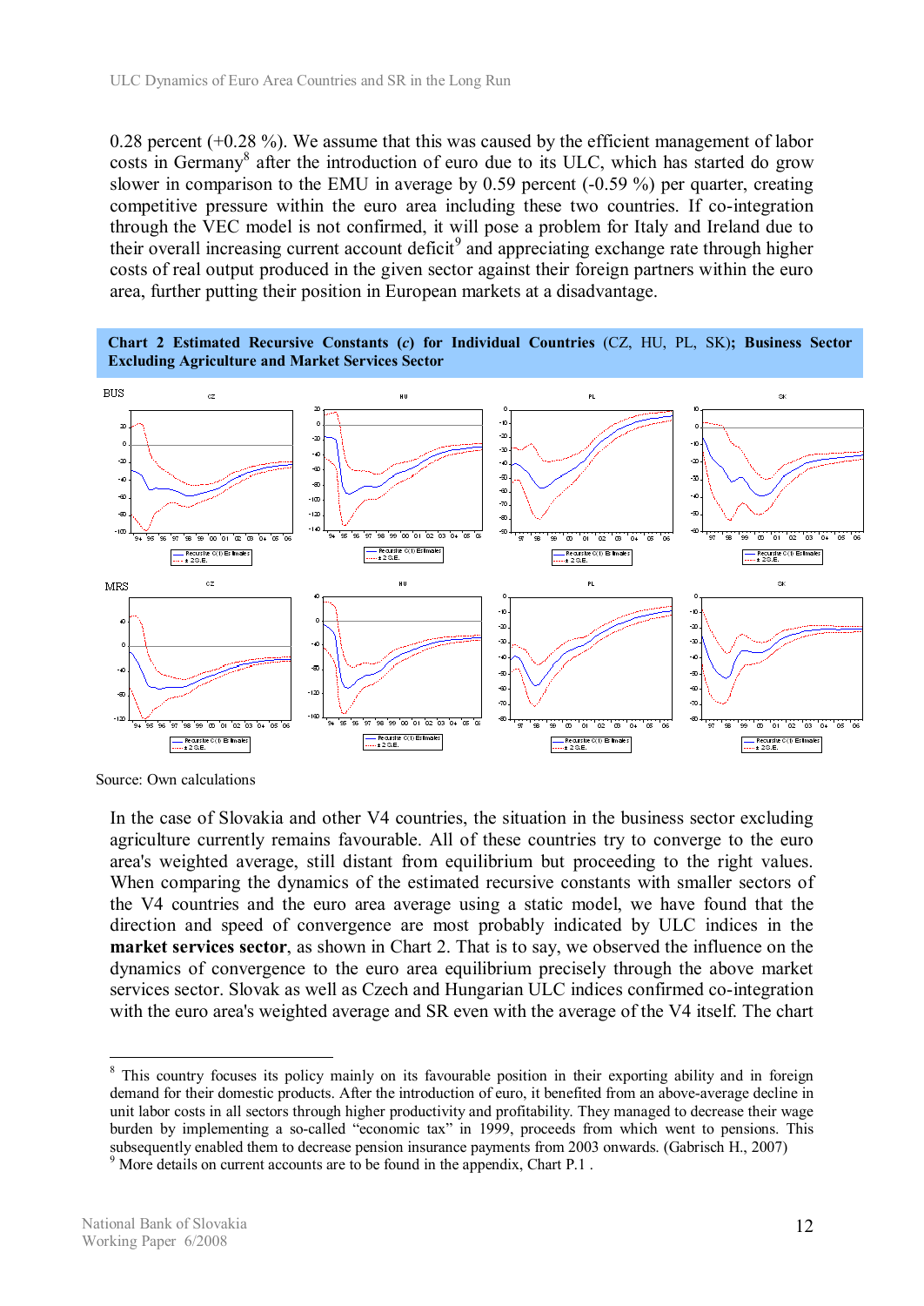0.28 percent (+0.28 %). We assume that this was caused by the efficient management of labor costs in Germany[8] after the introduction of euro due to its ULC, which has started do grow slower in comparison to the EMU in average by 0.59 percent (-0.59 %) per quarter, creating competitive pressure within the euro area including these two countries. If co-integration through the VEC model is not confirmed, it will pose a problem for Italy and Ireland due to their overall increasing current account deficit[9] and appreciating exchange rate through higher costs of real output produced in the given sector against their foreign partners within the euro area, further putting their position in European markets at a disadvantage.

**Chart 2 Estimated Recursive Constants (*c*) for Individual Countries** (CZ, HU, PL, SK)**; Business Sector Excluding Agriculture and Market Services Sector**

Source: Own calculations

In the case of Slovakia and other V4 countries, the situation in the business sector excluding agriculture currently remains favourable. All of these countries try to converge to the euro area's weighted average, still distant from equilibrium but proceeding to the right values. When comparing the dynamics of the estimated recursive constants with smaller sectors of the V4 countries and the euro area average using a static model, we have found that the direction and speed of convergence are most probably indicated by ULC indices in the **market services sector**, as shown in Chart 2. That is to say, we observed the influence on the dynamics of convergence to the euro area equilibrium precisely through the above market services sector. Slovak as well as Czech and Hungarian ULC indices confirmed co-integration with the euro area's weighted average and SR even with the average of the V4 itself. The chart

---

[8] This country focuses its policy mainly on its favourable position in their exporting ability and in foreign demand for their domestic products. After the introduction of euro, it benefited from an above-average decline in unit labor costs in all sectors through higher productivity and profitability. They managed to decrease their wage burden by implementing a so-called "economic tax" in 1999, proceeds from which went to pensions. This subsequently enabled them to decrease pension insurance payments from 2003 onwards. (Gabrisch H., 2007)

[9] More details on current accounts are to be found in the appendix, Chart P.1 .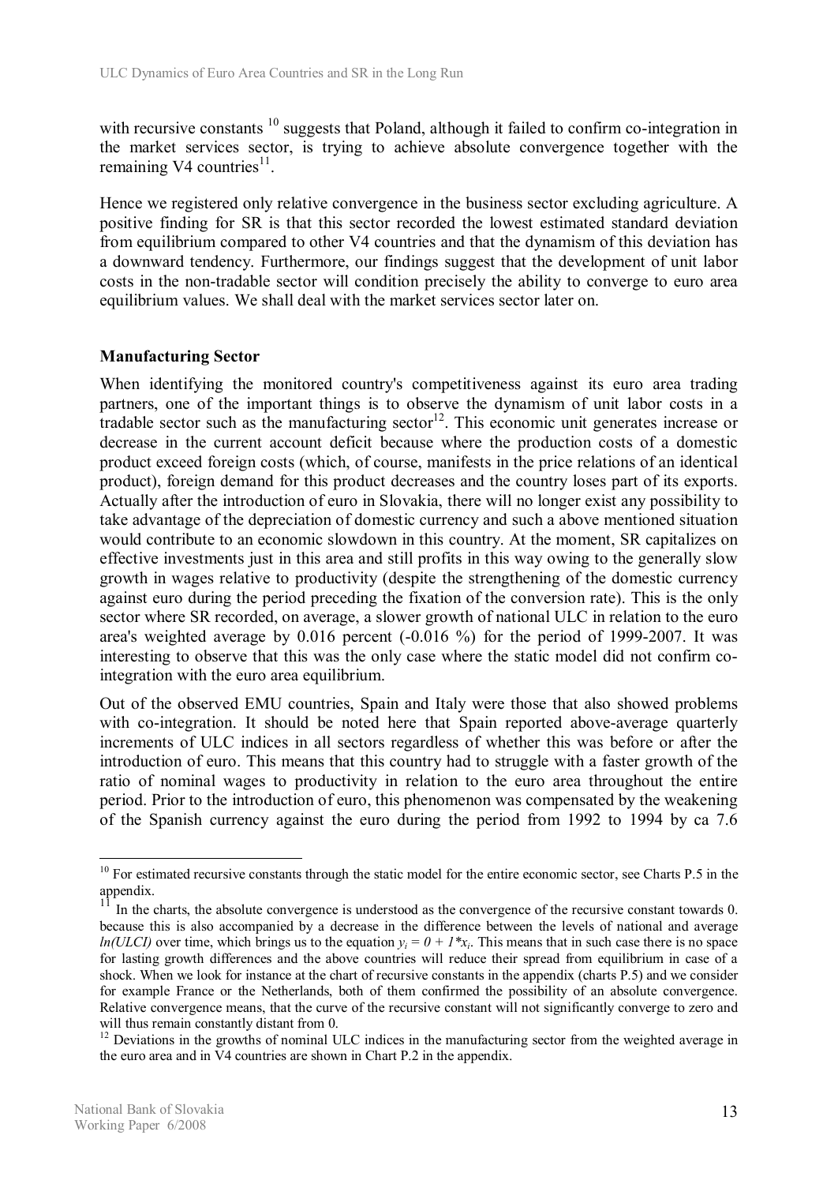with recursive constants [10] suggests that Poland, although it failed to confirm co-integration in the market services sector, is trying to achieve absolute convergence together with the remaining V4 countries[11].

Hence we registered only relative convergence in the business sector excluding agriculture. A positive finding for SR is that this sector recorded the lowest estimated standard deviation from equilibrium compared to other V4 countries and that the dynamism of this deviation has a downward tendency. Furthermore, our findings suggest that the development of unit labor costs in the non-tradable sector will condition precisely the ability to converge to euro area equilibrium values. We shall deal with the market services sector later on.

**Manufacturing Sector**

When identifying the monitored country's competitiveness against its euro area trading partners, one of the important things is to observe the dynamism of unit labor costs in a tradable sector such as the manufacturing sector[12]. This economic unit generates increase or decrease in the current account deficit because where the production costs of a domestic product exceed foreign costs (which, of course, manifests in the price relations of an identical product), foreign demand for this product decreases and the country loses part of its exports. Actually after the introduction of euro in Slovakia, there will no longer exist any possibility to take advantage of the depreciation of domestic currency and such a above mentioned situation would contribute to an economic slowdown in this country. At the moment, SR capitalizes on effective investments just in this area and still profits in this way owing to the generally slow growth in wages relative to productivity (despite the strengthening of the domestic currency against euro during the period preceding the fixation of the conversion rate). This is the only sector where SR recorded, on average, a slower growth of national ULC in relation to the euro area's weighted average by 0.016 percent (-0.016 %) for the period of 1999-2007. It was interesting to observe that this was the only case where the static model did not confirm co-integration with the euro area equilibrium.

Out of the observed EMU countries, Spain and Italy were those that also showed problems with co-integration. It should be noted here that Spain reported above-average quarterly increments of ULC indices in all sectors regardless of whether this was before or after the introduction of euro. This means that this country had to struggle with a faster growth of the ratio of nominal wages to productivity in relation to the euro area throughout the entire period. Prior to the introduction of euro, this phenomenon was compensated by the weakening of the Spanish currency against the euro during the period from 1992 to 1994 by ca 7.6

---

[10] For estimated recursive constants through the static model for the entire economic sector, see Charts P.5 in the appendix.

[11] In the charts, the absolute convergence is understood as the convergence of the recursive constant towards 0. because this is also accompanied by a decrease in the difference between the levels of national and average *ln(ULCI)* over time, which brings us to the equation $y_i = 0 + 1*x_i$. This means that in such case there is no space for lasting growth differences and the above countries will reduce their spread from equilibrium in case of a shock. When we look for instance at the chart of recursive constants in the appendix (charts P.5) and we consider for example France or the Netherlands, both of them confirmed the possibility of an absolute convergence. Relative convergence means, that the curve of the recursive constant will not significantly converge to zero and will thus remain constantly distant from 0.

[12] Deviations in the growths of nominal ULC indices in the manufacturing sector from the weighted average in the euro area and in V4 countries are shown in Chart P.2 in the appendix.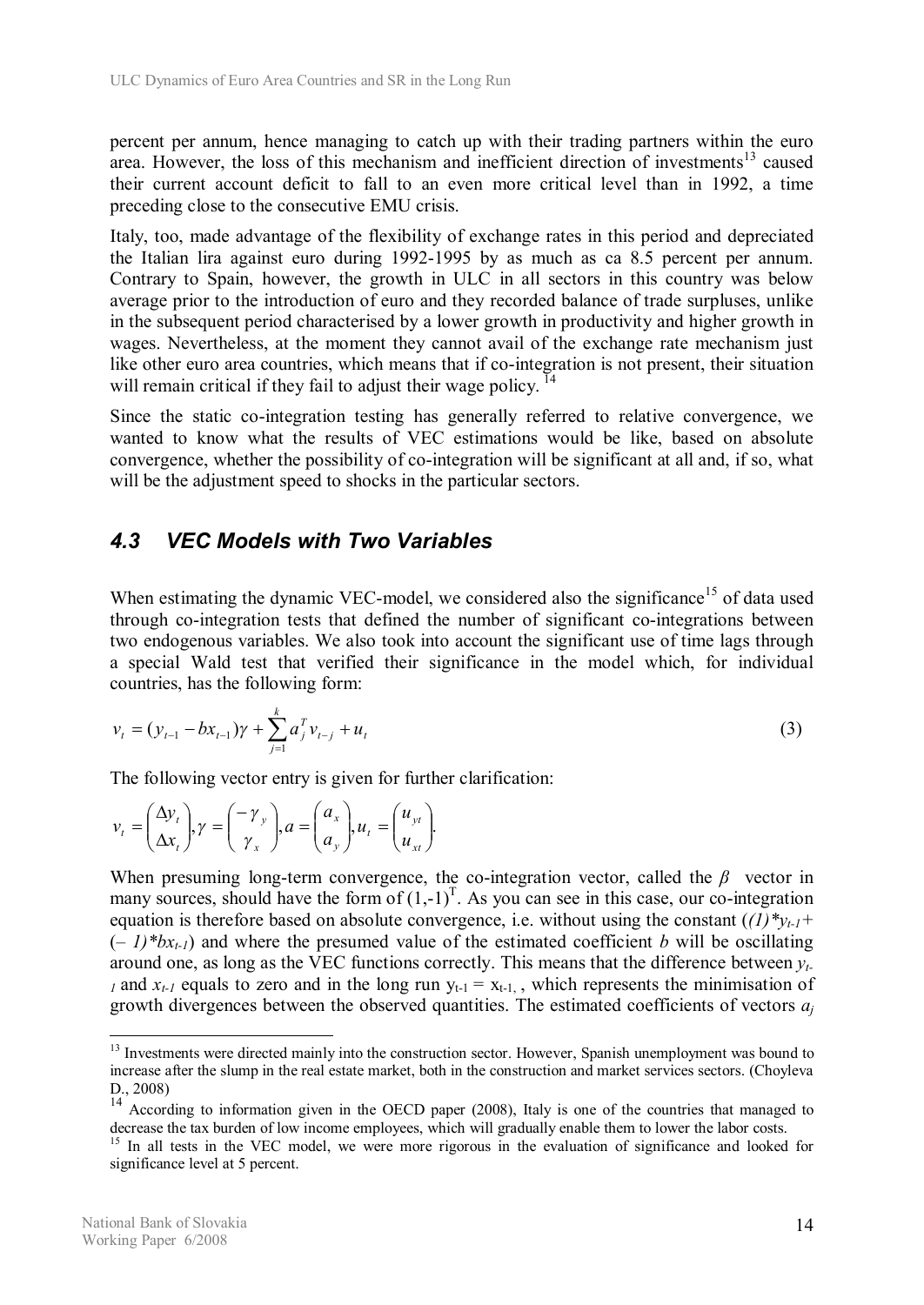percent per annum, hence managing to catch up with their trading partners within the euro area. However, the loss of this mechanism and inefficient direction of investments[13] caused their current account deficit to fall to an even more critical level than in 1992, a time preceding close to the consecutive EMU crisis.

Italy, too, made advantage of the flexibility of exchange rates in this period and depreciated the Italian lira against euro during 1992-1995 by as much as ca 8.5 percent per annum. Contrary to Spain, however, the growth in ULC in all sectors in this country was below average prior to the introduction of euro and they recorded balance of trade surpluses, unlike in the subsequent period characterised by a lower growth in productivity and higher growth in wages. Nevertheless, at the moment they cannot avail of the exchange rate mechanism just like other euro area countries, which means that if co-integration is not present, their situation will remain critical if they fail to adjust their wage policy. [14]

Since the static co-integration testing has generally referred to relative convergence, we wanted to know what the results of VEC estimations would be like, based on absolute convergence, whether the possibility of co-integration will be significant at all and, if so, what will be the adjustment speed to shocks in the particular sectors.

## 4.3 VEC Models with Two Variables

When estimating the dynamic VEC-model, we considered also the significance[15] of data used through co-integration tests that defined the number of significant co-integrations between two endogenous variables. We also took into account the significant use of time lags through a special Wald test that verified their significance in the model which, for individual countries, has the following form:

$$v_t = (y_{t-1} - bx_{t-1})\gamma + \sum_{j=1}^{k} a_j^T v_{t-j} + u_t \tag{3}$$

The following vector entry is given for further clarification:

$$v_t = \begin{pmatrix} \Delta y_t \\ \Delta x_t \end{pmatrix}, \gamma = \begin{pmatrix} -\gamma_y \\ \gamma_x \end{pmatrix}, a = \begin{pmatrix} a_x \\ a_y \end{pmatrix}, u_t = \begin{pmatrix} u_{yt} \\ u_{xt} \end{pmatrix}.$$

When presuming long-term convergence, the co-integration vector, called the $\beta$ vector in many sources, should have the form of $(1,-1)^T$. As you can see in this case, our co-integration equation is therefore based on absolute convergence, i.e. without using the constant $((1)*y_{t-1}+(-1)*bx_{t-1})$ and where the presumed value of the estimated coefficient $b$ will be oscillating around one, as long as the VEC functions correctly. This means that the difference between $y_{t-1}$ and $x_{t-1}$ equals to zero and in the long run $y_{t-1} = x_{t-1}$, which represents the minimisation of growth divergences between the observed quantities. The estimated coefficients of vectors $a_j$

---

[13] Investments were directed mainly into the construction sector. However, Spanish unemployment was bound to increase after the slump in the real estate market, both in the construction and market services sectors. (Choyleva D., 2008)

[14] According to information given in the OECD paper (2008), Italy is one of the countries that managed to decrease the tax burden of low income employees, which will gradually enable them to lower the labor costs.

[15] In all tests in the VEC model, we were more rigorous in the evaluation of significance and looked for significance level at 5 percent.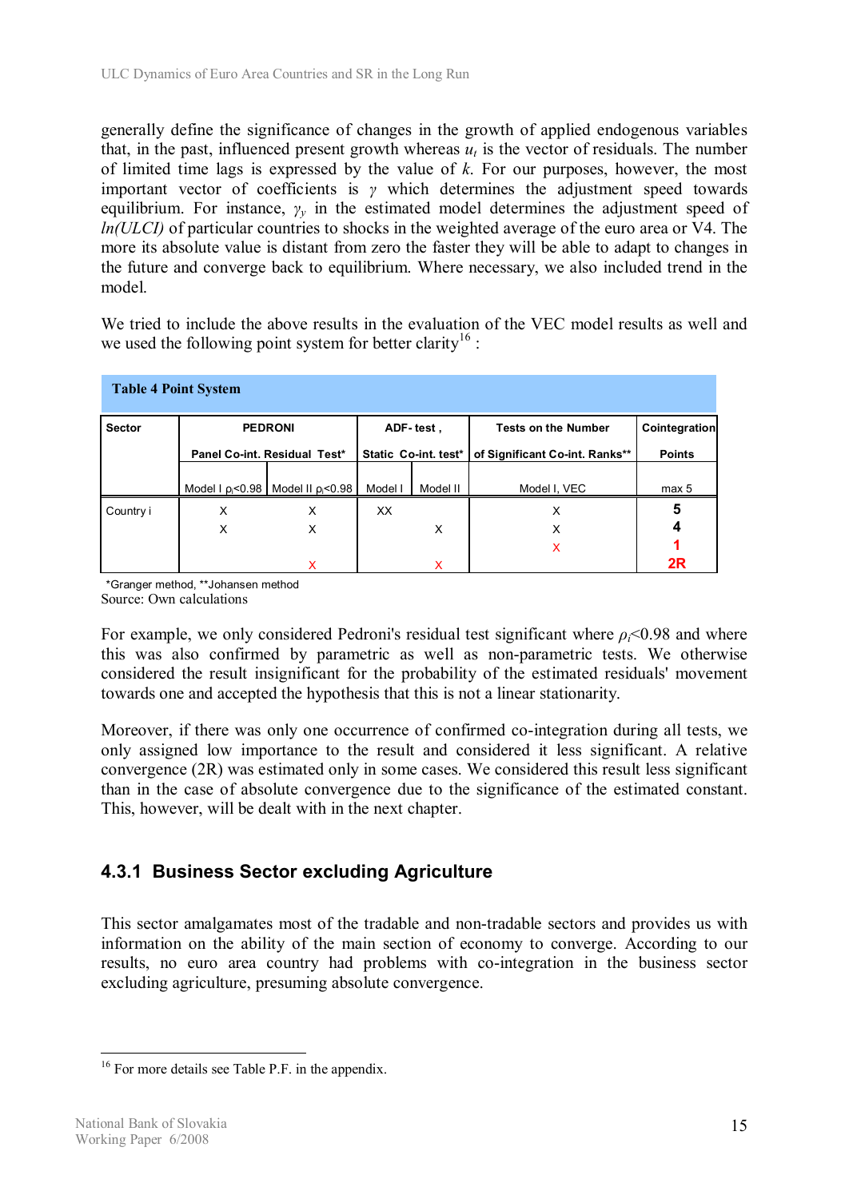generally define the significance of changes in the growth of applied endogenous variables that, in the past, influenced present growth whereas $u_t$ is the vector of residuals. The number of limited time lags is expressed by the value of $k$. For our purposes, however, the most important vector of coefficients is $\gamma$ which determines the adjustment speed towards equilibrium. For instance, $\gamma_y$ in the estimated model determines the adjustment speed of *ln(ULCI)* of particular countries to shocks in the weighted average of the euro area or V4. The more its absolute value is distant from zero the faster they will be able to adapt to changes in the future and converge back to equilibrium. Where necessary, we also included trend in the model.

We tried to include the above results in the evaluation of the VEC model results as well and we used the following point system for better clarity[16] :

**Table 4 Point System**

| Sector | PEDRONI Panel Co-int. Residual Test* | | ADF- test , Static Co-int. test* | | Tests on the Number of Significant Co-int. Ranks** | Cointegration Points |
|---|---|---|---|---|---|---|
| | Model I $\rho_i$<0.98 | Model II $\rho_i$<0.98 | Model I | Model II | Model I, VEC | max 5 |
| Country i | X | X | XX | | X | 5 |
| | X | X | | X | X | 4 |
| | | | | | X | 1 |
| | | X | | X | | 2R |

*Granger method, **Johansen method
Source: Own calculations

For example, we only considered Pedroni's residual test significant where $\rho_i$<0.98 and where this was also confirmed by parametric as well as non-parametric tests. We otherwise considered the result insignificant for the probability of the estimated residuals' movement towards one and accepted the hypothesis that this is not a linear stationarity.

Moreover, if there was only one occurrence of confirmed co-integration during all tests, we only assigned low importance to the result and considered it less significant. A relative convergence (2R) was estimated only in some cases. We considered this result less significant than in the case of absolute convergence due to the significance of the estimated constant. This, however, will be dealt with in the next chapter.

### 4.3.1 Business Sector excluding Agriculture

This sector amalgamates most of the tradable and non-tradable sectors and provides us with information on the ability of the main section of economy to converge. According to our results, no euro area country had problems with co-integration in the business sector excluding agriculture, presuming absolute convergence.

[16] For more details see Table P.F. in the appendix.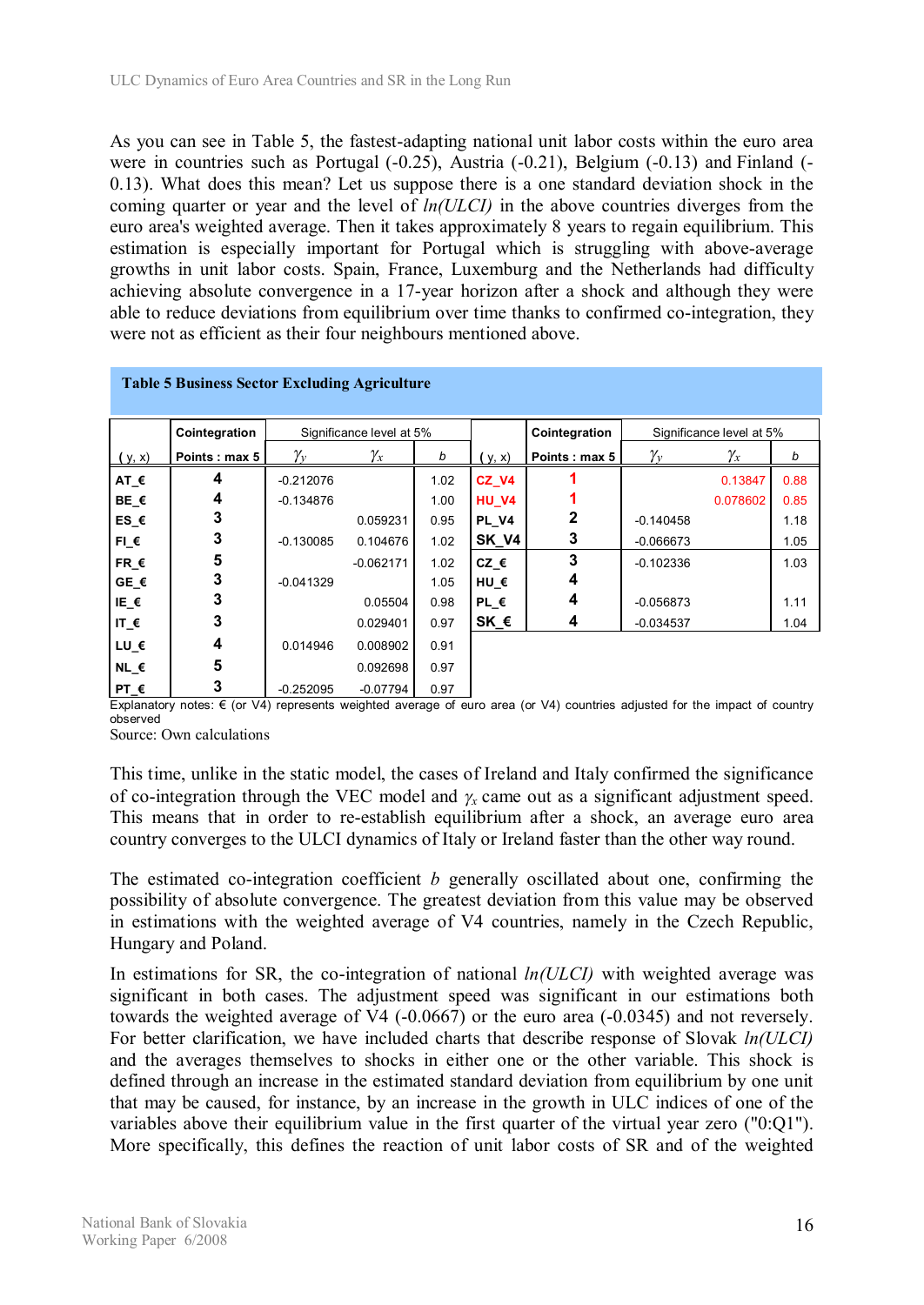As you can see in Table 5, the fastest-adapting national unit labor costs within the euro area were in countries such as Portugal (-0.25), Austria (-0.21), Belgium (-0.13) and Finland (-0.13). What does this mean? Let us suppose there is a one standard deviation shock in the coming quarter or year and the level of *ln(ULCI)* in the above countries diverges from the euro area's weighted average. Then it takes approximately 8 years to regain equilibrium. This estimation is especially important for Portugal which is struggling with above-average growths in unit labor costs. Spain, France, Luxemburg and the Netherlands had difficulty achieving absolute convergence in a 17-year horizon after a shock and although they were able to reduce deviations from equilibrium over time thanks to confirmed co-integration, they were not as efficient as their four neighbours mentioned above.

**Table 5 Business Sector Excluding Agriculture**

| ( y, x) | Cointegration Points : max 5 | Significance level at 5% $\gamma_y$ | $\gamma_x$ | b | ( y, x) | Cointegration Points : max 5 | Significance level at 5% $\gamma_y$ | $\gamma_x$ | b |
|---|---|---|---|---|---|---|---|---|---|
| AT_€ | 4 | -0.212076 | | 1.02 | CZ_V4 | 1 | | 0.13847 | 0.88 |
| BE_€ | 4 | -0.134876 | | 1.00 | HU_V4 | 1 | | 0.078602 | 0.85 |
| ES_€ | 3 | | 0.059231 | 0.95 | PL_V4 | 2 | -0.140458 | | 1.18 |
| FI_€ | 3 | -0.130085 | 0.104676 | 1.02 | SK_V4 | 3 | -0.066673 | | 1.05 |
| FR_€ | 5 | | -0.062171 | 1.02 | CZ_€ | 3 | -0.102336 | | 1.03 |
| GE_€ | 3 | -0.041329 | | 1.05 | HU_€ | 4 | | | |
| IE_€ | 3 | | 0.05504 | 0.98 | PL_€ | 4 | -0.056873 | | 1.11 |
| IT_€ | 3 | | 0.029401 | 0.97 | SK_€ | 4 | -0.034537 | | 1.04 |
| LU_€ | 4 | 0.014946 | 0.008902 | 0.91 | | | | | |
| NL_€ | 5 | | 0.092698 | 0.97 | | | | | |
| PT_€ | 3 | -0.252095 | -0.07794 | 0.97 | | | | | |

Explanatory notes: € (or V4) represents weighted average of euro area (or V4) countries adjusted for the impact of country observed

Source: Own calculations

This time, unlike in the static model, the cases of Ireland and Italy confirmed the significance of co-integration through the VEC model and $\gamma_x$ came out as a significant adjustment speed. This means that in order to re-establish equilibrium after a shock, an average euro area country converges to the ULCI dynamics of Italy or Ireland faster than the other way round.

The estimated co-integration coefficient *b* generally oscillated about one, confirming the possibility of absolute convergence. The greatest deviation from this value may be observed in estimations with the weighted average of V4 countries, namely in the Czech Republic, Hungary and Poland.

In estimations for SR, the co-integration of national *ln(ULCI)* with weighted average was significant in both cases. The adjustment speed was significant in our estimations both towards the weighted average of V4 (-0.0667) or the euro area (-0.0345) and not reversely. For better clarification, we have included charts that describe response of Slovak *ln(ULCI)* and the averages themselves to shocks in either one or the other variable. This shock is defined through an increase in the estimated standard deviation from equilibrium by one unit that may be caused, for instance, by an increase in the growth in ULC indices of one of the variables above their equilibrium value in the first quarter of the virtual year zero ("0:Q1"). More specifically, this defines the reaction of unit labor costs of SR and of the weighted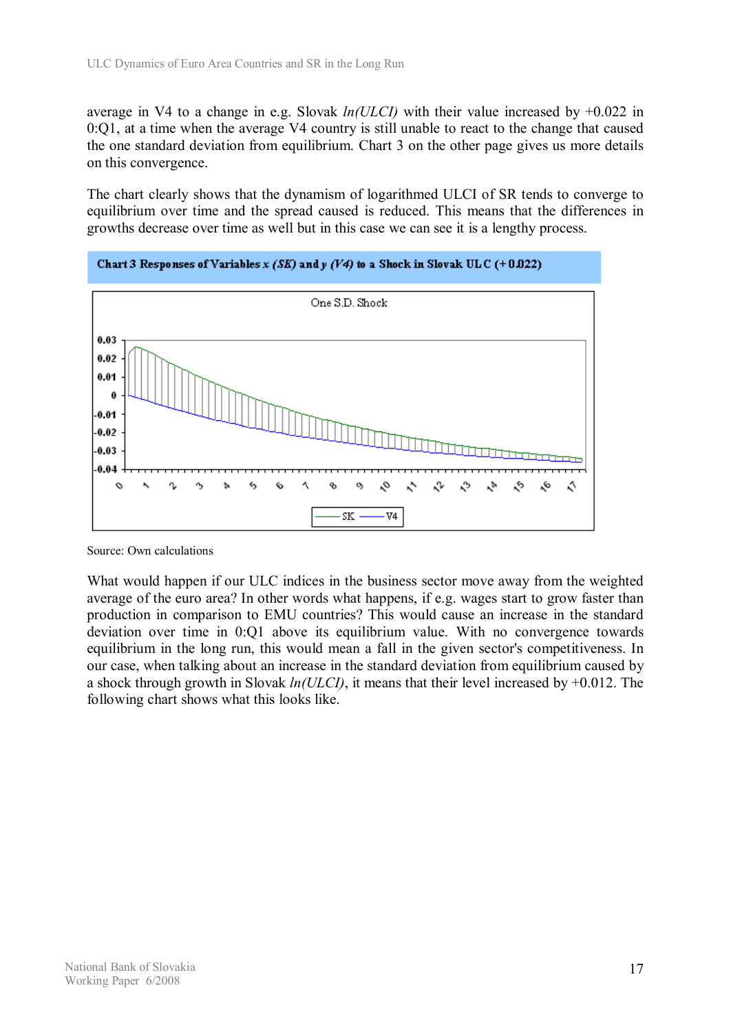average in V4 to a change in e.g. Slovak *ln(ULCI)* with their value increased by +0.022 in 0:Q1, at a time when the average V4 country is still unable to react to the change that caused the one standard deviation from equilibrium. Chart 3 on the other page gives us more details on this convergence.

The chart clearly shows that the dynamism of logarithmed ULCI of SR tends to converge to equilibrium over time and the spread caused is reduced. This means that the differences in growths decrease over time as well but in this case we can see it is a lengthy process.

**Chart 3 Responses of Variables *x (SK)* and *y (V4)* to a Shock in Slovak ULC (+0.022)**

Source: Own calculations

What would happen if our ULC indices in the business sector move away from the weighted average of the euro area? In other words what happens, if e.g. wages start to grow faster than production in comparison to EMU countries? This would cause an increase in the standard deviation over time in 0:Q1 above its equilibrium value. With no convergence towards equilibrium in the long run, this would mean a fall in the given sector's competitiveness. In our case, when talking about an increase in the standard deviation from equilibrium caused by a shock through growth in Slovak *ln(ULCI)*, it means that their level increased by +0.012. The following chart shows what this looks like.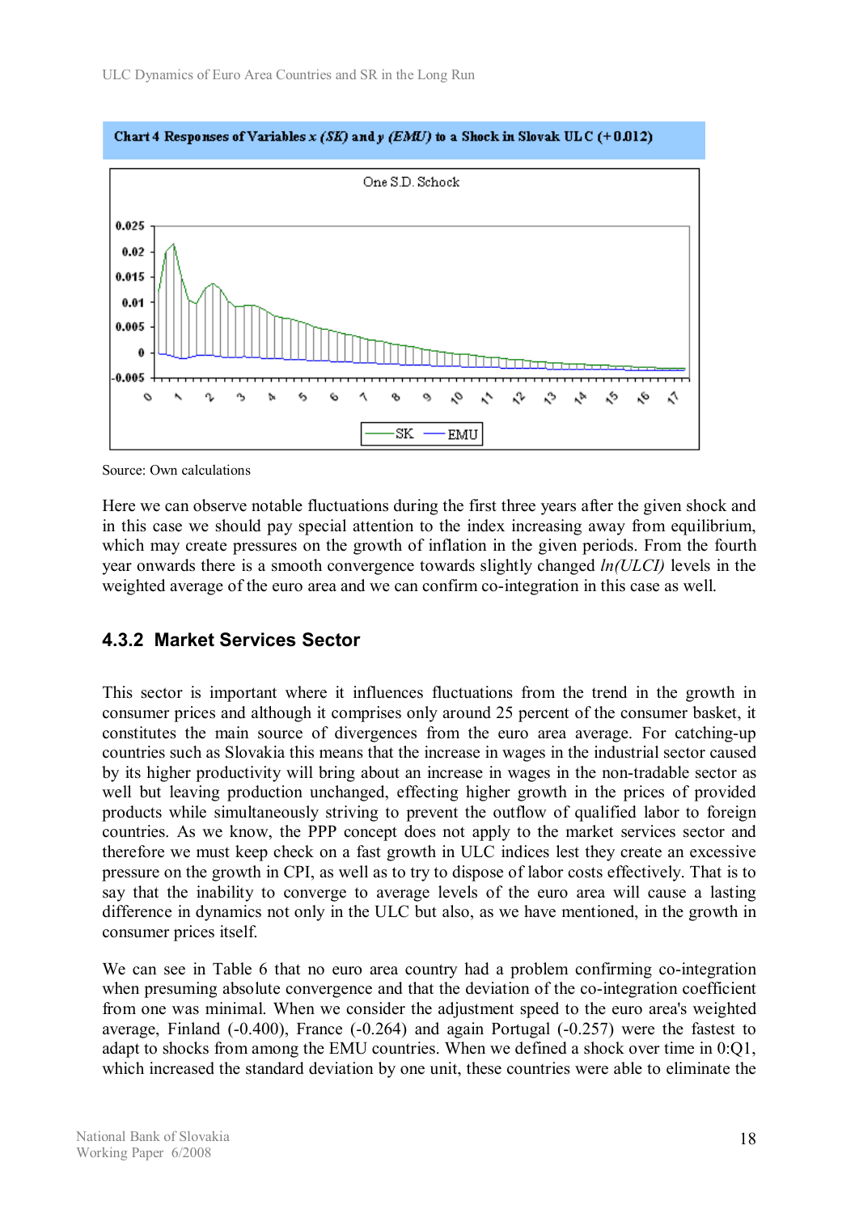**Chart 4 Responses of Variables *x (SK)* and *y (EMU)* to a Shock in Slovak ULC (+0.012)**

Source: Own calculations

Here we can observe notable fluctuations during the first three years after the given shock and in this case we should pay special attention to the index increasing away from equilibrium, which may create pressures on the growth of inflation in the given periods. From the fourth year onwards there is a smooth convergence towards slightly changed *ln(ULCI)* levels in the weighted average of the euro area and we can confirm co-integration in this case as well.

### 4.3.2 Market Services Sector

This sector is important where it influences fluctuations from the trend in the growth in consumer prices and although it comprises only around 25 percent of the consumer basket, it constitutes the main source of divergences from the euro area average. For catching-up countries such as Slovakia this means that the increase in wages in the industrial sector caused by its higher productivity will bring about an increase in wages in the non-tradable sector as well but leaving production unchanged, effecting higher growth in the prices of provided products while simultaneously striving to prevent the outflow of qualified labor to foreign countries. As we know, the PPP concept does not apply to the market services sector and therefore we must keep check on a fast growth in ULC indices lest they create an excessive pressure on the growth in CPI, as well as to try to dispose of labor costs effectively. That is to say that the inability to converge to average levels of the euro area will cause a lasting difference in dynamics not only in the ULC but also, as we have mentioned, in the growth in consumer prices itself.

We can see in Table 6 that no euro area country had a problem confirming co-integration when presuming absolute convergence and that the deviation of the co-integration coefficient from one was minimal. When we consider the adjustment speed to the euro area's weighted average, Finland (-0.400), France (-0.264) and again Portugal (-0.257) were the fastest to adapt to shocks from among the EMU countries. When we defined a shock over time in 0:Q1, which increased the standard deviation by one unit, these countries were able to eliminate the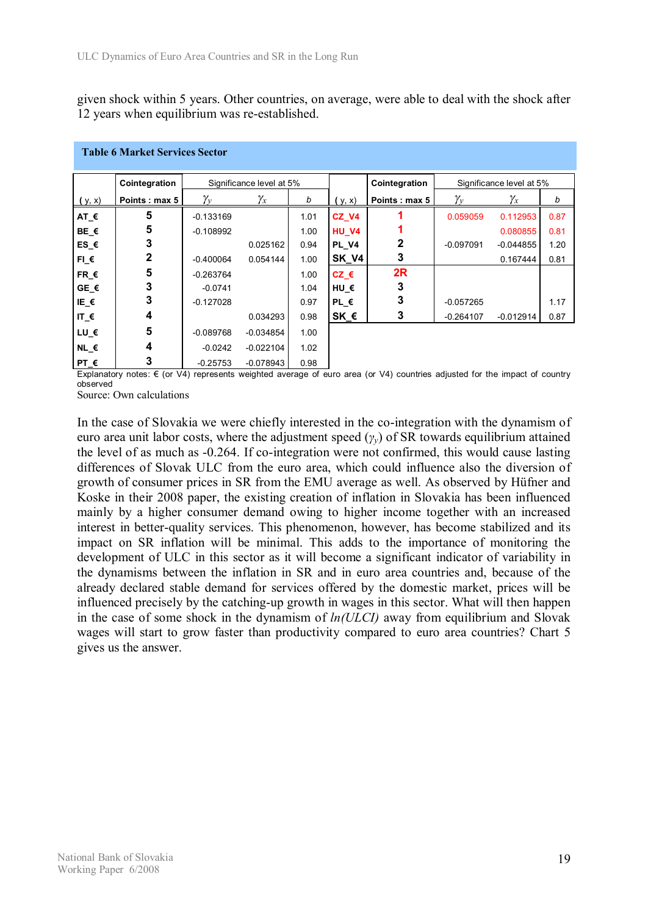given shock within 5 years. Other countries, on average, were able to deal with the shock after 12 years when equilibrium was re-established.

**Table 6 Market Services Sector**

| | Cointegration | Significance level at 5% | | | | Cointegration | Significance level at 5% | | |
|---|---|---|---|---|---|---|---|---|---|
| ( y, x) | Points : max 5 | $\gamma_y$ | $\gamma_x$ | *b* | ( y, x) | Points : max 5 | $\gamma_y$ | $\gamma_x$ | *b* |
| **AT_€** | **5** | -0.133169 | | 1.01 | **CZ_V4** | **1** | 0.059059 | 0.112953 | 0.87 |
| **BE_€** | **5** | -0.108992 | | 1.00 | **HU_V4** | **1** | | 0.080855 | 0.81 |
| **ES_€** | **3** | | 0.025162 | 0.94 | **PL_V4** | **2** | -0.097091 | -0.044855 | 1.20 |
| **FI_€** | **2** | -0.400064 | 0.054144 | 1.00 | **SK_V4** | **3** | | 0.167444 | 0.81 |
| **FR_€** | **5** | -0.263764 | | 1.00 | **CZ_€** | **2R** | | | |
| **GE_€** | **3** | -0.0741 | | 1.04 | **HU_€** | **3** | | | |
| **IE_€** | **3** | -0.127028 | | 0.97 | **PL_€** | **3** | -0.057265 | | 1.17 |
| **IT_€** | **4** | | 0.034293 | 0.98 | **SK_€** | **3** | -0.264107 | -0.012914 | 0.87 |
| **LU_€** | **5** | -0.089768 | -0.034854 | 1.00 | | | | | |
| **NL_€** | **4** | -0.0242 | -0.022104 | 1.02 | | | | | |
| **PT_€** | **3** | -0.25753 | -0.078943 | 0.98 | | | | | |

Explanatory notes: € (or V4) represents weighted average of euro area (or V4) countries adjusted for the impact of country observed

Source: Own calculations

In the case of Slovakia we were chiefly interested in the co-integration with the dynamism of euro area unit labor costs, where the adjustment speed ($\gamma_y$) of SR towards equilibrium attained the level of as much as -0.264. If co-integration were not confirmed, this would cause lasting differences of Slovak ULC from the euro area, which could influence also the diversion of growth of consumer prices in SR from the EMU average as well. As observed by Hüfner and Koske in their 2008 paper, the existing creation of inflation in Slovakia has been influenced mainly by a higher consumer demand owing to higher income together with an increased interest in better-quality services. This phenomenon, however, has become stabilized and its impact on SR inflation will be minimal. This adds to the importance of monitoring the development of ULC in this sector as it will become a significant indicator of variability in the dynamisms between the inflation in SR and in euro area countries and, because of the already declared stable demand for services offered by the domestic market, prices will be influenced precisely by the catching-up growth in wages in this sector. What will then happen in the case of some shock in the dynamism of *ln(ULCI)* away from equilibrium and Slovak wages will start to grow faster than productivity compared to euro area countries? Chart 5 gives us the answer.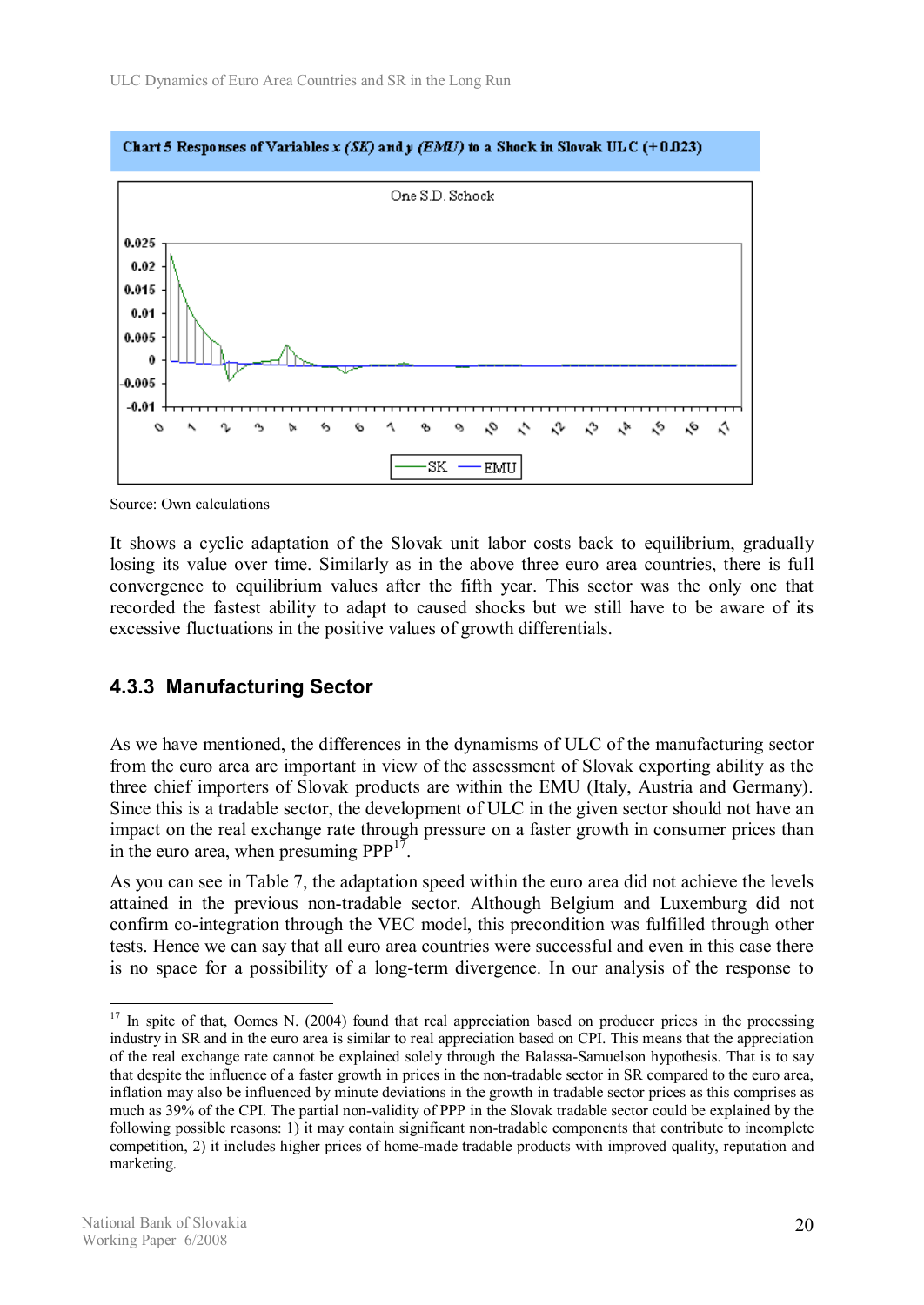**Chart 5 Responses of Variables *x (SK)* and *y (EMU)* to a Shock in Slovak ULC (+0.023)**

Source: Own calculations

It shows a cyclic adaptation of the Slovak unit labor costs back to equilibrium, gradually losing its value over time. Similarly as in the above three euro area countries, there is full convergence to equilibrium values after the fifth year. This sector was the only one that recorded the fastest ability to adapt to caused shocks but we still have to be aware of its excessive fluctuations in the positive values of growth differentials.

### 4.3.3 Manufacturing Sector

As we have mentioned, the differences in the dynamisms of ULC of the manufacturing sector from the euro area are important in view of the assessment of Slovak exporting ability as the three chief importers of Slovak products are within the EMU (Italy, Austria and Germany). Since this is a tradable sector, the development of ULC in the given sector should not have an impact on the real exchange rate through pressure on a faster growth in consumer prices than in the euro area, when presuming PPP[17].

As you can see in Table 7, the adaptation speed within the euro area did not achieve the levels attained in the previous non-tradable sector. Although Belgium and Luxemburg did not confirm co-integration through the VEC model, this precondition was fulfilled through other tests. Hence we can say that all euro area countries were successful and even in this case there is no space for a possibility of a long-term divergence. In our analysis of the response to

[17] In spite of that, Oomes N. (2004) found that real appreciation based on producer prices in the processing industry in SR and in the euro area is similar to real appreciation based on CPI. This means that the appreciation of the real exchange rate cannot be explained solely through the Balassa-Samuelson hypothesis. That is to say that despite the influence of a faster growth in prices in the non-tradable sector in SR compared to the euro area, inflation may also be influenced by minute deviations in the growth in tradable sector prices as this comprises as much as 39% of the CPI. The partial non-validity of PPP in the Slovak tradable sector could be explained by the following possible reasons: 1) it may contain significant non-tradable components that contribute to incomplete competition, 2) it includes higher prices of home-made tradable products with improved quality, reputation and marketing.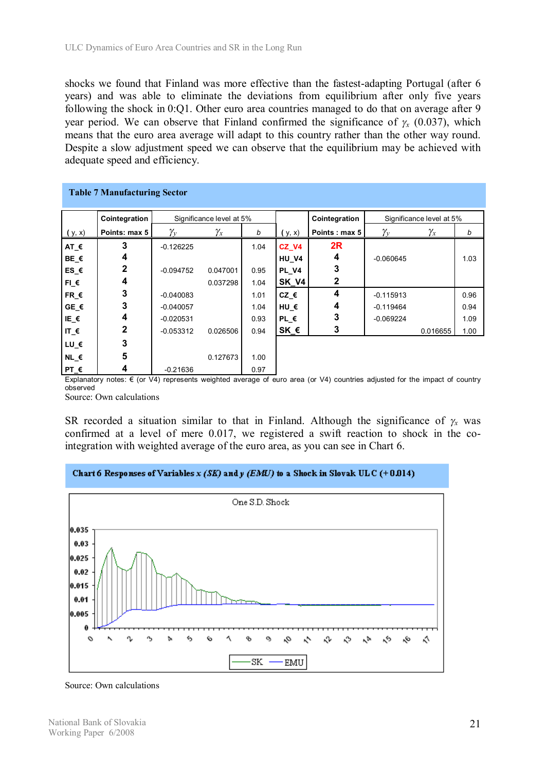shocks we found that Finland was more effective than the fastest-adapting Portugal (after 6 years) and was able to eliminate the deviations from equilibrium after only five years following the shock in 0:Q1. Other euro area countries managed to do that on average after 9 year period. We can observe that Finland confirmed the significance of $\gamma_x$ (0.037), which means that the euro area average will adapt to this country rather than the other way round. Despite a slow adjustment speed we can observe that the equilibrium may be achieved with adequate speed and efficiency.

**Table 7 Manufacturing Sector**

| | Cointegration | Significance level at 5% | | | | Cointegration | Significance level at 5% | | |
|---|---|---|---|---|---|---|---|---|---|
| ( y, x) | Points: max 5 | $\gamma_y$ | $\gamma_x$ | b | ( y, x) | Points : max 5 | $\gamma_y$ | $\gamma_x$ | b |
| AT_€ | 3 | -0.126225 | | 1.04 | CZ_V4 | 2R | | | |
| BE_€ | 4 | | | | HU_V4 | 4 | -0.060645 | | 1.03 |
| ES_€ | 2 | -0.094752 | 0.047001 | 0.95 | PL_V4 | 3 | | | |
| FI_€ | 4 | | 0.037298 | 1.04 | SK_V4 | 2 | | | |
| FR_€ | 3 | -0.040083 | | 1.01 | CZ_€ | 4 | -0.115913 | | 0.96 |
| GE_€ | 3 | -0.040057 | | 1.04 | HU_€ | 4 | -0.119464 | | 0.94 |
| IE_€ | 4 | -0.020531 | | 0.93 | PL_€ | 3 | -0.069224 | | 1.09 |
| IT_€ | 2 | -0.053312 | 0.026506 | 0.94 | SK_€ | 3 | | 0.016655 | 1.00 |
| LU_€ | 3 | | | | | | | | |
| NL_€ | 5 | | 0.127673 | 1.00 | | | | | |
| PT_€ | 4 | -0.21636 | | 0.97 | | | | | |

Explanatory notes: € (or V4) represents weighted average of euro area (or V4) countries adjusted for the impact of country observed

Source: Own calculations

SR recorded a situation similar to that in Finland. Although the significance of $\gamma_x$ was confirmed at a level of mere 0.017, we registered a swift reaction to shock in the co-integration with weighted average of the euro area, as you can see in Chart 6.

**Chart 6 Responses of Variables *x (SK)* and *y (EMU)* to a Shock in Slovak ULC (+0.014)**

Source: Own calculations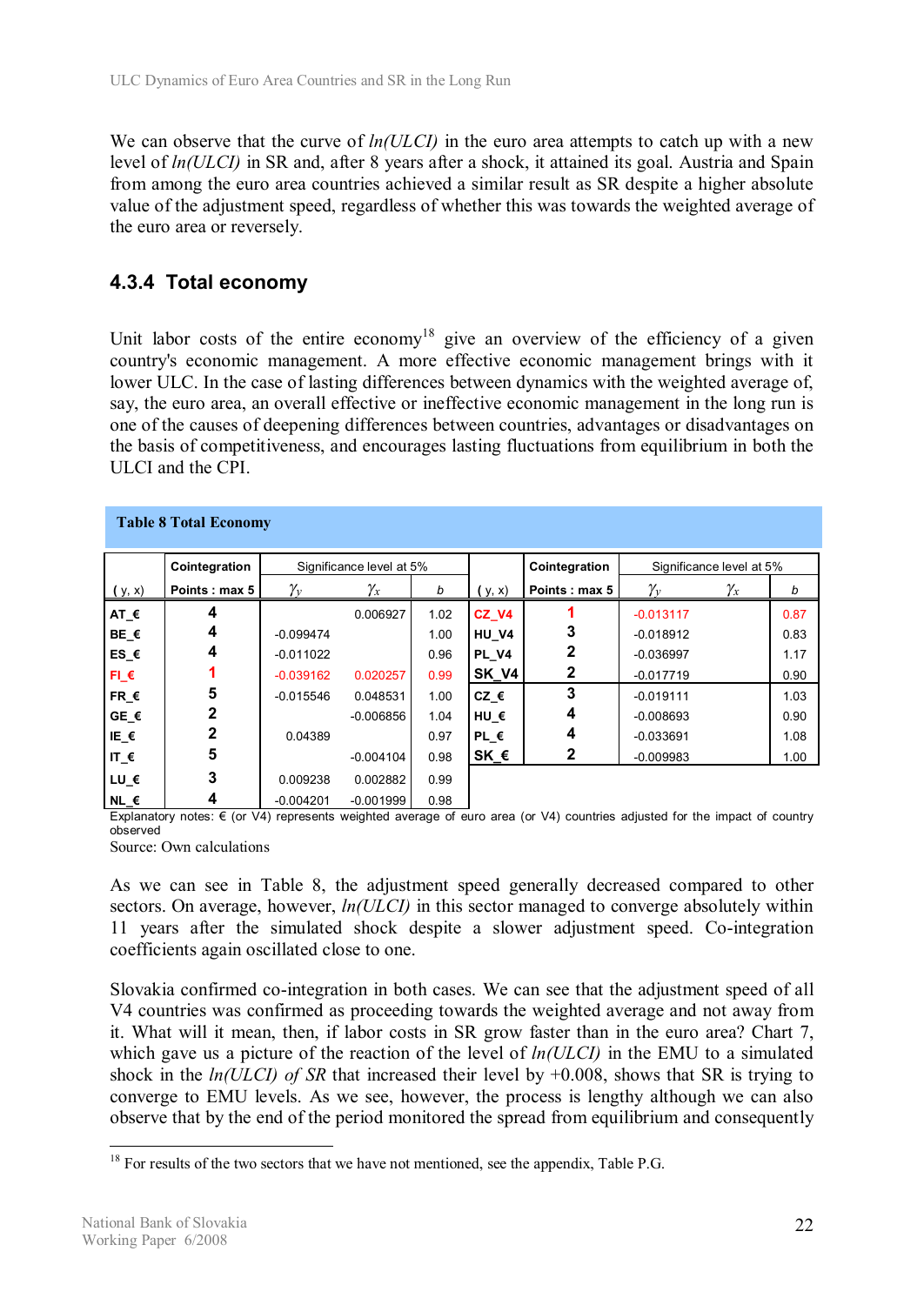We can observe that the curve of *ln(ULCI)* in the euro area attempts to catch up with a new level of *ln(ULCI)* in SR and, after 8 years after a shock, it attained its goal. Austria and Spain from among the euro area countries achieved a similar result as SR despite a higher absolute value of the adjustment speed, regardless of whether this was towards the weighted average of the euro area or reversely.

### 4.3.4 Total economy

Unit labor costs of the entire economy[18] give an overview of the efficiency of a given country's economic management. A more effective economic management brings with it lower ULC. In the case of lasting differences between dynamics with the weighted average of, say, the euro area, an overall effective or ineffective economic management in the long run is one of the causes of deepening differences between countries, advantages or disadvantages on the basis of competitiveness, and encourages lasting fluctuations from equilibrium in both the ULCI and the CPI.

**Table 8 Total Economy**

| ( y, x) | Cointegration Points : max 5 | Significance level at 5% $\gamma_y$ | $\gamma_x$ | b | ( y, x) | Cointegration Points : max 5 | Significance level at 5% $\gamma_y$ | $\gamma_x$ | b |
|---|---|---|---|---|---|---|---|---|---|
| AT_€ | 4 | | 0.006927 | 1.02 | CZ_V4 | 1 | -0.013117 | | 0.87 |
| BE_€ | 4 | -0.099474 | | 1.00 | HU_V4 | 3 | -0.018912 | | 0.83 |
| ES_€ | 4 | -0.011022 | | 0.96 | PL_V4 | 2 | -0.036997 | | 1.17 |
| FI_€ | 1 | -0.039162 | 0.020257 | 0.99 | SK_V4 | 2 | -0.017719 | | 0.90 |
| FR_€ | 5 | -0.015546 | 0.048531 | 1.00 | CZ_€ | 3 | -0.019111 | | 1.03 |
| GE_€ | 2 | | -0.006856 | 1.04 | HU_€ | 4 | -0.008693 | | 0.90 |
| IE_€ | 2 | 0.04389 | | 0.97 | PL_€ | 4 | -0.033691 | | 1.08 |
| IT_€ | 5 | | -0.004104 | 0.98 | SK_€ | 2 | -0.009983 | | 1.00 |
| LU_€ | 3 | 0.009238 | 0.002882 | 0.99 | | | | | |
| NL_€ | 4 | -0.004201 | -0.001999 | 0.98 | | | | | |

Explanatory notes: € (or V4) represents weighted average of euro area (or V4) countries adjusted for the impact of country observed

Source: Own calculations

As we can see in Table 8, the adjustment speed generally decreased compared to other sectors. On average, however, *ln(ULCI)* in this sector managed to converge absolutely within 11 years after the simulated shock despite a slower adjustment speed. Co-integration coefficients again oscillated close to one.

Slovakia confirmed co-integration in both cases. We can see that the adjustment speed of all V4 countries was confirmed as proceeding towards the weighted average and not away from it. What will it mean, then, if labor costs in SR grow faster than in the euro area? Chart 7, which gave us a picture of the reaction of the level of *ln(ULCI)* in the EMU to a simulated shock in the *ln(ULCI) of SR* that increased their level by +0.008, shows that SR is trying to converge to EMU levels. As we see, however, the process is lengthy although we can also observe that by the end of the period monitored the spread from equilibrium and consequently

[18] For results of the two sectors that we have not mentioned, see the appendix, Table P.G.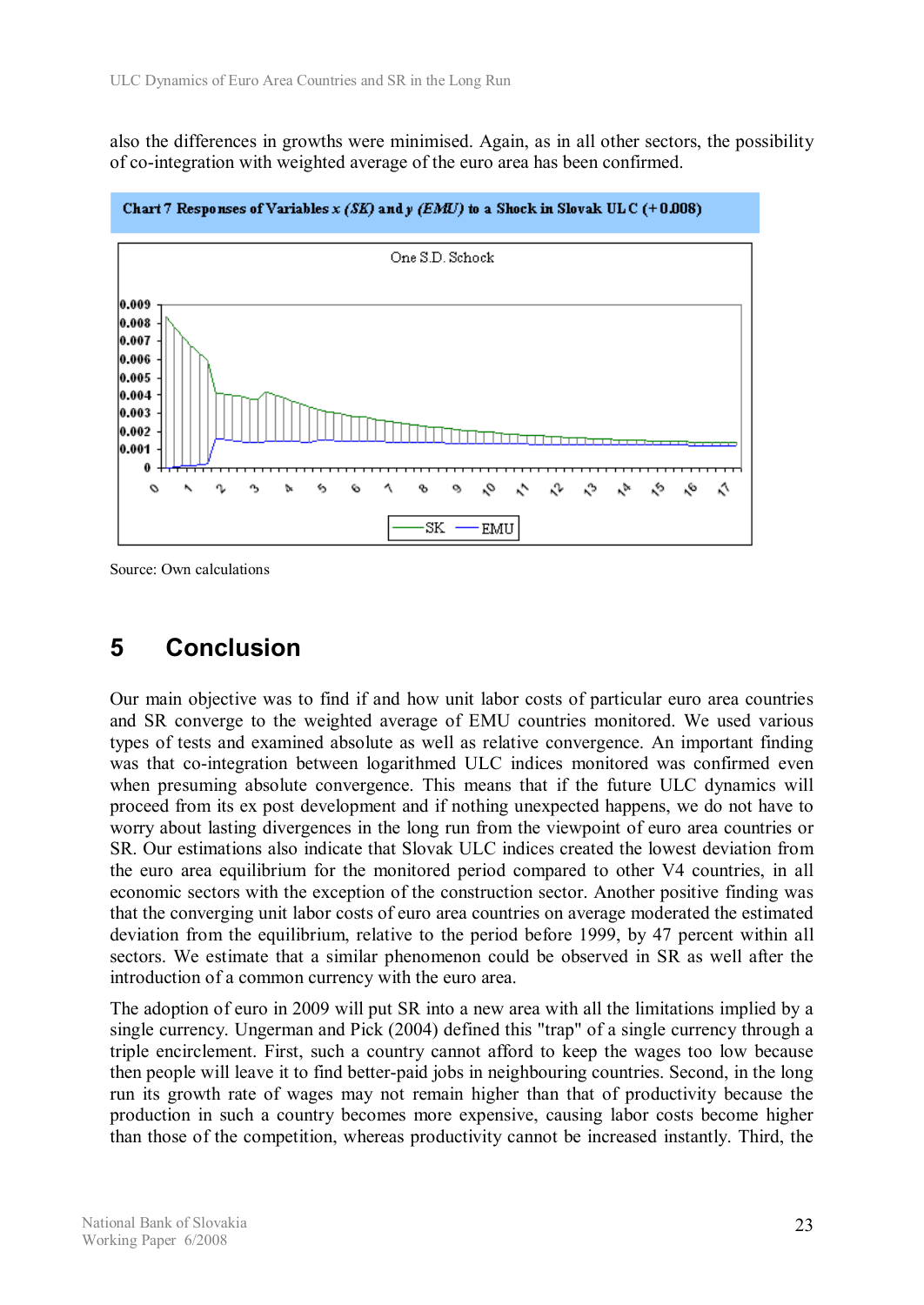also the differences in growths were minimised. Again, as in all other sectors, the possibility of co-integration with weighted average of the euro area has been confirmed.

**Chart 7 Responses of Variables *x (SK)* and *y (EMU)* to a Shock in Slovak ULC (+0.008)**

Source: Own calculations

# 5 Conclusion

Our main objective was to find if and how unit labor costs of particular euro area countries and SR converge to the weighted average of EMU countries monitored. We used various types of tests and examined absolute as well as relative convergence. An important finding was that co-integration between logarithmed ULC indices monitored was confirmed even when presuming absolute convergence. This means that if the future ULC dynamics will proceed from its ex post development and if nothing unexpected happens, we do not have to worry about lasting divergences in the long run from the viewpoint of euro area countries or SR. Our estimations also indicate that Slovak ULC indices created the lowest deviation from the euro area equilibrium for the monitored period compared to other V4 countries, in all economic sectors with the exception of the construction sector. Another positive finding was that the converging unit labor costs of euro area countries on average moderated the estimated deviation from the equilibrium, relative to the period before 1999, by 47 percent within all sectors. We estimate that a similar phenomenon could be observed in SR as well after the introduction of a common currency with the euro area.

The adoption of euro in 2009 will put SR into a new area with all the limitations implied by a single currency. Ungerman and Pick (2004) defined this "trap" of a single currency through a triple encirclement. First, such a country cannot afford to keep the wages too low because then people will leave it to find better-paid jobs in neighbouring countries. Second, in the long run its growth rate of wages may not remain higher than that of productivity because the production in such a country becomes more expensive, causing labor costs become higher than those of the competition, whereas productivity cannot be increased instantly. Third, the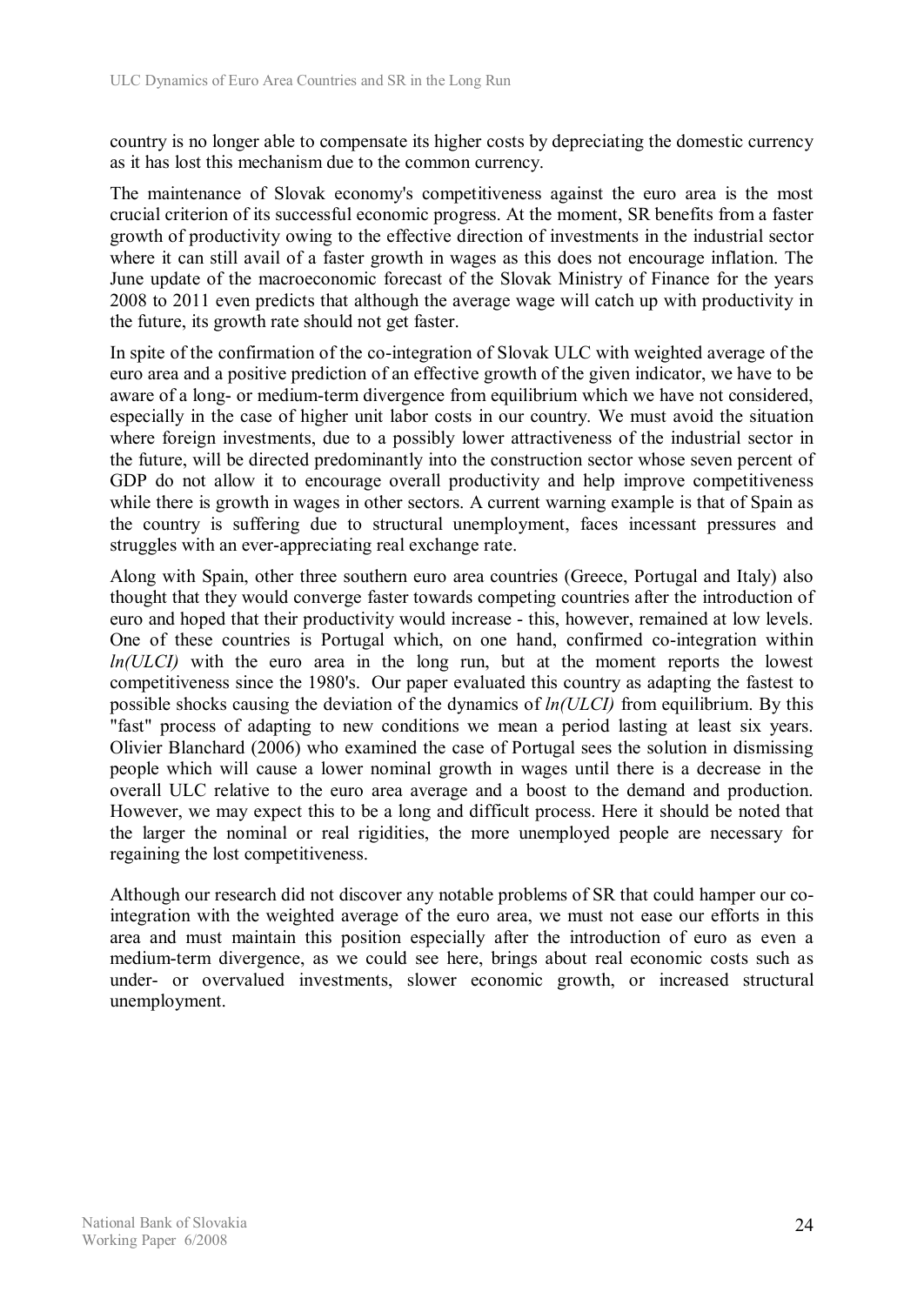country is no longer able to compensate its higher costs by depreciating the domestic currency as it has lost this mechanism due to the common currency.

The maintenance of Slovak economy's competitiveness against the euro area is the most crucial criterion of its successful economic progress. At the moment, SR benefits from a faster growth of productivity owing to the effective direction of investments in the industrial sector where it can still avail of a faster growth in wages as this does not encourage inflation. The June update of the macroeconomic forecast of the Slovak Ministry of Finance for the years 2008 to 2011 even predicts that although the average wage will catch up with productivity in the future, its growth rate should not get faster.

In spite of the confirmation of the co-integration of Slovak ULC with weighted average of the euro area and a positive prediction of an effective growth of the given indicator, we have to be aware of a long- or medium-term divergence from equilibrium which we have not considered, especially in the case of higher unit labor costs in our country. We must avoid the situation where foreign investments, due to a possibly lower attractiveness of the industrial sector in the future, will be directed predominantly into the construction sector whose seven percent of GDP do not allow it to encourage overall productivity and help improve competitiveness while there is growth in wages in other sectors. A current warning example is that of Spain as the country is suffering due to structural unemployment, faces incessant pressures and struggles with an ever-appreciating real exchange rate.

Along with Spain, other three southern euro area countries (Greece, Portugal and Italy) also thought that they would converge faster towards competing countries after the introduction of euro and hoped that their productivity would increase - this, however, remained at low levels. One of these countries is Portugal which, on one hand, confirmed co-integration within *ln(ULCI)* with the euro area in the long run, but at the moment reports the lowest competitiveness since the 1980's. Our paper evaluated this country as adapting the fastest to possible shocks causing the deviation of the dynamics of *ln(ULCI)* from equilibrium. By this "fast" process of adapting to new conditions we mean a period lasting at least six years. Olivier Blanchard (2006) who examined the case of Portugal sees the solution in dismissing people which will cause a lower nominal growth in wages until there is a decrease in the overall ULC relative to the euro area average and a boost to the demand and production. However, we may expect this to be a long and difficult process. Here it should be noted that the larger the nominal or real rigidities, the more unemployed people are necessary for regaining the lost competitiveness.

Although our research did not discover any notable problems of SR that could hamper our co-integration with the weighted average of the euro area, we must not ease our efforts in this area and must maintain this position especially after the introduction of euro as even a medium-term divergence, as we could see here, brings about real economic costs such as under- or overvalued investments, slower economic growth, or increased structural unemployment.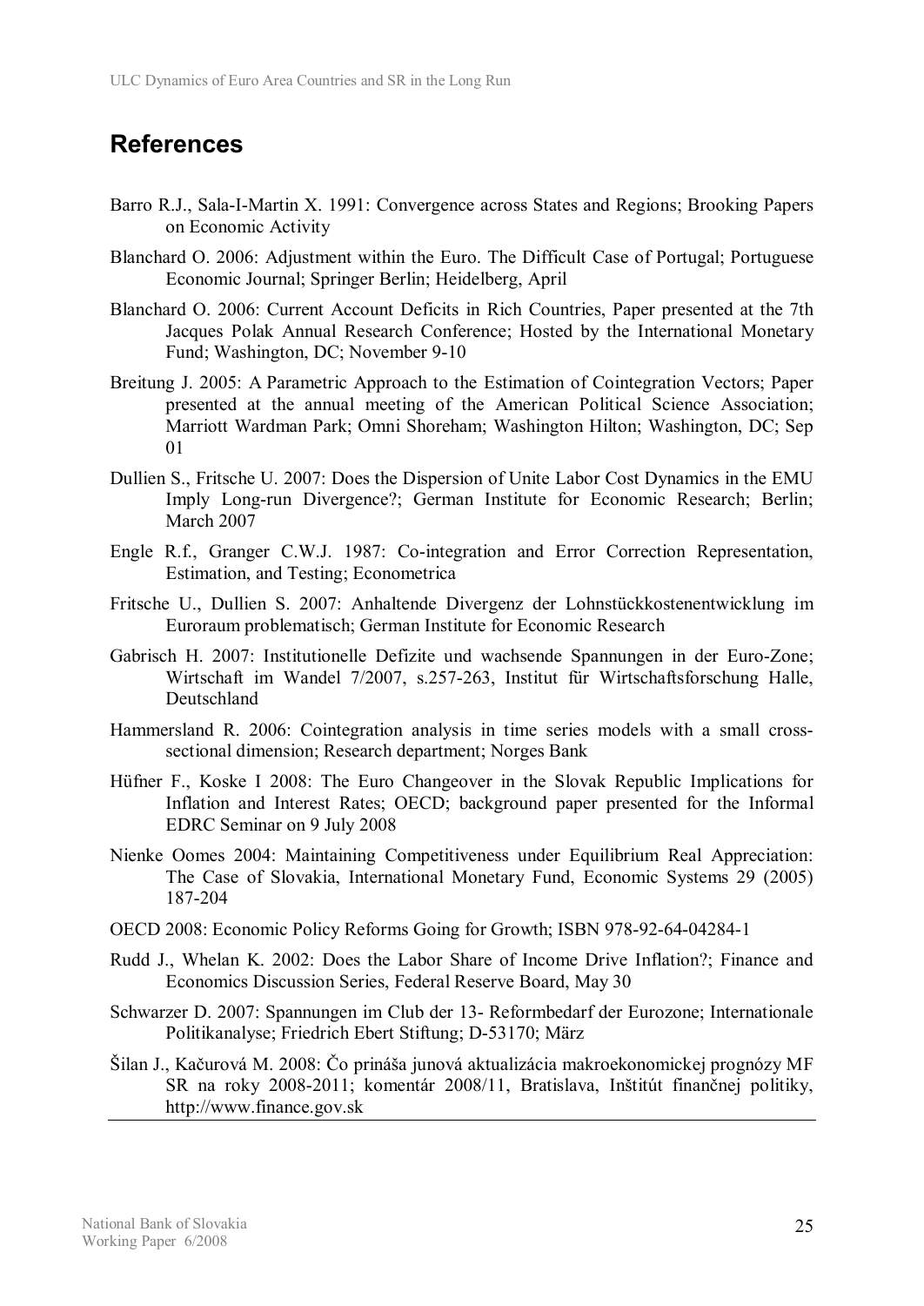# References

Barro R.J., Sala-I-Martin X. 1991: Convergence across States and Regions; Brooking Papers on Economic Activity

Blanchard O. 2006: Adjustment within the Euro. The Difficult Case of Portugal; Portuguese Economic Journal; Springer Berlin; Heidelberg, April

Blanchard O. 2006: Current Account Deficits in Rich Countries, Paper presented at the 7th Jacques Polak Annual Research Conference; Hosted by the International Monetary Fund; Washington, DC; November 9-10

Breitung J. 2005: A Parametric Approach to the Estimation of Cointegration Vectors; Paper presented at the annual meeting of the American Political Science Association; Marriott Wardman Park; Omni Shoreham; Washington Hilton; Washington, DC; Sep 01

Dullien S., Fritsche U. 2007: Does the Dispersion of Unite Labor Cost Dynamics in the EMU Imply Long-run Divergence?; German Institute for Economic Research; Berlin; March 2007

Engle R.f., Granger C.W.J. 1987: Co-integration and Error Correction Representation, Estimation, and Testing; Econometrica

Fritsche U., Dullien S. 2007: Anhaltende Divergenz der Lohnstückkostenentwicklung im Euroraum problematisch; German Institute for Economic Research

Gabrisch H. 2007: Institutionelle Defizite und wachsende Spannungen in der Euro-Zone; Wirtschaft im Wandel 7/2007, s.257-263, Institut für Wirtschaftsforschung Halle, Deutschland

Hammersland R. 2006: Cointegration analysis in time series models with a small cross-sectional dimension; Research department; Norges Bank

Hüfner F., Koske I 2008: The Euro Changeover in the Slovak Republic Implications for Inflation and Interest Rates; OECD; background paper presented for the Informal EDRC Seminar on 9 July 2008

Nienke Oomes 2004: Maintaining Competitiveness under Equilibrium Real Appreciation: The Case of Slovakia, International Monetary Fund, Economic Systems 29 (2005) 187-204

OECD 2008: Economic Policy Reforms Going for Growth; ISBN 978-92-64-04284-1

Rudd J., Whelan K. 2002: Does the Labor Share of Income Drive Inflation?; Finance and Economics Discussion Series, Federal Reserve Board, May 30

Schwarzer D. 2007: Spannungen im Club der 13- Reformbedarf der Eurozone; Internationale Politikanalyse; Friedrich Ebert Stiftung; D-53170; März

Šilan J., Kačurová M. 2008: Čo prináša junová aktualizácia makroekonomickej prognózy MF SR na roky 2008-2011; komentár 2008/11, Bratislava, Inštitút finančnej politiky, http://www.finance.gov.sk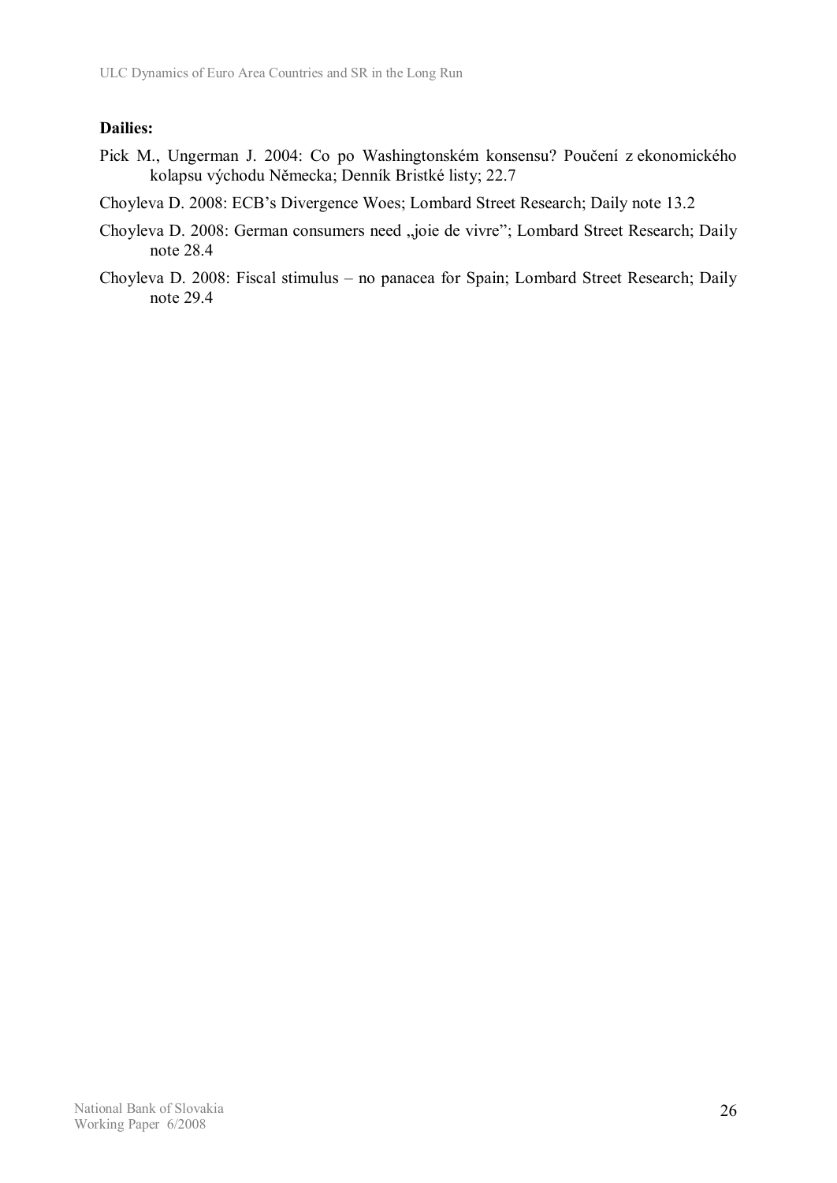**Dailies:**

Pick M., Ungerman J. 2004: Co po Washingtonském konsensu? Poučení z ekonomického kolapsu východu Německa; Denník Bristké listy; 22.7

Choyleva D. 2008: ECB's Divergence Woes; Lombard Street Research; Daily note 13.2

Choyleva D. 2008: German consumers need „joie de vivre"; Lombard Street Research; Daily note 28.4

Choyleva D. 2008: Fiscal stimulus – no panacea for Spain; Lombard Street Research; Daily note 29.4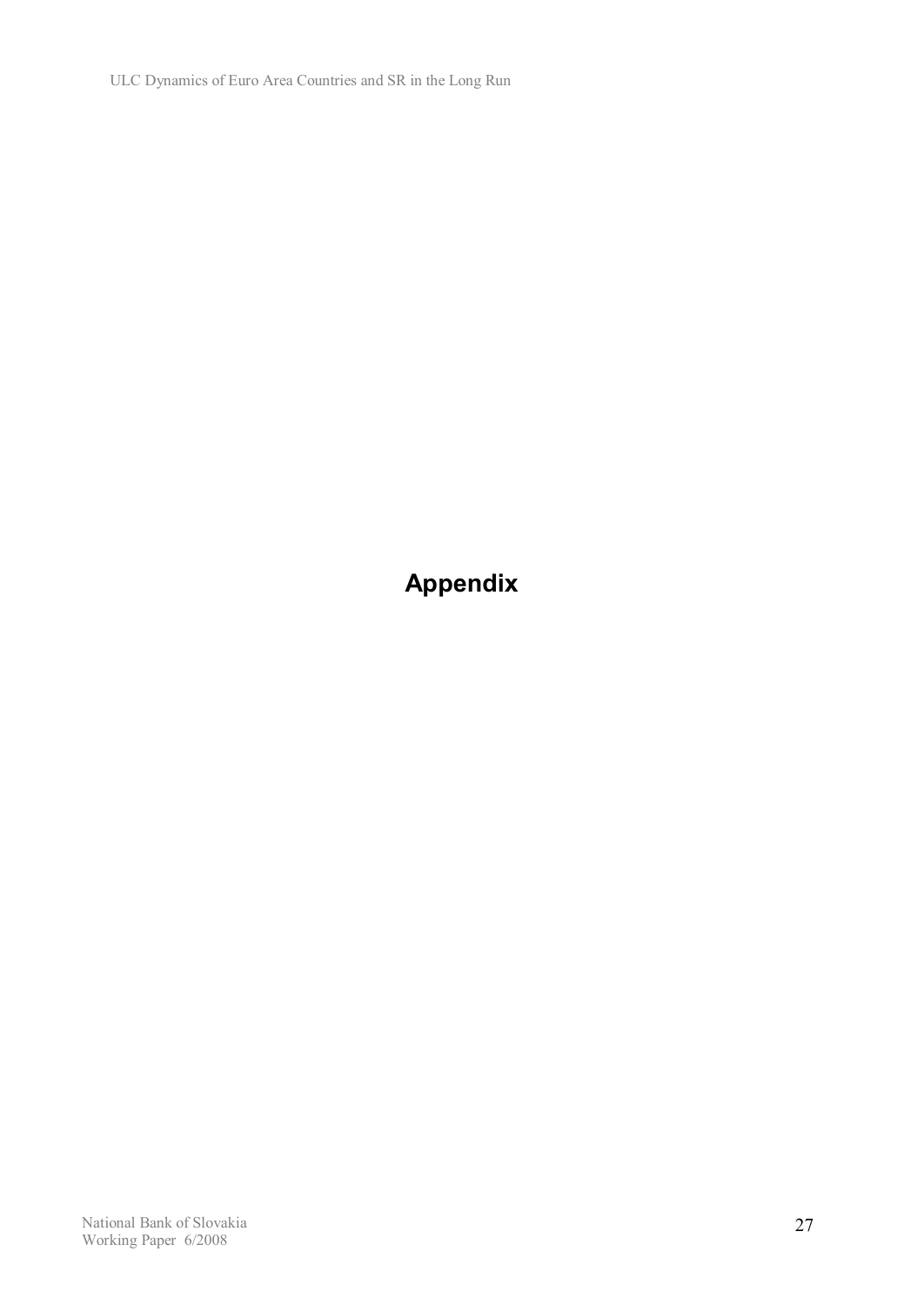# Appendix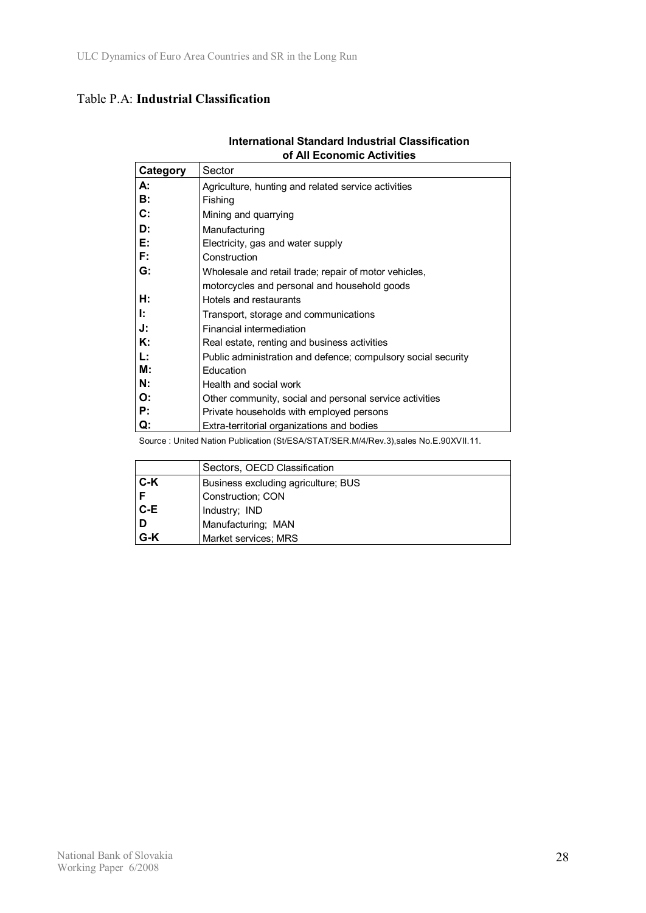Table P.A: **Industrial Classification**

**International Standard Industrial Classification of All Economic Activities**

| Category | Sector |
|---|---|
| **A:** | Agriculture, hunting and related service activities |
| **B:** | Fishing |
| **C:** | Mining and quarrying |
| **D:** | Manufacturing |
| **E:** | Electricity, gas and water supply |
| **F:** | Construction |
| **G:** | Wholesale and retail trade; repair of motor vehicles, motorcycles and personal and household goods |
| **H:** | Hotels and restaurants |
| **I:** | Transport, storage and communications |
| **J:** | Financial intermediation |
| **K:** | Real estate, renting and business activities |
| **L:** | Public administration and defence; compulsory social security |
| **M:** | Education |
| **N:** | Health and social work |
| **O:** | Other community, social and personal service activities |
| **P:** | Private households with employed persons |
| **Q:** | Extra-territorial organizations and bodies |

Source : United Nation Publication (St/ESA/STAT/SER.M/4/Rev.3),sales No.E.90XVII.11.

| | Sectors, OECD Classification |
|---|---|
| **C-K** | Business excluding agriculture; BUS |
| **F** | Construction; CON |
| **C-E** | Industry; IND |
| **D** | Manufacturing; MAN |
| **G-K** | Market services; MRS |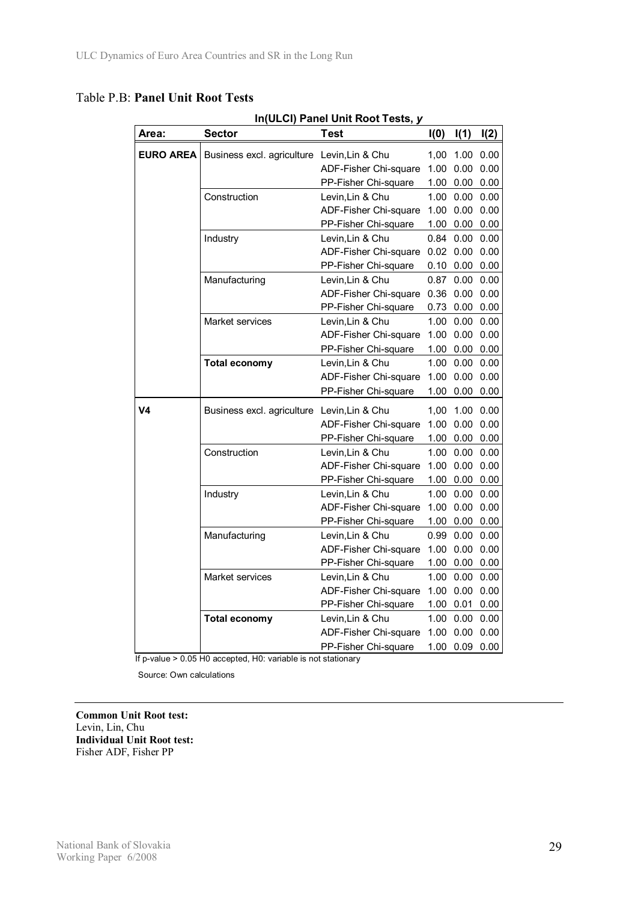Table P.B: **Panel Unit Root Tests**

**ln(ULCI) Panel Unit Root Tests, *y***

| Area: | Sector | Test | I(0) | I(1) | I(2) |
|---|---|---|---|---|---|
| **EURO AREA** | Business excl. agriculture | Levin,Lin & Chu | 1,00 | 1.00 | 0.00 |
| | | ADF-Fisher Chi-square | 1.00 | 0.00 | 0.00 |
| | | PP-Fisher Chi-square | 1.00 | 0.00 | 0.00 |
| | Construction | Levin,Lin & Chu | 1.00 | 0.00 | 0.00 |
| | | ADF-Fisher Chi-square | 1.00 | 0.00 | 0.00 |
| | | PP-Fisher Chi-square | 1.00 | 0.00 | 0.00 |
| | Industry | Levin,Lin & Chu | 0.84 | 0.00 | 0.00 |
| | | ADF-Fisher Chi-square | 0.02 | 0.00 | 0.00 |
| | | PP-Fisher Chi-square | 0.10 | 0.00 | 0.00 |
| | Manufacturing | Levin,Lin & Chu | 0.87 | 0.00 | 0.00 |
| | | ADF-Fisher Chi-square | 0.36 | 0.00 | 0.00 |
| | | PP-Fisher Chi-square | 0.73 | 0.00 | 0.00 |
| | Market services | Levin,Lin & Chu | 1.00 | 0.00 | 0.00 |
| | | ADF-Fisher Chi-square | 1.00 | 0.00 | 0.00 |
| | | PP-Fisher Chi-square | 1.00 | 0.00 | 0.00 |
| | **Total economy** | Levin,Lin & Chu | 1.00 | 0.00 | 0.00 |
| | | ADF-Fisher Chi-square | 1.00 | 0.00 | 0.00 |
| | | PP-Fisher Chi-square | 1.00 | 0.00 | 0.00 |
| **V4** | Business excl. agriculture | Levin,Lin & Chu | 1,00 | 1.00 | 0.00 |
| | | ADF-Fisher Chi-square | 1.00 | 0.00 | 0.00 |
| | | PP-Fisher Chi-square | 1.00 | 0.00 | 0.00 |
| | Construction | Levin,Lin & Chu | 1.00 | 0.00 | 0.00 |
| | | ADF-Fisher Chi-square | 1.00 | 0.00 | 0.00 |
| | | PP-Fisher Chi-square | 1.00 | 0.00 | 0.00 |
| | Industry | Levin,Lin & Chu | 1.00 | 0.00 | 0.00 |
| | | ADF-Fisher Chi-square | 1.00 | 0.00 | 0.00 |
| | | PP-Fisher Chi-square | 1.00 | 0.00 | 0.00 |
| | Manufacturing | Levin,Lin & Chu | 0.99 | 0.00 | 0.00 |
| | | ADF-Fisher Chi-square | 1.00 | 0.00 | 0.00 |
| | | PP-Fisher Chi-square | 1.00 | 0.00 | 0.00 |
| | Market services | Levin,Lin & Chu | 1.00 | 0.00 | 0.00 |
| | | ADF-Fisher Chi-square | 1.00 | 0.00 | 0.00 |
| | | PP-Fisher Chi-square | 1.00 | 0.01 | 0.00 |
| | **Total economy** | Levin,Lin & Chu | 1.00 | 0.00 | 0.00 |
| | | ADF-Fisher Chi-square | 1.00 | 0.00 | 0.00 |
| | | PP-Fisher Chi-square | 1.00 | 0.09 | 0.00 |

If p-value > 0.05 H0 accepted, H0: variable is not stationary

Source: Own calculations

**Common Unit Root test:**
Levin, Lin, Chu
**Individual Unit Root test:**
Fisher ADF, Fisher PP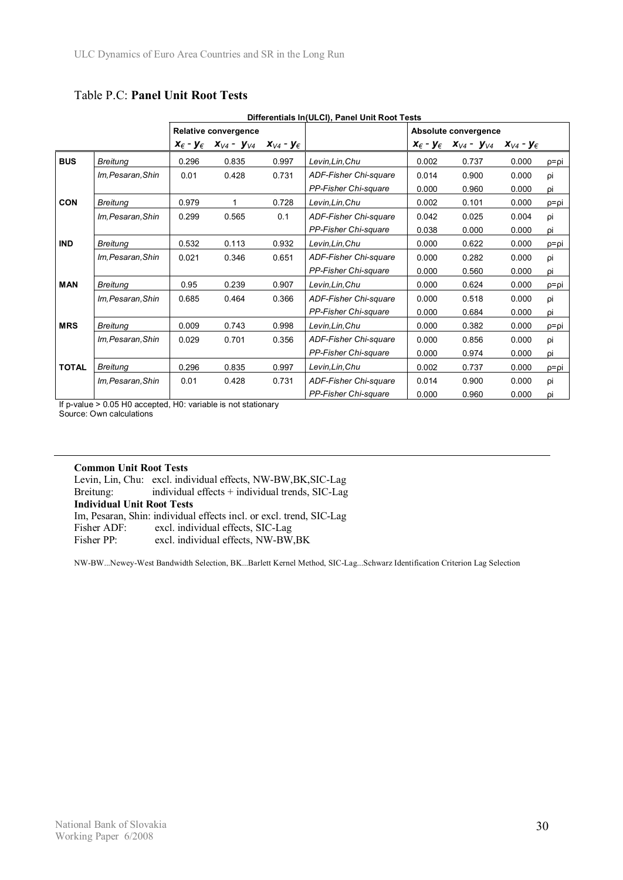## Table P.C: **Panel Unit Root Tests**

| | | Differentials ln(ULCI), Panel Unit Root Tests | | | | | | | |
|---|---|---|---|---|---|---|---|---|---|
| | | Relative convergence | | | | Absolute convergence | | | |
| | | $x_{€} - y_{€}$ | $x_{V4} - y_{V4}$ | $x_{V4} - y_{€}$ | | $x_{€} - y_{€}$ | $x_{V4} - y_{V4}$ | $x_{V4} - y_{€}$ | |
| **BUS** | *Breitung* | 0.296 | 0.835 | 0.997 | *Levin,Lin,Chu* | 0.002 | 0.737 | 0.000 | ρ=ρi |
| | *Im,Pesaran,Shin* | 0.01 | 0.428 | 0.731 | *ADF-Fisher Chi-square* | 0.014 | 0.900 | 0.000 | ρi |
| | | | | | *PP-Fisher Chi-square* | 0.000 | 0.960 | 0.000 | ρi |
| **CON** | *Breitung* | 0.979 | 1 | 0.728 | *Levin,Lin,Chu* | 0.002 | 0.101 | 0.000 | ρ=ρi |
| | *Im,Pesaran,Shin* | 0.299 | 0.565 | 0.1 | *ADF-Fisher Chi-square* | 0.042 | 0.025 | 0.004 | ρi |
| | | | | | *PP-Fisher Chi-square* | 0.038 | 0.000 | 0.000 | ρi |
| **IND** | *Breitung* | 0.532 | 0.113 | 0.932 | *Levin,Lin,Chu* | 0.000 | 0.622 | 0.000 | ρ=ρi |
| | *Im,Pesaran,Shin* | 0.021 | 0.346 | 0.651 | *ADF-Fisher Chi-square* | 0.000 | 0.282 | 0.000 | ρi |
| | | | | | *PP-Fisher Chi-square* | 0.000 | 0.560 | 0.000 | ρi |
| **MAN** | *Breitung* | 0.95 | 0.239 | 0.907 | *Levin,Lin,Chu* | 0.000 | 0.624 | 0.000 | ρ=ρi |
| | *Im,Pesaran,Shin* | 0.685 | 0.464 | 0.366 | *ADF-Fisher Chi-square* | 0.000 | 0.518 | 0.000 | ρi |
| | | | | | *PP-Fisher Chi-square* | 0.000 | 0.684 | 0.000 | ρi |
| **MRS** | *Breitung* | 0.009 | 0.743 | 0.998 | *Levin,Lin,Chu* | 0.000 | 0.382 | 0.000 | ρ=ρi |
| | *Im,Pesaran,Shin* | 0.029 | 0.701 | 0.356 | *ADF-Fisher Chi-square* | 0.000 | 0.856 | 0.000 | ρi |
| | | | | | *PP-Fisher Chi-square* | 0.000 | 0.974 | 0.000 | ρi |
| **TOTAL** | *Breitung* | 0.296 | 0.835 | 0.997 | *Levin,Lin,Chu* | 0.002 | 0.737 | 0.000 | ρ=ρi |
| | *Im,Pesaran,Shin* | 0.01 | 0.428 | 0.731 | *ADF-Fisher Chi-square* | 0.014 | 0.900 | 0.000 | ρi |
| | | | | | *PP-Fisher Chi-square* | 0.000 | 0.960 | 0.000 | ρi |

If p-value > 0.05 H0 accepted, H0: variable is not stationary
Source: Own calculations

**Common Unit Root Tests**
Levin, Lin, Chu: excl. individual effects, NW-BW,BK,SIC-Lag
Breitung: individual effects + individual trends, SIC-Lag
**Individual Unit Root Tests**
Im, Pesaran, Shin: individual effects incl. or excl. trend, SIC-Lag
Fisher ADF: excl. individual effects, SIC-Lag
Fisher PP: excl. individual effects, NW-BW,BK

NW-BW...Newey-West Bandwidth Selection, BK...Barlett Kernel Method, SIC-Lag...Schwarz Identification Criterion Lag Selection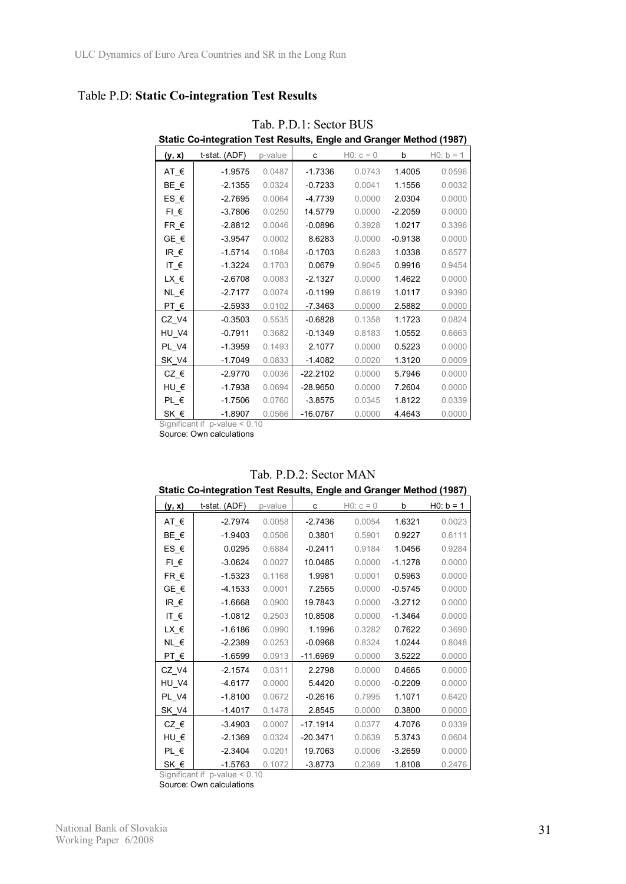## Table P.D: **Static Co-integration Test Results**

Tab. P.D.1: Sector BUS

**Static Co-integration Test Results, Engle and Granger Method (1987)**

| (y, x) | t-stat. (ADF) | p-value | c | H0: c = 0 | b | H0: b = 1 |
|---|---|---|---|---|---|---|
| AT_€ | -1.9575 | 0.0487 | -1.7336 | 0.0743 | 1.4005 | 0.0596 |
| BE_€ | -2.1355 | 0.0324 | -0.7233 | 0.0041 | 1.1556 | 0.0032 |
| ES_€ | -2.7695 | 0.0064 | -4.7739 | 0.0000 | 2.0304 | 0.0000 |
| FI_€ | -3.7806 | 0.0250 | 14.5779 | 0.0000 | -2.2059 | 0.0000 |
| FR_€ | -2.8812 | 0.0046 | -0.0896 | 0.3928 | 1.0217 | 0.3396 |
| GE_€ | -3.9547 | 0.0002 | 8.6283 | 0.0000 | -0.9138 | 0.0000 |
| IR_€ | -1.5714 | 0.1084 | -0.1703 | 0.6283 | 1.0338 | 0.6577 |
| IT_€ | -1.3224 | 0.1703 | 0.0679 | 0.9045 | 0.9916 | 0.9454 |
| LX_€ | -2.6708 | 0.0083 | -2.1327 | 0.0000 | 1.4622 | 0.0000 |
| NL_€ | -2.7177 | 0.0074 | -0.1199 | 0.8619 | 1.0117 | 0.9390 |
| PT_€ | -2.5933 | 0.0102 | -7.3463 | 0.0000 | 2.5882 | 0.0000 |
| CZ_V4 | -0.3503 | 0.5535 | -0.6828 | 0.1358 | 1.1723 | 0.0824 |
| HU_V4 | -0.7911 | 0.3682 | -0.1349 | 0.8183 | 1.0552 | 0.6663 |
| PL_V4 | -1.3959 | 0.1493 | 2.1077 | 0.0000 | 0.5223 | 0.0000 |
| SK_V4 | -1.7049 | 0.0833 | -1.4082 | 0.0020 | 1.3120 | 0.0009 |
| CZ_€ | -2.9770 | 0.0036 | -22.2102 | 0.0000 | 5.7946 | 0.0000 |
| HU_€ | -1.7938 | 0.0694 | -28.9650 | 0.0000 | 7.2604 | 0.0000 |
| PL_€ | -1.7506 | 0.0760 | -3.8575 | 0.0345 | 1.8122 | 0.0339 |
| SK_€ | -1.8907 | 0.0566 | -16.0767 | 0.0000 | 4.4643 | 0.0000 |

Significant if p-value < 0.10

Source: Own calculations

Tab. P.D.2: Sector MAN

**Static Co-integration Test Results, Engle and Granger Method (1987)**

| (y, x) | t-stat. (ADF) | p-value | c | H0: c = 0 | b | H0: b = 1 |
|---|---|---|---|---|---|---|
| AT_€ | -2.7974 | 0.0058 | -2.7436 | 0.0054 | 1.6321 | 0.0023 |
| BE_€ | -1.9403 | 0.0506 | 0.3801 | 0.5901 | 0.9227 | 0.6111 |
| ES_€ | 0.0295 | 0.6884 | -0.2411 | 0.9184 | 1.0456 | 0.9284 |
| FI_€ | -3.0624 | 0.0027 | 10.0485 | 0.0000 | -1.1278 | 0.0000 |
| FR_€ | -1.5323 | 0.1168 | 1.9981 | 0.0001 | 0.5963 | 0.0000 |
| GE_€ | -4.1533 | 0.0001 | 7.2565 | 0.0000 | -0.5745 | 0.0000 |
| IR_€ | -1.6668 | 0.0900 | 19.7843 | 0.0000 | -3.2712 | 0.0000 |
| IT_€ | -1.0812 | 0.2503 | 10.8508 | 0.0000 | -1.3464 | 0.0000 |
| LX_€ | -1.6186 | 0.0990 | 1.1996 | 0.3282 | 0.7622 | 0.3690 |
| NL_€ | -2.2389 | 0.0253 | -0.0968 | 0.8324 | 1.0244 | 0.8048 |
| PT_€ | -1.6599 | 0.0913 | -11.6969 | 0.0000 | 3.5222 | 0.0000 |
| CZ_V4 | -2.1574 | 0.0311 | 2.2798 | 0.0000 | 0.4665 | 0.0000 |
| HU_V4 | -4.6177 | 0.0000 | 5.4420 | 0.0000 | -0.2209 | 0.0000 |
| PL_V4 | -1.8100 | 0.0672 | -0.2616 | 0.7995 | 1.1071 | 0.6420 |
| SK_V4 | -1.4017 | 0.1478 | 2.8545 | 0.0000 | 0.3800 | 0.0000 |
| CZ_€ | -3.4903 | 0.0007 | -17.1914 | 0.0377 | 4.7076 | 0.0339 |
| HU_€ | -2.1369 | 0.0324 | -20.3471 | 0.0639 | 5.3743 | 0.0604 |
| PL_€ | -2.3404 | 0.0201 | 19.7063 | 0.0006 | -3.2659 | 0.0000 |
| SK_€ | -1.5763 | 0.1072 | -3.8773 | 0.2369 | 1.8108 | 0.2476 |

Significant if p-value < 0.10

Source: Own calculations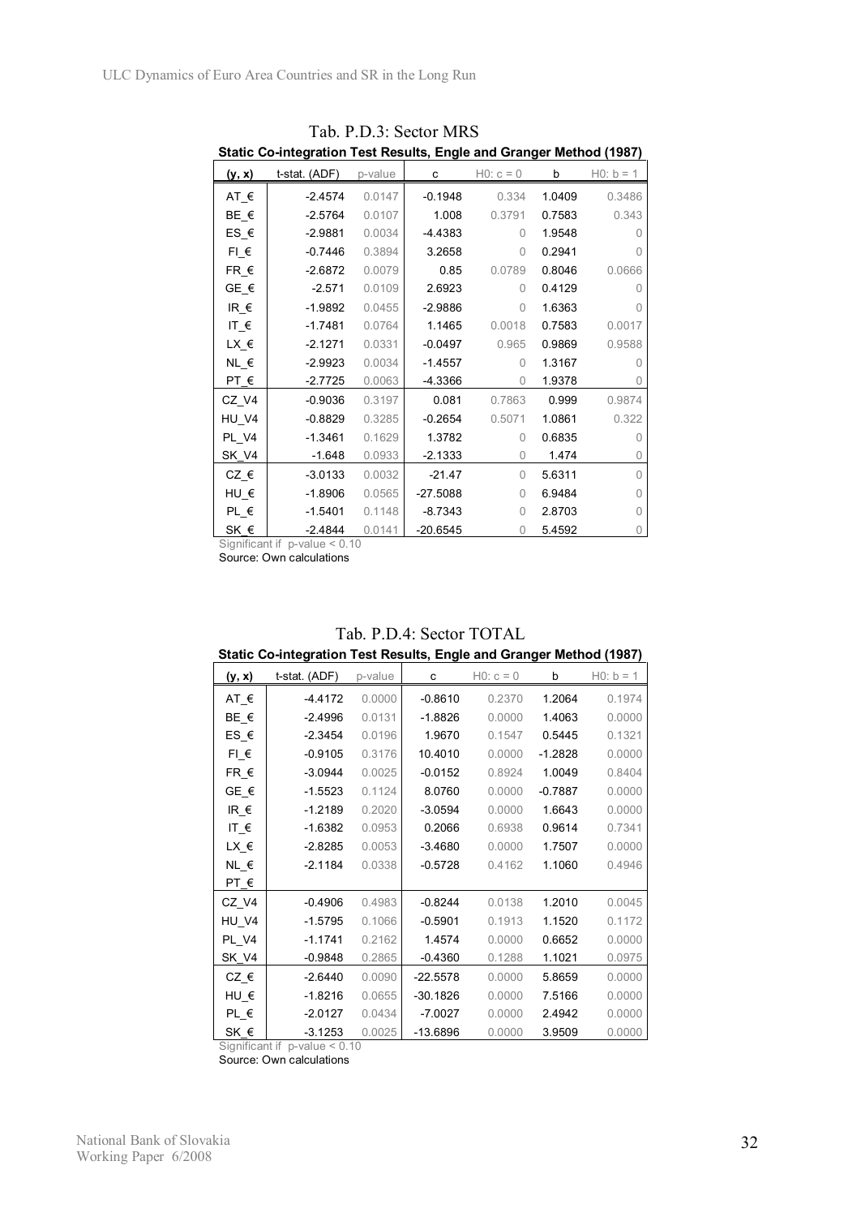Tab. P.D.3: Sector MRS

**Static Co-integration Test Results, Engle and Granger Method (1987)**

| (y, x) | t-stat. (ADF) | p-value | c | H0: c = 0 | b | H0: b = 1 |
|---|---|---|---|---|---|---|
| AT_€ | -2.4574 | 0.0147 | -0.1948 | 0.334 | 1.0409 | 0.3486 |
| BE_€ | -2.5764 | 0.0107 | 1.008 | 0.3791 | 0.7583 | 0.343 |
| ES_€ | -2.9881 | 0.0034 | -4.4383 | 0 | 1.9548 | 0 |
| FI_€ | -0.7446 | 0.3894 | 3.2658 | 0 | 0.2941 | 0 |
| FR_€ | -2.6872 | 0.0079 | 0.85 | 0.0789 | 0.8046 | 0.0666 |
| GE_€ | -2.571 | 0.0109 | 2.6923 | 0 | 0.4129 | 0 |
| IR_€ | -1.9892 | 0.0455 | -2.9886 | 0 | 1.6363 | 0 |
| IT_€ | -1.7481 | 0.0764 | 1.1465 | 0.0018 | 0.7583 | 0.0017 |
| LX_€ | -2.1271 | 0.0331 | -0.0497 | 0.965 | 0.9869 | 0.9588 |
| NL_€ | -2.9923 | 0.0034 | -1.4557 | 0 | 1.3167 | 0 |
| PT_€ | -2.7725 | 0.0063 | -4.3366 | 0 | 1.9378 | 0 |
| CZ_V4 | -0.9036 | 0.3197 | 0.081 | 0.7863 | 0.999 | 0.9874 |
| HU_V4 | -0.8829 | 0.3285 | -0.2654 | 0.5071 | 1.0861 | 0.322 |
| PL_V4 | -1.3461 | 0.1629 | 1.3782 | 0 | 0.6835 | 0 |
| SK_V4 | -1.648 | 0.0933 | -2.1333 | 0 | 1.474 | 0 |
| CZ_€ | -3.0133 | 0.0032 | -21.47 | 0 | 5.6311 | 0 |
| HU_€ | -1.8906 | 0.0565 | -27.5088 | 0 | 6.9484 | 0 |
| PL_€ | -1.5401 | 0.1148 | -8.7343 | 0 | 2.8703 | 0 |
| SK_€ | -2.4844 | 0.0141 | -20.6545 | 0 | 5.4592 | 0 |

Significant if p-value < 0.10

Source: Own calculations

Tab. P.D.4: Sector TOTAL

**Static Co-integration Test Results, Engle and Granger Method (1987)**

| (y, x) | t-stat. (ADF) | p-value | c | H0: c = 0 | b | H0: b = 1 |
|---|---|---|---|---|---|---|
| AT_€ | -4.4172 | 0.0000 | -0.8610 | 0.2370 | 1.2064 | 0.1974 |
| BE_€ | -2.4996 | 0.0131 | -1.8826 | 0.0000 | 1.4063 | 0.0000 |
| ES_€ | -2.3454 | 0.0196 | 1.9670 | 0.1547 | 0.5445 | 0.1321 |
| FI_€ | -0.9105 | 0.3176 | 10.4010 | 0.0000 | -1.2828 | 0.0000 |
| FR_€ | -3.0944 | 0.0025 | -0.0152 | 0.8924 | 1.0049 | 0.8404 |
| GE_€ | -1.5523 | 0.1124 | 8.0760 | 0.0000 | -0.7887 | 0.0000 |
| IR_€ | -1.2189 | 0.2020 | -3.0594 | 0.0000 | 1.6643 | 0.0000 |
| IT_€ | -1.6382 | 0.0953 | 0.2066 | 0.6938 | 0.9614 | 0.7341 |
| LX_€ | -2.8285 | 0.0053 | -3.4680 | 0.0000 | 1.7507 | 0.0000 |
| NL_€ | -2.1184 | 0.0338 | -0.5728 | 0.4162 | 1.1060 | 0.4946 |
| PT_€ | | | | | | |
| CZ_V4 | -0.4906 | 0.4983 | -0.8244 | 0.0138 | 1.2010 | 0.0045 |
| HU_V4 | -1.5795 | 0.1066 | -0.5901 | 0.1913 | 1.1520 | 0.1172 |
| PL_V4 | -1.1741 | 0.2162 | 1.4574 | 0.0000 | 0.6652 | 0.0000 |
| SK_V4 | -0.9848 | 0.2865 | -0.4360 | 0.1288 | 1.1021 | 0.0975 |
| CZ_€ | -2.6440 | 0.0090 | -22.5578 | 0.0000 | 5.8659 | 0.0000 |
| HU_€ | -1.8216 | 0.0655 | -30.1826 | 0.0000 | 7.5166 | 0.0000 |
| PL_€ | -2.0127 | 0.0434 | -7.0027 | 0.0000 | 2.4942 | 0.0000 |
| SK_€ | -3.1253 | 0.0025 | -13.6896 | 0.0000 | 3.9509 | 0.0000 |

Significant if p-value < 0.10

Source: Own calculations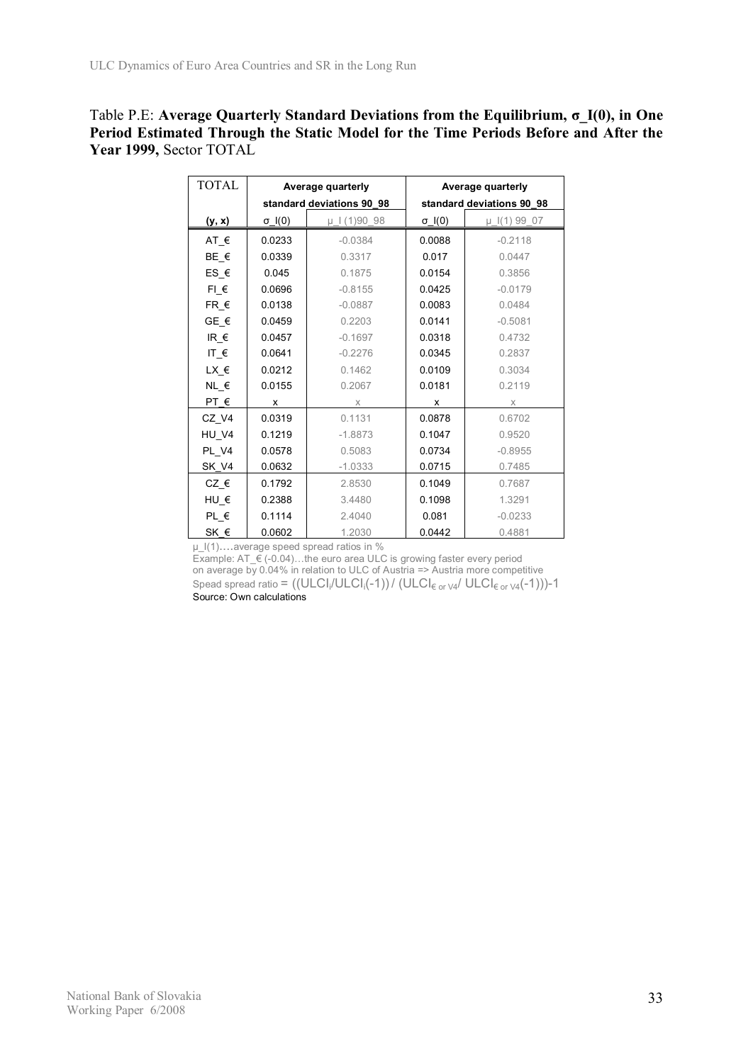Table P.E: **Average Quarterly Standard Deviations from the Equilibrium, σ_I(0), in One Period Estimated Through the Static Model for the Time Periods Before and After the Year 1999,** Sector TOTAL

| TOTAL | Average quarterly standard deviations 90_98 | | Average quarterly standard deviations 90_98 | |
|---|---|---|---|---|
| **(y, x)** | σ_I(0) | μ_I (1)90_98 | σ_I(0) | μ_I(1) 99_07 |
| AT_€ | 0.0233 | -0.0384 | 0.0088 | -0.2118 |
| BE_€ | 0.0339 | 0.3317 | 0.017 | 0.0447 |
| ES_€ | 0.045 | 0.1875 | 0.0154 | 0.3856 |
| FI_€ | 0.0696 | -0.8155 | 0.0425 | -0.0179 |
| FR_€ | 0.0138 | -0.0887 | 0.0083 | 0.0484 |
| GE_€ | 0.0459 | 0.2203 | 0.0141 | -0.5081 |
| IR_€ | 0.0457 | -0.1697 | 0.0318 | 0.4732 |
| IT_€ | 0.0641 | -0.2276 | 0.0345 | 0.2837 |
| LX_€ | 0.0212 | 0.1462 | 0.0109 | 0.3034 |
| NL_€ | 0.0155 | 0.2067 | 0.0181 | 0.2119 |
| PT_€ | x | x | x | x |
| CZ_V4 | 0.0319 | 0.1131 | 0.0878 | 0.6702 |
| HU_V4 | 0.1219 | -1.8873 | 0.1047 | 0.9520 |
| PL_V4 | 0.0578 | 0.5083 | 0.0734 | -0.8955 |
| SK_V4 | 0.0632 | -1.0333 | 0.0715 | 0.7485 |
| CZ_€ | 0.1792 | 2.8530 | 0.1049 | 0.7687 |
| HU_€ | 0.2388 | 3.4480 | 0.1098 | 1.3291 |
| PL_€ | 0.1114 | 2.4040 | 0.081 | -0.0233 |
| SK_€ | 0.0602 | 1.2030 | 0.0442 | 0.4881 |

μ_I(1)….average speed spread ratios in %
Example: AT_€ (-0.04)…the euro area ULC is growing faster every period on average by 0.04% in relation to ULC of Austria => Austria more competitive
Spead spread ratio = $((ULCI_i/ULCI_i(-1)) / (ULCI_{\text{€ or V4}}/ ULCI_{\text{€ or V4}}(-1)))-1$
Source: Own calculations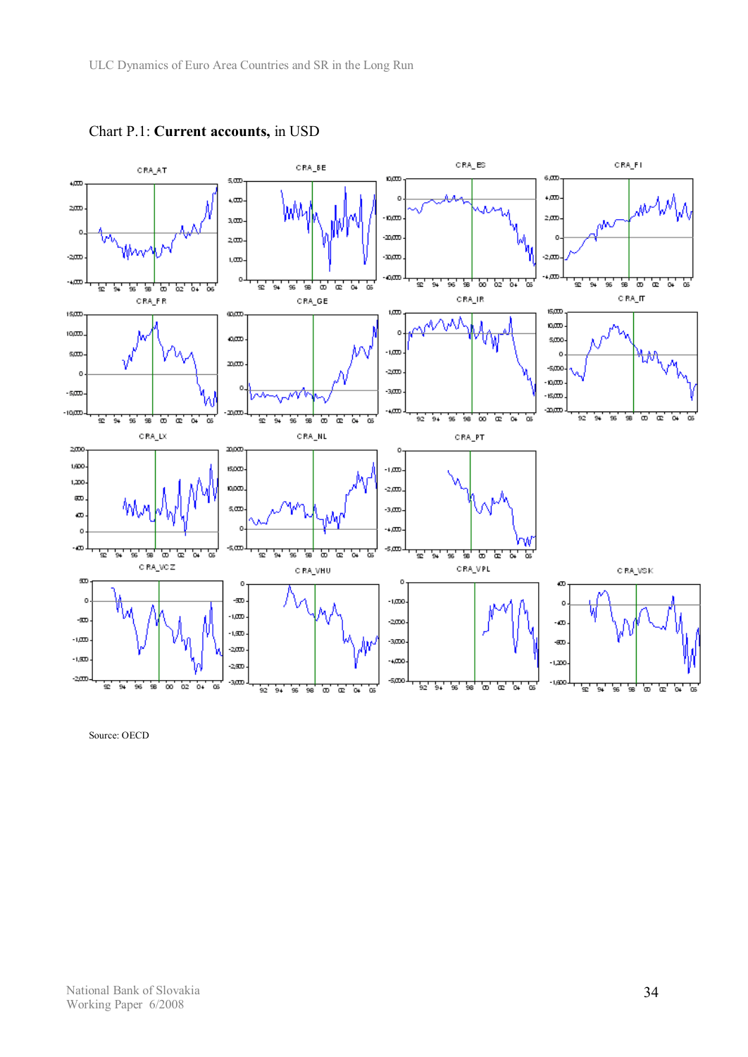Chart P.1: **Current accounts,** in USD

Source: OECD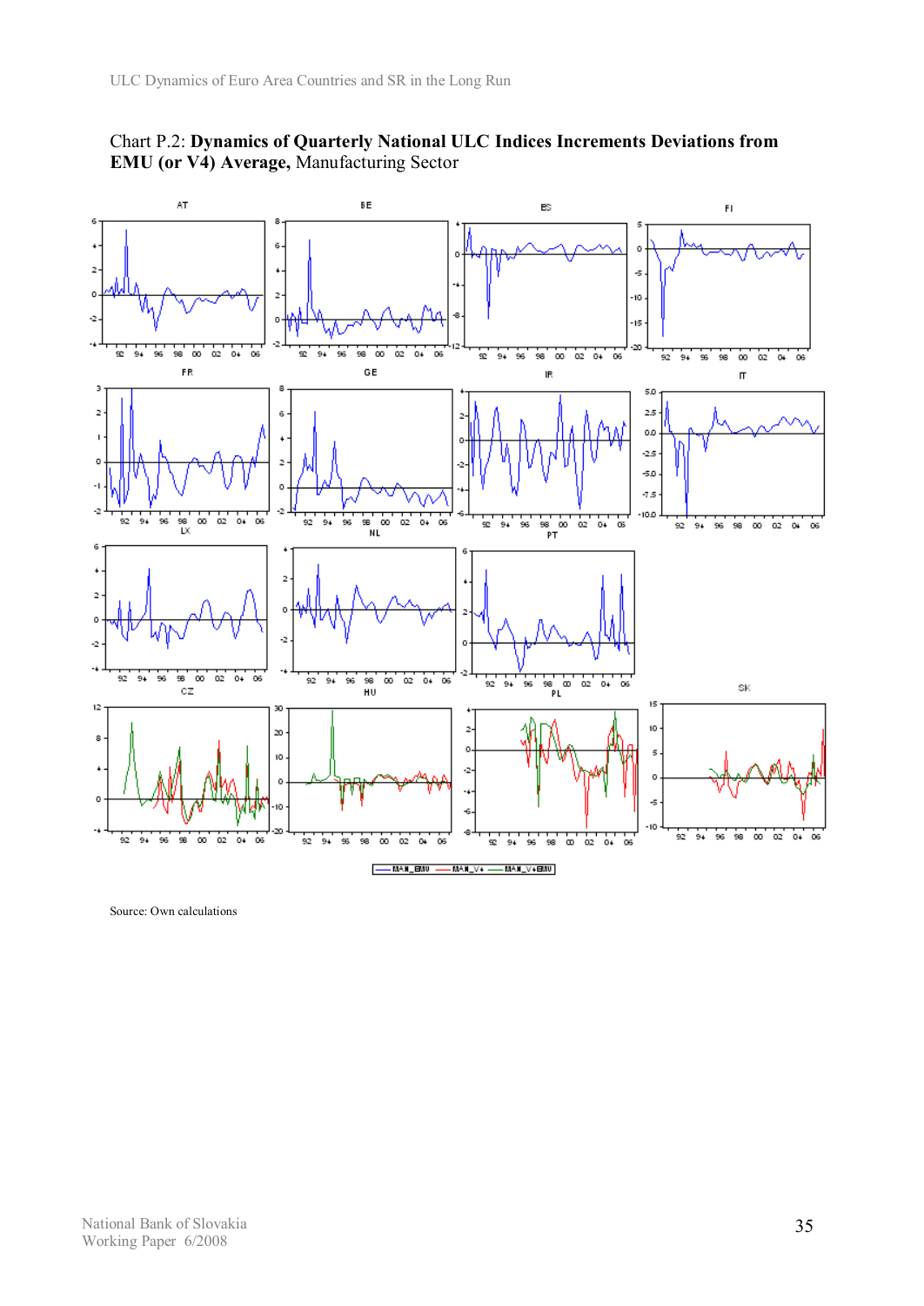Chart P.2: **Dynamics of Quarterly National ULC Indices Increments Deviations from EMU (or V4) Average,** Manufacturing Sector

Source: Own calculations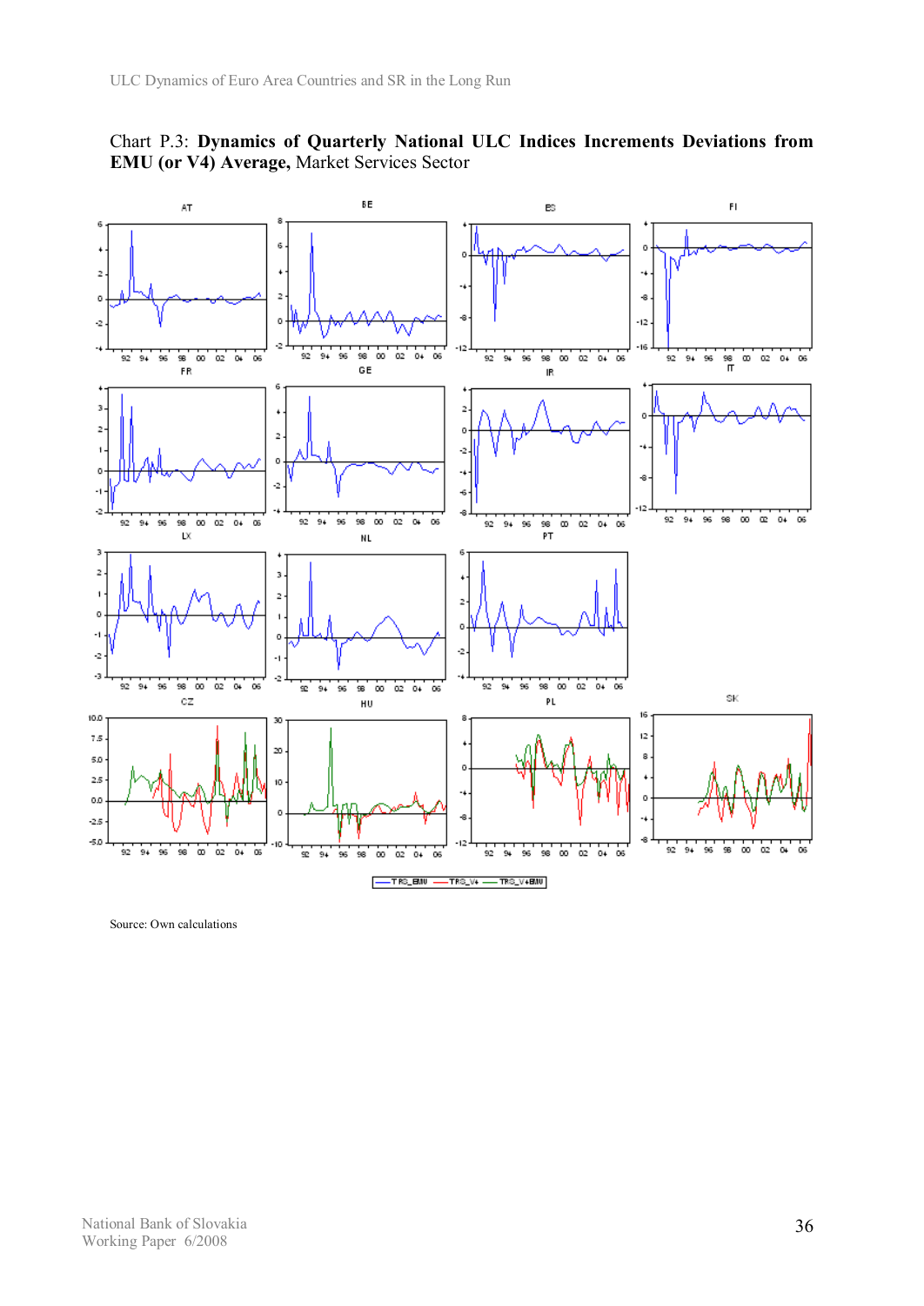Chart P.3: **Dynamics of Quarterly National ULC Indices Increments Deviations from EMU (or V4) Average,** Market Services Sector

Source: Own calculations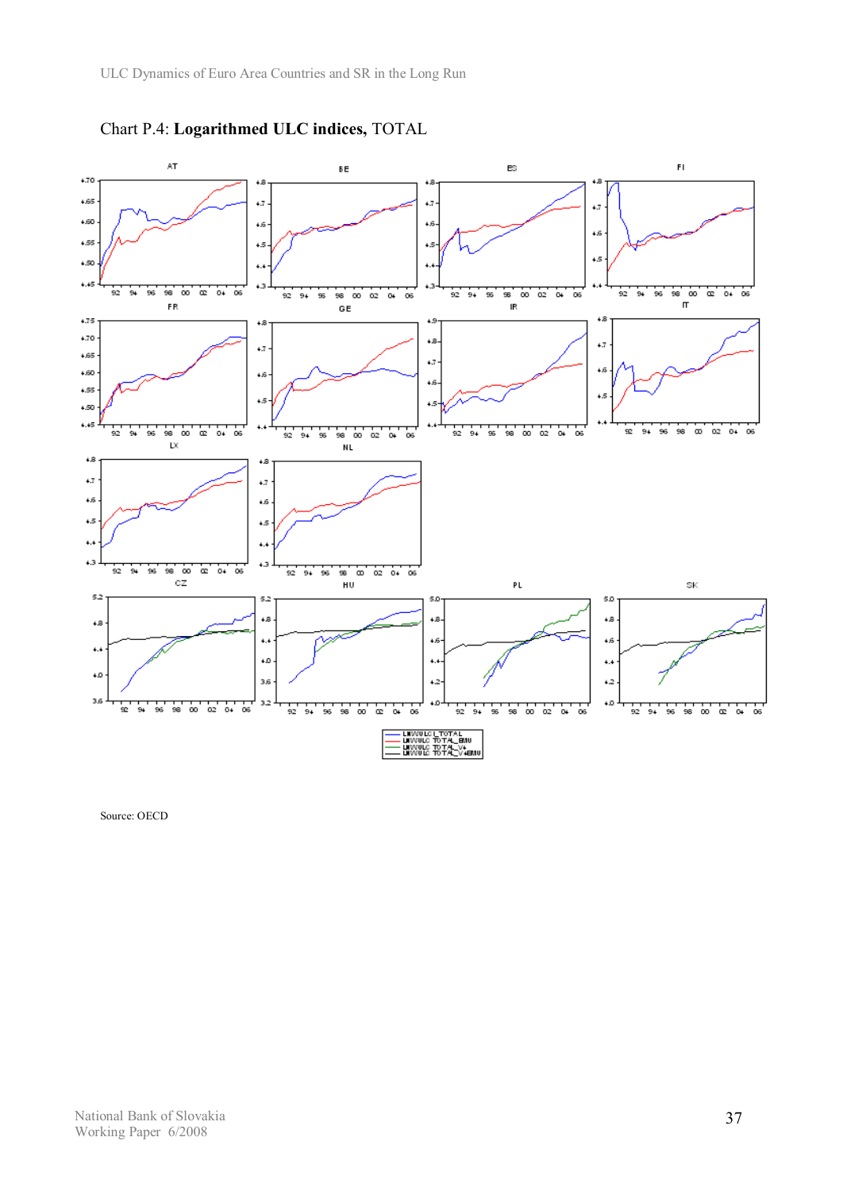Chart P.4: **Logarithmed ULC indices,** TOTAL

Source: OECD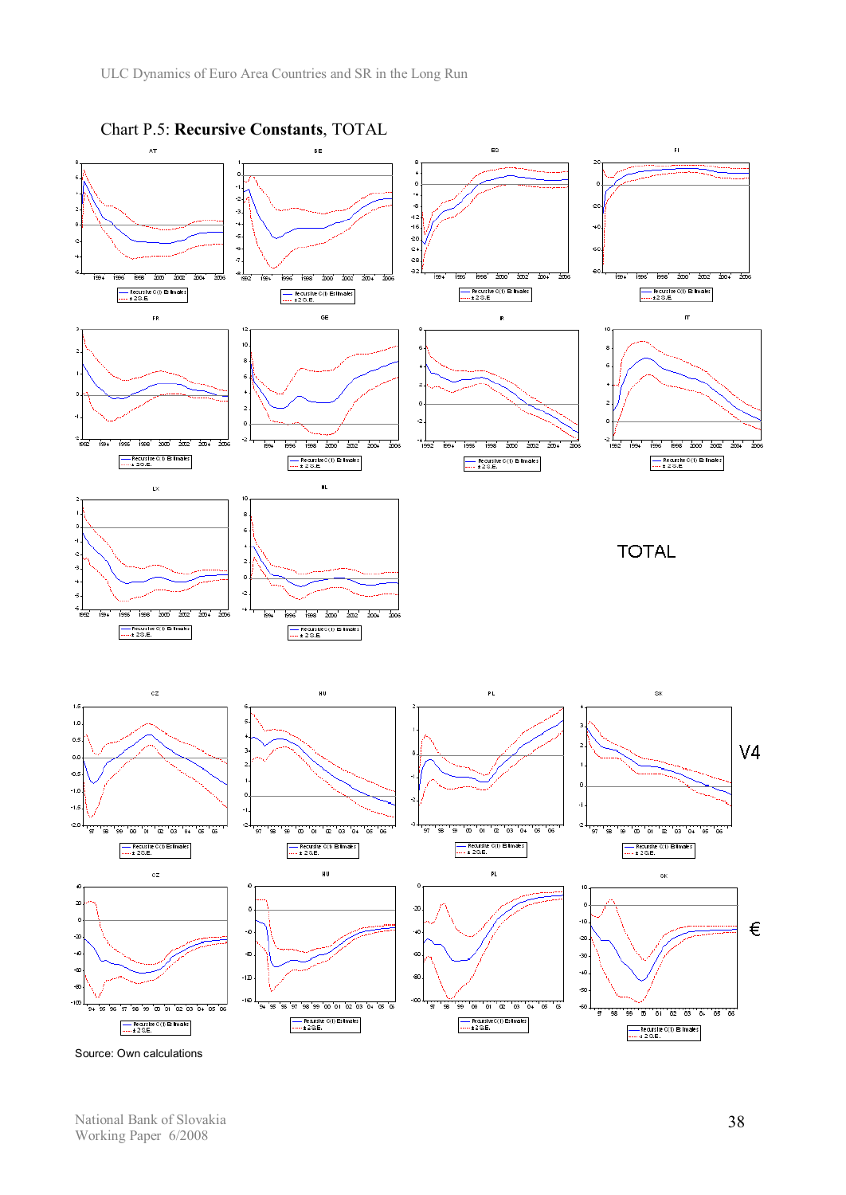Chart P.5: **Recursive Constants**, TOTAL

Source: Own calculations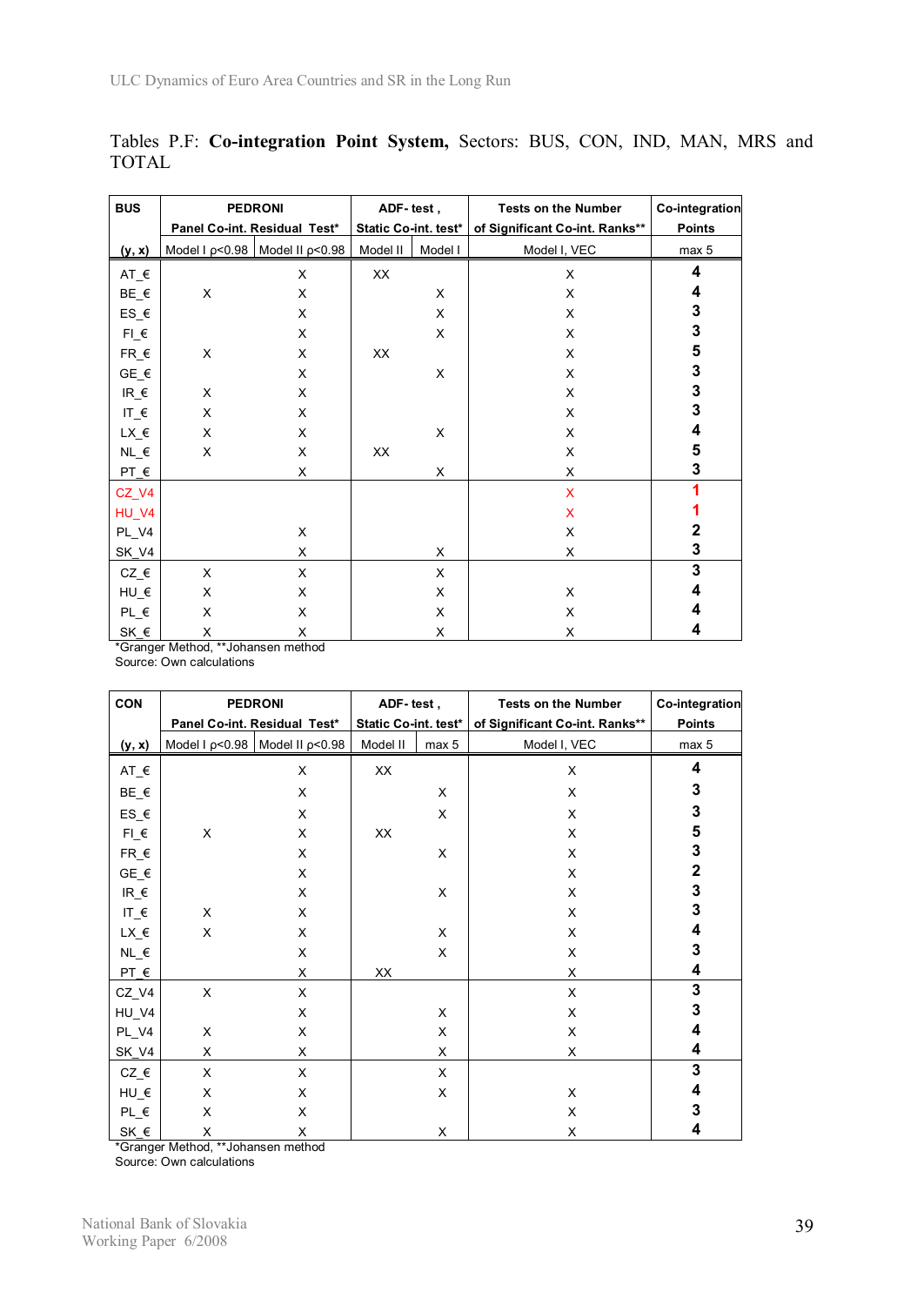Tables P.F: **Co-integration Point System,** Sectors: BUS, CON, IND, MAN, MRS and TOTAL

| BUS | PEDRONI Panel Co-int. Residual Test* | | ADF- test , Static Co-int. test* | | Tests on the Number of Significant Co-int. Ranks** | Co-integration Points |
|---|---|---|---|---|---|---|
| (y, x) | Model I ρ<0.98 | Model II ρ<0.98 | Model II | Model I | Model I, VEC | max 5 |
| AT_€ | | X | XX | | X | 4 |
| BE_€ | X | X | | X | X | 4 |
| ES_€ | | X | | X | X | 3 |
| FI_€ | | X | | X | X | 3 |
| FR_€ | X | X | XX | | X | 5 |
| GE_€ | | X | | X | X | 3 |
| IR_€ | X | X | | | X | 3 |
| IT_€ | X | X | | | X | 3 |
| LX_€ | X | X | | X | X | 4 |
| NL_€ | X | X | XX | | X | 5 |
| PT_€ | | X | | X | X | 3 |
| CZ_V4 | | | | | X | 1 |
| HU_V4 | | | | | X | 1 |
| PL_V4 | | X | | | X | 2 |
| SK_V4 | | X | | X | X | 3 |
| CZ_€ | X | X | | X | | 3 |
| HU_€ | X | X | | X | X | 4 |
| PL_€ | X | X | | X | X | 4 |
| SK_€ | X | X | | X | X | 4 |

*Granger Method, **Johansen method
Source: Own calculations

| CON | PEDRONI Panel Co-int. Residual Test* | | ADF- test , Static Co-int. test* | | Tests on the Number of Significant Co-int. Ranks** | Co-integration Points |
|---|---|---|---|---|---|---|
| (y, x) | Model I ρ<0.98 | Model II ρ<0.98 | Model II | max 5 | Model I, VEC | max 5 |
| AT_€ | | X | XX | | X | 4 |
| BE_€ | | X | | X | X | 3 |
| ES_€ | | X | | X | X | 3 |
| FI_€ | X | X | XX | | X | 5 |
| FR_€ | | X | | X | X | 3 |
| GE_€ | | X | | | X | 2 |
| IR_€ | | X | | X | X | 3 |
| IT_€ | X | X | | | X | 3 |
| LX_€ | X | X | | X | X | 4 |
| NL_€ | | X | | X | X | 3 |
| PT_€ | | X | XX | | X | 4 |
| CZ_V4 | X | X | | | X | 3 |
| HU_V4 | | X | | X | X | 3 |
| PL_V4 | X | X | | X | X | 4 |
| SK_V4 | X | X | | X | X | 4 |
| CZ_€ | X | X | | X | | 3 |
| HU_€ | X | X | | X | X | 4 |
| PL_€ | X | X | | | X | 3 |
| SK_€ | X | X | | X | X | 4 |

*Granger Method, **Johansen method
Source: Own calculations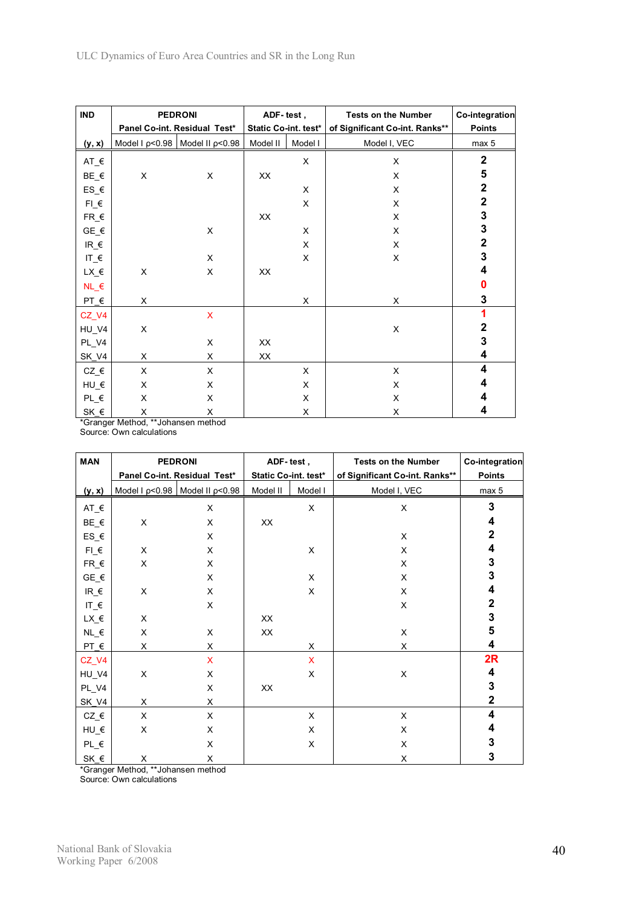| IND | PEDRONI Panel Co-int. Residual Test* | | ADF- test , Static Co-int. test* | | Tests on the Number of Significant Co-int. Ranks** | Co-integration Points |
|---|---|---|---|---|---|---|
| (y, x) | Model I p<0.98 | Model II p<0.98 | Model II | Model I | Model I, VEC | max 5 |
| AT_€ | | | | X | X | **2** |
| BE_€ | X | X | XX | | X | **5** |
| ES_€ | | | | X | X | **2** |
| FI_€ | | | | X | X | **2** |
| FR_€ | | | XX | | X | **3** |
| GE_€ | | X | | X | X | **3** |
| IR_€ | | | | X | X | **2** |
| IT_€ | | X | | X | X | **3** |
| LX_€ | X | X | XX | | | **4** |
| NL_€ | | | | | | **0** |
| PT_€ | X | | | X | X | **3** |
| CZ_V4 | | X | | | | **1** |
| HU_V4 | X | | | | X | **2** |
| PL_V4 | | X | XX | | | **3** |
| SK_V4 | X | X | XX | | | **4** |
| CZ_€ | X | X | | X | X | **4** |
| HU_€ | X | X | | X | X | **4** |
| PL_€ | X | X | | X | X | **4** |
| SK_€ | X | X | | X | X | **4** |

*Granger Method, **Johansen method
Source: Own calculations

| MAN | PEDRONI Panel Co-int. Residual Test* | | ADF- test , Static Co-int. test* | | Tests on the Number of Significant Co-int. Ranks** | Co-integration Points |
|---|---|---|---|---|---|---|
| (y, x) | Model I p<0.98 | Model II p<0.98 | Model II | Model I | Model I, VEC | max 5 |
| AT_€ | | X | | X | X | **3** |
| BE_€ | X | X | XX | | | **4** |
| ES_€ | | X | | | X | **2** |
| FI_€ | X | X | | X | X | **4** |
| FR_€ | X | X | | | X | **3** |
| GE_€ | | X | | X | X | **3** |
| IR_€ | X | X | | X | X | **4** |
| IT_€ | | X | | | X | **2** |
| LX_€ | X | | XX | | | **3** |
| NL_€ | X | X | XX | | X | **5** |
| PT_€ | X | X | | X | X | **4** |
| CZ_V4 | | X | | X | | **2R** |
| HU_V4 | X | X | | X | X | **4** |
| PL_V4 | | X | XX | | | **3** |
| SK_V4 | X | X | | | | **2** |
| CZ_€ | X | X | | X | X | **4** |
| HU_€ | X | X | | X | X | **4** |
| PL_€ | | X | | X | X | **3** |
| SK_€ | X | X | | | X | **3** |

*Granger Method, **Johansen method
Source: Own calculations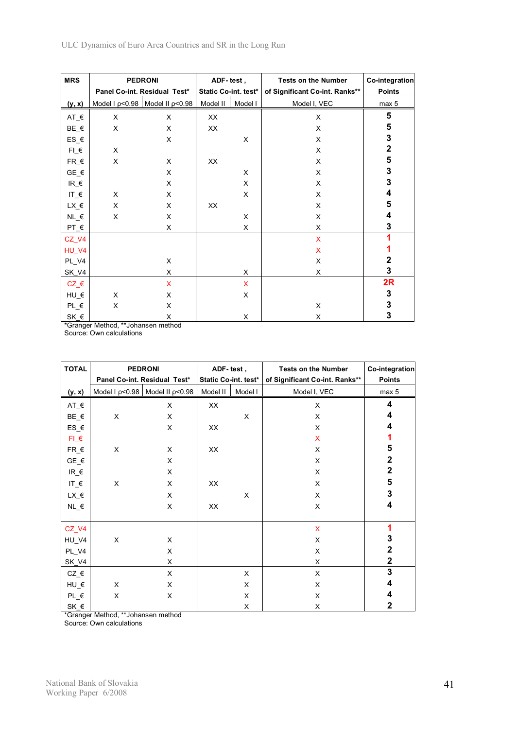| MRS | PEDRONI Panel Co-int. Residual Test* | | ADF- test , Static Co-int. test* | | Tests on the Number of Significant Co-int. Ranks** | Co-integration Points |
|---|---|---|---|---|---|---|
| (y, x) | Model I ρ<0.98 | Model II ρ<0.98 | Model II | Model I | Model I, VEC | max 5 |
| AT_€ | X | X | XX | | X | **5** |
| BE_€ | X | X | XX | | X | **5** |
| ES_€ | | X | | X | X | **3** |
| FI_€ | X | | | | X | **2** |
| FR_€ | X | X | XX | | X | **5** |
| GE_€ | | X | | X | X | **3** |
| IR_€ | | X | | X | X | **3** |
| IT_€ | X | X | | X | X | **4** |
| LX_€ | X | X | XX | | X | **5** |
| NL_€ | X | X | | X | X | **4** |
| PT_€ | | X | | X | X | **3** |
| CZ_V4 | | | | | X | **1** |
| HU_V4 | | | | | X | **1** |
| PL_V4 | | X | | | X | **2** |
| SK_V4 | | X | | X | X | **3** |
| CZ_€ | | X | | X | | **2R** |
| HU_€ | X | X | | X | | **3** |
| PL_€ | X | X | | | X | **3** |
| SK_€ | | X | | X | X | **3** |

*Granger Method, **Johansen method
Source: Own calculations

| TOTAL | PEDRONI Panel Co-int. Residual Test* | | ADF- test , Static Co-int. test* | | Tests on the Number of Significant Co-int. Ranks** | Co-integration Points |
|---|---|---|---|---|---|---|
| (y, x) | Model I ρ<0.98 | Model II ρ<0.98 | Model II | Model I | Model I, VEC | max 5 |
| AT_€ | | X | XX | | X | **4** |
| BE_€ | X | X | | X | X | **4** |
| ES_€ | | X | XX | | X | **4** |
| FI_€ | | | | | X | **1** |
| FR_€ | X | X | XX | | X | **5** |
| GE_€ | | X | | | X | **2** |
| IR_€ | | X | | | X | **2** |
| IT_€ | X | X | XX | | X | **5** |
| LX_€ | | X | | X | X | **3** |
| NL_€ | | X | XX | | X | **4** |
| CZ_V4 | | | | | X | **1** |
| HU_V4 | X | X | | | X | **3** |
| PL_V4 | | X | | | X | **2** |
| SK_V4 | | X | | | X | **2** |
| CZ_€ | | X | | X | X | **3** |
| HU_€ | X | X | | X | X | **4** |
| PL_€ | X | X | | X | X | **4** |
| SK_€ | | | | X | X | **2** |

*Granger Method, **Johansen method
Source: Own calculations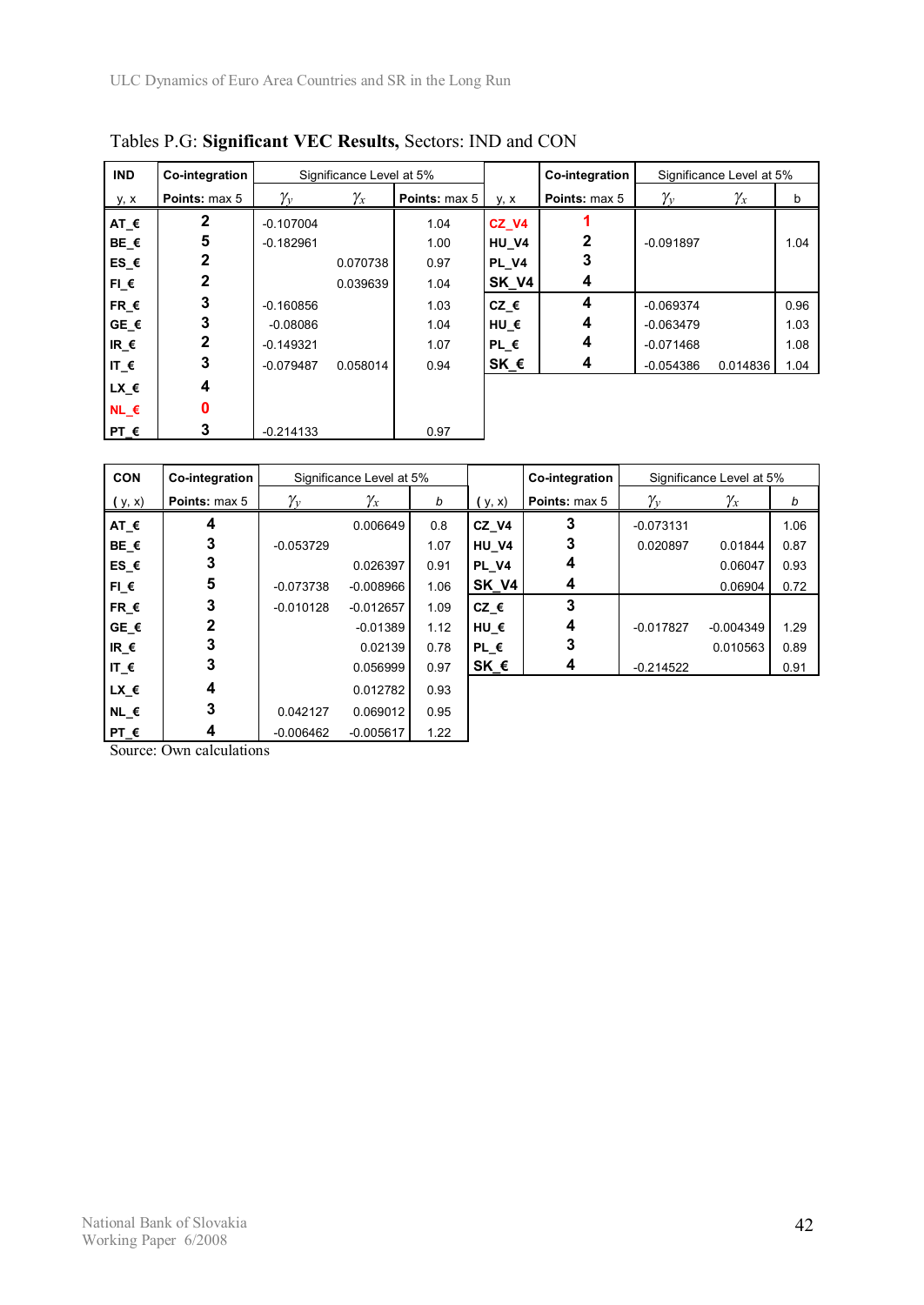Tables P.G: **Significant VEC Results,** Sectors: IND and CON

| IND | Co-integration | Significance Level at 5% | | | | Co-integration | Significance Level at 5% | | |
|---|---|---|---|---|---|---|---|---|---|
| y, x | Points: max 5 | $\gamma_y$ | $\gamma_x$ | Points: max 5 | y, x | Points: max 5 | $\gamma_y$ | $\gamma_x$ | b |
| AT_€ | 2 | -0.107004 | | 1.04 | CZ_V4 | 1 | | | |
| BE_€ | 5 | -0.182961 | | 1.00 | HU_V4 | 2 | -0.091897 | | 1.04 |
| ES_€ | 2 | | 0.070738 | 0.97 | PL_V4 | 3 | | | |
| FI_€ | 2 | | 0.039639 | 1.04 | SK_V4 | 4 | | | |
| FR_€ | 3 | -0.160856 | | 1.03 | CZ_€ | 4 | -0.069374 | | 0.96 |
| GE_€ | 3 | -0.08086 | | 1.04 | HU_€ | 4 | -0.063479 | | 1.03 |
| IR_€ | 2 | -0.149321 | | 1.07 | PL_€ | 4 | -0.071468 | | 1.08 |
| IT_€ | 3 | -0.079487 | 0.058014 | 0.94 | SK_€ | 4 | -0.054386 | 0.014836 | 1.04 |
| LX_€ | 4 | | | | | | | | |
| NL_€ | 0 | | | | | | | | |
| PT_€ | 3 | -0.214133 | | 0.97 | | | | | |

| CON | Co-integration | Significance Level at 5% | | | | Co-integration | Significance Level at 5% | | |
|---|---|---|---|---|---|---|---|---|---|
| ( y, x) | Points: max 5 | $\gamma_y$ | $\gamma_x$ | b | ( y, x) | Points: max 5 | $\gamma_y$ | $\gamma_x$ | b |
| AT_€ | 4 | | 0.006649 | 0.8 | CZ_V4 | 3 | -0.073131 | | 1.06 |
| BE_€ | 3 | -0.053729 | | 1.07 | HU_V4 | 3 | 0.020897 | 0.01844 | 0.87 |
| ES_€ | 3 | | 0.026397 | 0.91 | PL_V4 | 4 | | 0.06047 | 0.93 |
| FI_€ | 5 | -0.073738 | -0.008966 | 1.06 | SK_V4 | 4 | | 0.06904 | 0.72 |
| FR_€ | 3 | -0.010128 | -0.012657 | 1.09 | CZ_€ | 3 | | | |
| GE_€ | 2 | | -0.01389 | 1.12 | HU_€ | 4 | -0.017827 | -0.004349 | 1.29 |
| IR_€ | 3 | | 0.02139 | 0.78 | PL_€ | 3 | | 0.010563 | 0.89 |
| IT_€ | 3 | | 0.056999 | 0.97 | SK_€ | 4 | -0.214522 | | 0.91 |
| LX_€ | 4 | | 0.012782 | 0.93 | | | | | |
| NL_€ | 3 | 0.042127 | 0.069012 | 0.95 | | | | | |
| PT_€ | 4 | -0.006462 | -0.005617 | 1.22 | | | | | |

Source: Own calculations